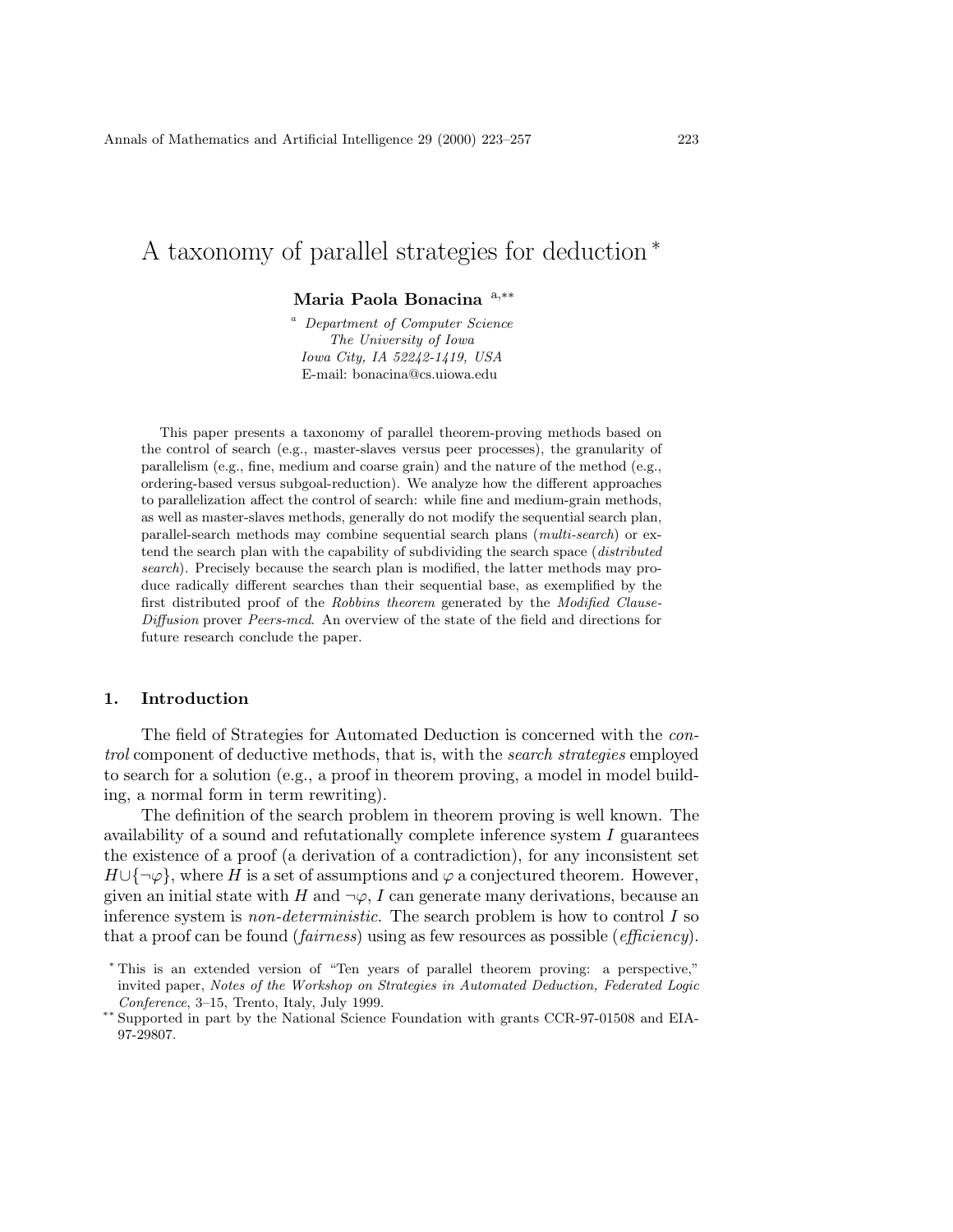# A taxonomy of parallel strategies for deduction [*]

**Maria Paola Bonacina** [a,**]

[a] *Department of Computer Science*
*The University of Iowa*
*Iowa City, IA 52242-1419, USA*
E-mail: bonacina@cs.uiowa.edu

This paper presents a taxonomy of parallel theorem-proving methods based on the control of search (e.g., master-slaves versus peer processes), the granularity of parallelism (e.g., fine, medium and coarse grain) and the nature of the method (e.g., ordering-based versus subgoal-reduction). We analyze how the different approaches to parallelization affect the control of search: while fine and medium-grain methods, as well as master-slaves methods, generally do not modify the sequential search plan, parallel-search methods may combine sequential search plans (*multi-search*) or extend the search plan with the capability of subdividing the search space (*distributed search*). Precisely because the search plan is modified, the latter methods may produce radically different searches than their sequential base, as exemplified by the first distributed proof of the *Robbins theorem* generated by the *Modified Clause-Diffusion* prover *Peers-mcd*. An overview of the state of the field and directions for future research conclude the paper.

## 1. Introduction

The field of Strategies for Automated Deduction is concerned with the *control* component of deductive methods, that is, with the *search strategies* employed to search for a solution (e.g., a proof in theorem proving, a model in model building, a normal form in term rewriting).

The definition of the search problem in theorem proving is well known. The availability of a sound and refutationally complete inference system $I$ guarantees the existence of a proof (a derivation of a contradiction), for any inconsistent set $H \cup \{\neg\varphi\}$, where $H$ is a set of assumptions and $\varphi$ a conjectured theorem. However, given an initial state with $H$ and $\neg\varphi$, $I$ can generate many derivations, because an inference system is *non-deterministic*. The search problem is how to control $I$ so that a proof can be found (*fairness*) using as few resources as possible (*efficiency*).

[*] This is an extended version of "Ten years of parallel theorem proving: a perspective," invited paper, *Notes of the Workshop on Strategies in Automated Deduction, Federated Logic Conference*, 3–15, Trento, Italy, July 1999.

[**] Supported in part by the National Science Foundation with grants CCR-97-01508 and EIA-97-29807.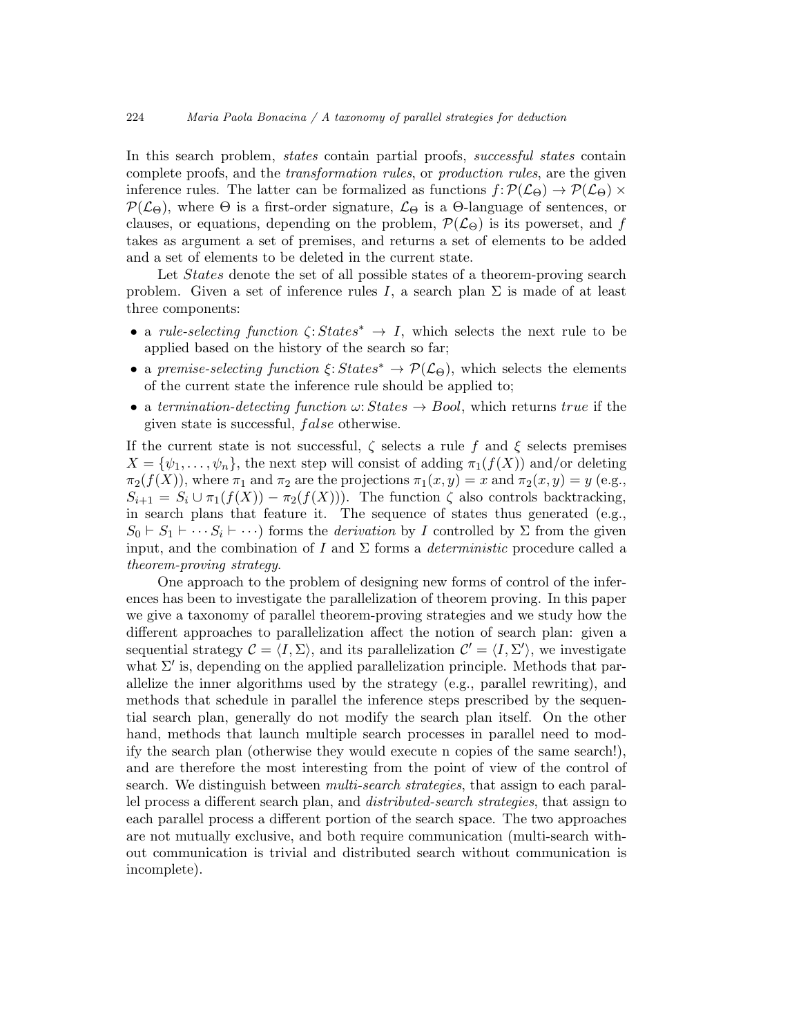In this search problem, *states* contain partial proofs, *successful states* contain complete proofs, and the *transformation rules*, or *production rules*, are the given inference rules. The latter can be formalized as functions $f\colon \mathcal{P}(\mathcal{L}_\Theta) \to \mathcal{P}(\mathcal{L}_\Theta) \times \mathcal{P}(\mathcal{L}_\Theta)$, where $\Theta$ is a first-order signature, $\mathcal{L}_\Theta$ is a $\Theta$-language of sentences, or clauses, or equations, depending on the problem, $\mathcal{P}(\mathcal{L}_\Theta)$ is its powerset, and $f$ takes as argument a set of premises, and returns a set of elements to be added and a set of elements to be deleted in the current state.

Let *States* denote the set of all possible states of a theorem-proving search problem. Given a set of inference rules $I$, a search plan $\Sigma$ is made of at least three components:

- a *rule-selecting function* $\zeta\colon States^* \to I$, which selects the next rule to be applied based on the history of the search so far;
- a *premise-selecting function* $\xi\colon States^* \to \mathcal{P}(\mathcal{L}_\Theta)$, which selects the elements of the current state the inference rule should be applied to;
- a *termination-detecting function* $\omega\colon States \to Bool$, which returns $true$ if the given state is successful, $false$ otherwise.

If the current state is not successful, $\zeta$ selects a rule $f$ and $\xi$ selects premises $X = \{\psi_1, \ldots, \psi_n\}$, the next step will consist of adding $\pi_1(f(X))$ and/or deleting $\pi_2(f(X))$, where $\pi_1$ and $\pi_2$ are the projections $\pi_1(x, y) = x$ and $\pi_2(x, y) = y$ (e.g., $S_{i+1} = S_i \cup \pi_1(f(X)) - \pi_2(f(X))$). The function $\zeta$ also controls backtracking, in search plans that feature it. The sequence of states thus generated (e.g., $S_0 \vdash S_1 \vdash \cdots S_i \vdash \cdots$) forms the *derivation* by $I$ controlled by $\Sigma$ from the given input, and the combination of $I$ and $\Sigma$ forms a *deterministic* procedure called a *theorem-proving strategy*.

One approach to the problem of designing new forms of control of the inferences has been to investigate the parallelization of theorem proving. In this paper we give a taxonomy of parallel theorem-proving strategies and we study how the different approaches to parallelization affect the notion of search plan: given a sequential strategy $\mathcal{C} = \langle I, \Sigma \rangle$, and its parallelization $\mathcal{C}' = \langle I, \Sigma' \rangle$, we investigate what $\Sigma'$ is, depending on the applied parallelization principle. Methods that parallelize the inner algorithms used by the strategy (e.g., parallel rewriting), and methods that schedule in parallel the inference steps prescribed by the sequential search plan, generally do not modify the search plan itself. On the other hand, methods that launch multiple search processes in parallel need to modify the search plan (otherwise they would execute n copies of the same search!), and are therefore the most interesting from the point of view of the control of search. We distinguish between *multi-search strategies*, that assign to each parallel process a different search plan, and *distributed-search strategies*, that assign to each parallel process a different portion of the search space. The two approaches are not mutually exclusive, and both require communication (multi-search without communication is trivial and distributed search without communication is incomplete).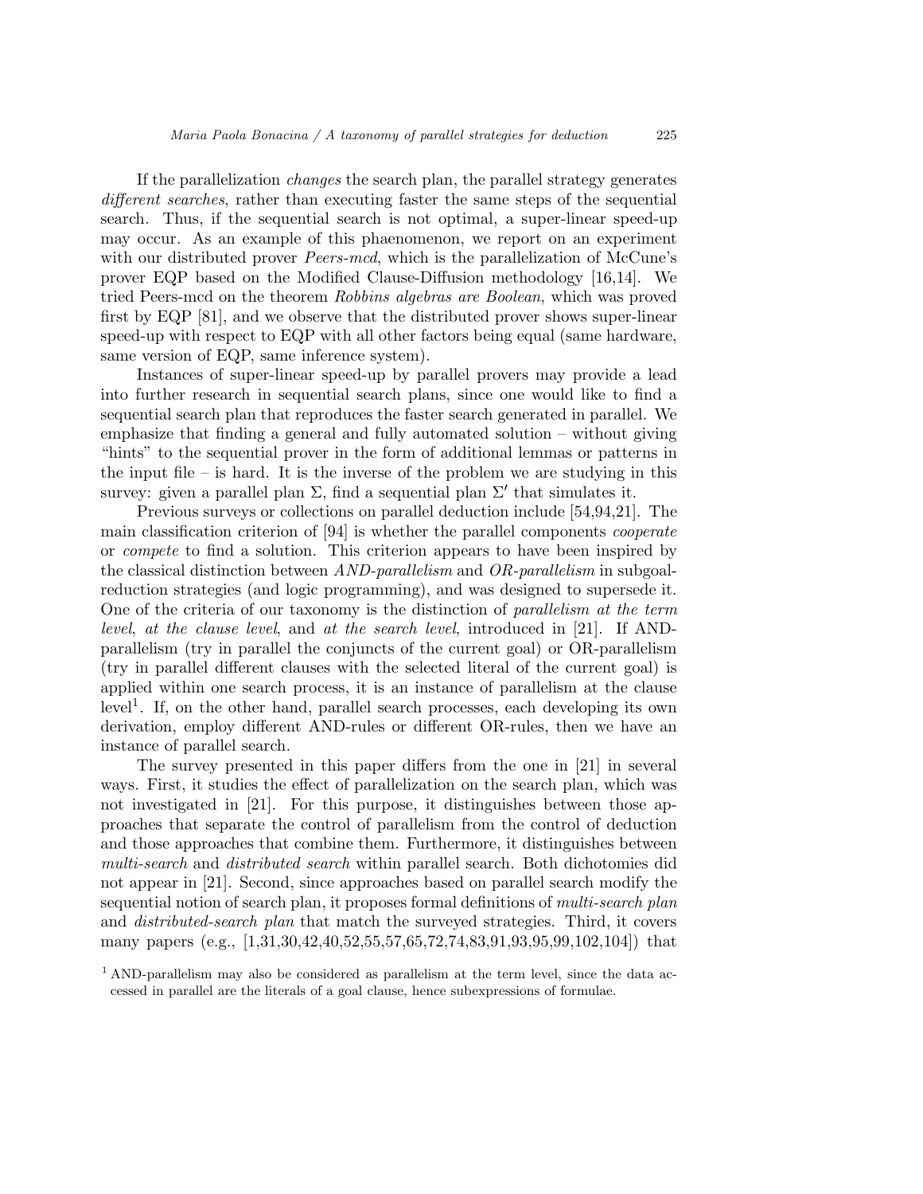If the parallelization *changes* the search plan, the parallel strategy generates *different searches*, rather than executing faster the same steps of the sequential search. Thus, if the sequential search is not optimal, a super-linear speed-up may occur. As an example of this phaenomenon, we report on an experiment with our distributed prover *Peers-mcd*, which is the parallelization of McCune's prover EQP based on the Modified Clause-Diffusion methodology [16,14]. We tried Peers-mcd on the theorem *Robbins algebras are Boolean*, which was proved first by EQP [81], and we observe that the distributed prover shows super-linear speed-up with respect to EQP with all other factors being equal (same hardware, same version of EQP, same inference system).

Instances of super-linear speed-up by parallel provers may provide a lead into further research in sequential search plans, since one would like to find a sequential search plan that reproduces the faster search generated in parallel. We emphasize that finding a general and fully automated solution – without giving "hints" to the sequential prover in the form of additional lemmas or patterns in the input file – is hard. It is the inverse of the problem we are studying in this survey: given a parallel plan $\Sigma$, find a sequential plan $\Sigma'$ that simulates it.

Previous surveys or collections on parallel deduction include [54,94,21]. The main classification criterion of [94] is whether the parallel components *cooperate* or *compete* to find a solution. This criterion appears to have been inspired by the classical distinction between *AND-parallelism* and *OR-parallelism* in subgoal-reduction strategies (and logic programming), and was designed to supersede it. One of the criteria of our taxonomy is the distinction of *parallelism at the term level*, *at the clause level*, and *at the search level*, introduced in [21]. If AND-parallelism (try in parallel the conjuncts of the current goal) or OR-parallelism (try in parallel different clauses with the selected literal of the current goal) is applied within one search process, it is an instance of parallelism at the clause level[1]. If, on the other hand, parallel search processes, each developing its own derivation, employ different AND-rules or different OR-rules, then we have an instance of parallel search.

The survey presented in this paper differs from the one in [21] in several ways. First, it studies the effect of parallelization on the search plan, which was not investigated in [21]. For this purpose, it distinguishes between those approaches that separate the control of parallelism from the control of deduction and those approaches that combine them. Furthermore, it distinguishes between *multi-search* and *distributed search* within parallel search. Both dichotomies did not appear in [21]. Second, since approaches based on parallel search modify the sequential notion of search plan, it proposes formal definitions of *multi-search plan* and *distributed-search plan* that match the surveyed strategies. Third, it covers many papers (e.g., [1,31,30,42,40,52,55,57,65,72,74,83,91,93,95,99,102,104]) that

[1] AND-parallelism may also be considered as parallelism at the term level, since the data accessed in parallel are the literals of a goal clause, hence subexpressions of formulae.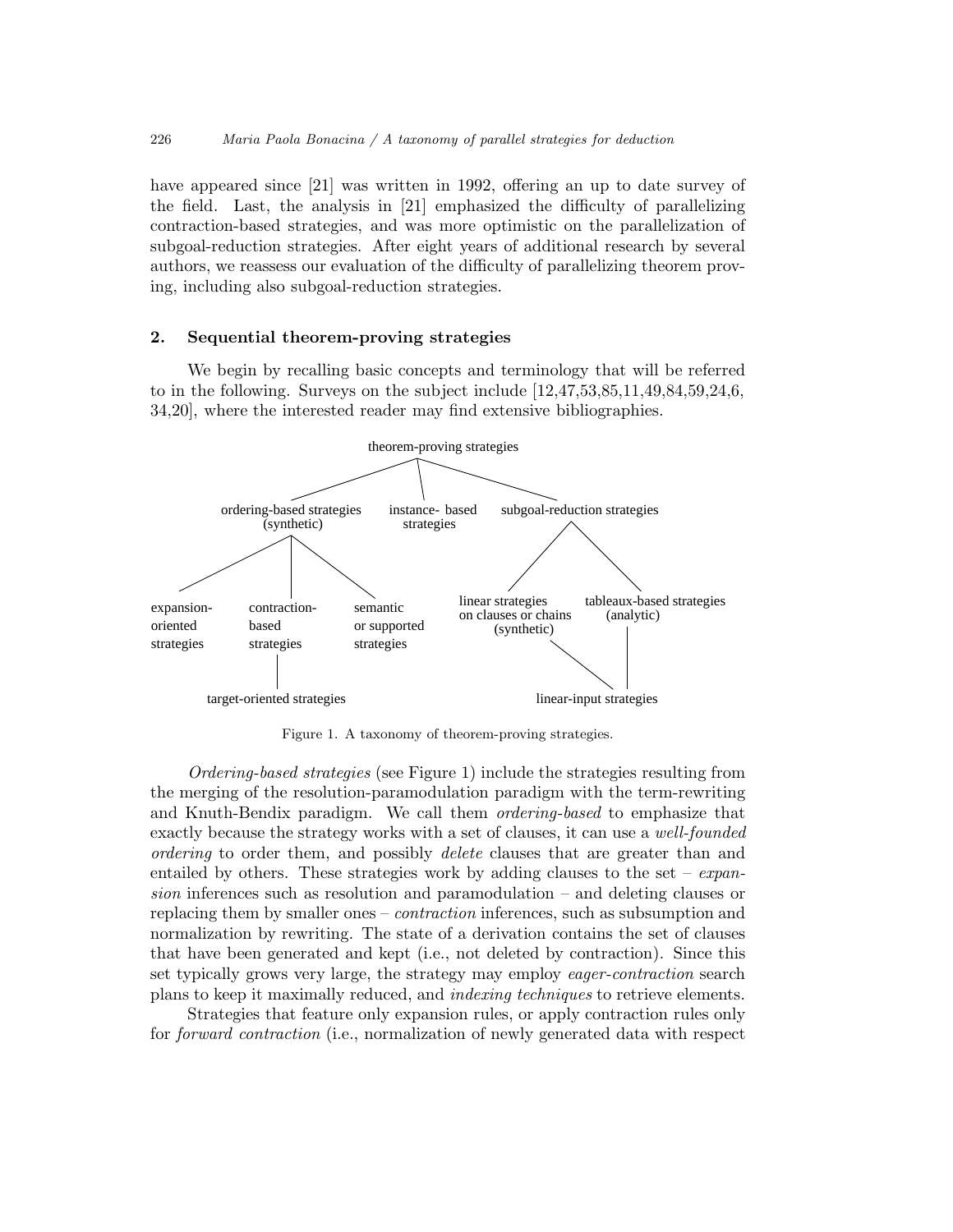have appeared since [21] was written in 1992, offering an up to date survey of the field. Last, the analysis in [21] emphasized the difficulty of parallelizing contraction-based strategies, and was more optimistic on the parallelization of subgoal-reduction strategies. After eight years of additional research by several authors, we reassess our evaluation of the difficulty of parallelizing theorem proving, including also subgoal-reduction strategies.

## 2. Sequential theorem-proving strategies

We begin by recalling basic concepts and terminology that will be referred to in the following. Surveys on the subject include [12,47,53,85,11,49,84,59,24,6, 34,20], where the interested reader may find extensive bibliographies.

theorem-proving strategies

ordering-based strategies (synthetic)

instance- based strategies

subgoal-reduction strategies

expansion-oriented strategies

contraction-based strategies

semantic or supported strategies

linear strategies on clauses or chains (synthetic)

tableaux-based strategies (analytic)

target-oriented strategies

linear-input strategies

Figure 1. A taxonomy of theorem-proving strategies.

*Ordering-based strategies* (see Figure 1) include the strategies resulting from the merging of the resolution-paramodulation paradigm with the term-rewriting and Knuth-Bendix paradigm. We call them *ordering-based* to emphasize that exactly because the strategy works with a set of clauses, it can use a *well-founded ordering* to order them, and possibly *delete* clauses that are greater than and entailed by others. These strategies work by adding clauses to the set – *expansion* inferences such as resolution and paramodulation – and deleting clauses or replacing them by smaller ones – *contraction* inferences, such as subsumption and normalization by rewriting. The state of a derivation contains the set of clauses that have been generated and kept (i.e., not deleted by contraction). Since this set typically grows very large, the strategy may employ *eager-contraction* search plans to keep it maximally reduced, and *indexing techniques* to retrieve elements.

Strategies that feature only expansion rules, or apply contraction rules only for *forward contraction* (i.e., normalization of newly generated data with respect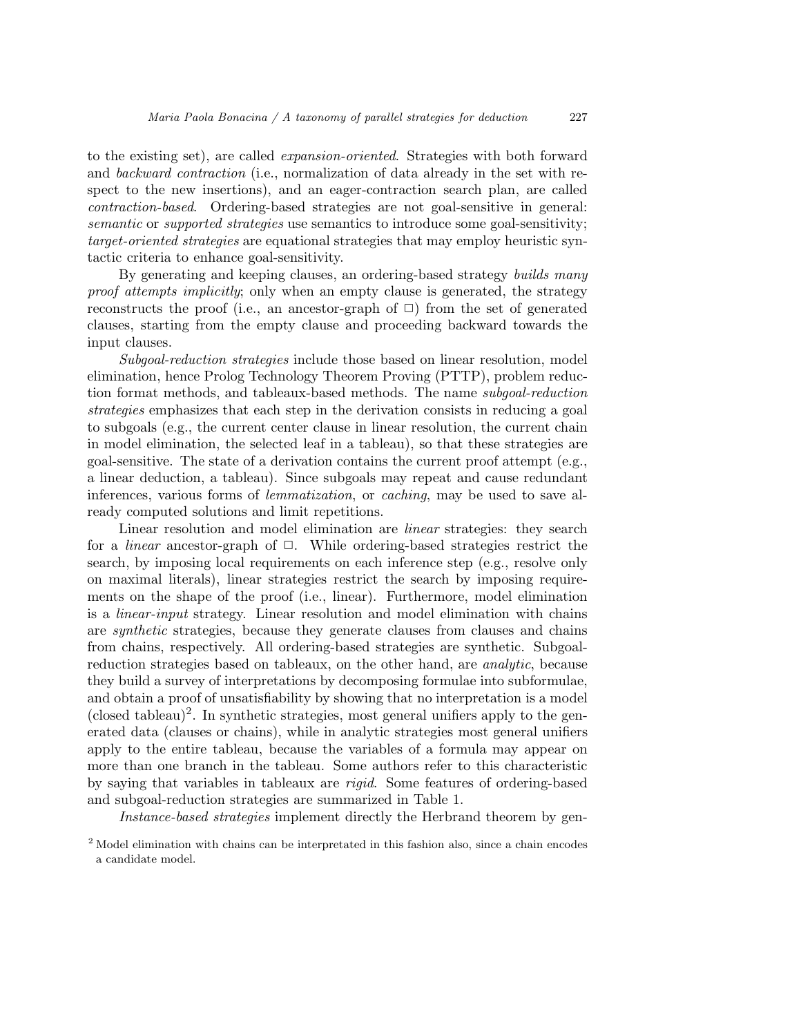to the existing set), are called *expansion-oriented*. Strategies with both forward and *backward contraction* (i.e., normalization of data already in the set with respect to the new insertions), and an eager-contraction search plan, are called *contraction-based*. Ordering-based strategies are not goal-sensitive in general: *semantic* or *supported strategies* use semantics to introduce some goal-sensitivity; *target-oriented strategies* are equational strategies that may employ heuristic syntactic criteria to enhance goal-sensitivity.

By generating and keeping clauses, an ordering-based strategy *builds many proof attempts implicitly*; only when an empty clause is generated, the strategy reconstructs the proof (i.e., an ancestor-graph of $\Box$) from the set of generated clauses, starting from the empty clause and proceeding backward towards the input clauses.

*Subgoal-reduction strategies* include those based on linear resolution, model elimination, hence Prolog Technology Theorem Proving (PTTP), problem reduction format methods, and tableaux-based methods. The name *subgoal-reduction strategies* emphasizes that each step in the derivation consists in reducing a goal to subgoals (e.g., the current center clause in linear resolution, the current chain in model elimination, the selected leaf in a tableau), so that these strategies are goal-sensitive. The state of a derivation contains the current proof attempt (e.g., a linear deduction, a tableau). Since subgoals may repeat and cause redundant inferences, various forms of *lemmatization*, or *caching*, may be used to save already computed solutions and limit repetitions.

Linear resolution and model elimination are *linear* strategies: they search for a *linear* ancestor-graph of $\Box$. While ordering-based strategies restrict the search, by imposing local requirements on each inference step (e.g., resolve only on maximal literals), linear strategies restrict the search by imposing requirements on the shape of the proof (i.e., linear). Furthermore, model elimination is a *linear-input* strategy. Linear resolution and model elimination with chains are *synthetic* strategies, because they generate clauses from clauses and chains from chains, respectively. All ordering-based strategies are synthetic. Subgoal-reduction strategies based on tableaux, on the other hand, are *analytic*, because they build a survey of interpretations by decomposing formulae into subformulae, and obtain a proof of unsatisfiability by showing that no interpretation is a model (closed tableau)[2]. In synthetic strategies, most general unifiers apply to the generated data (clauses or chains), while in analytic strategies most general unifiers apply to the entire tableau, because the variables of a formula may appear on more than one branch in the tableau. Some authors refer to this characteristic by saying that variables in tableaux are *rigid*. Some features of ordering-based and subgoal-reduction strategies are summarized in Table 1.

*Instance-based strategies* implement directly the Herbrand theorem by gen-

[2] Model elimination with chains can be interpretated in this fashion also, since a chain encodes a candidate model.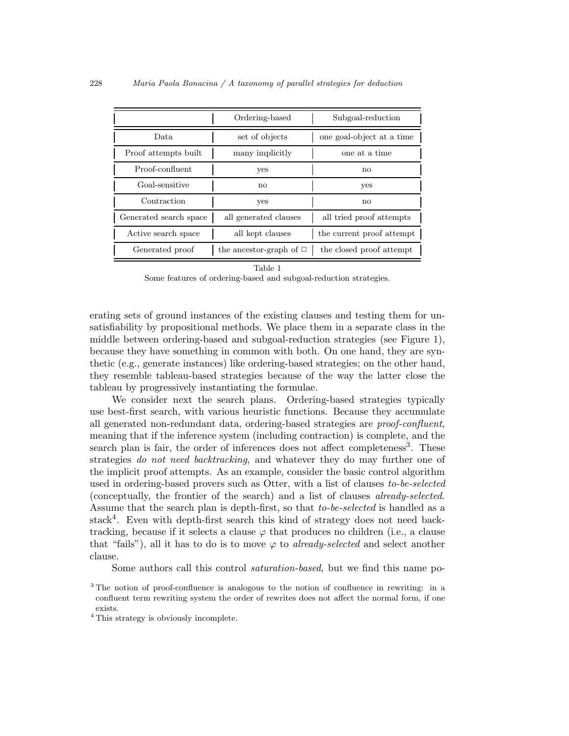| | Ordering-based | Subgoal-reduction |
|---|---|---|
| Data | set of objects | one goal-object at a time |
| Proof attempts built | many implicitly | one at a time |
| Proof-confluent | yes | no |
| Goal-sensitive | no | yes |
| Contraction | yes | no |
| Generated search space | all generated clauses | all tried proof attempts |
| Active search space | all kept clauses | the current proof attempt |
| Generated proof | the ancestor-graph of $\Box$ | the closed proof attempt |

Table 1

Some features of ordering-based and subgoal-reduction strategies.

erating sets of ground instances of the existing clauses and testing them for unsatisfiability by propositional methods. We place them in a separate class in the middle between ordering-based and subgoal-reduction strategies (see Figure 1), because they have something in common with both. On one hand, they are synthetic (e.g., generate instances) like ordering-based strategies; on the other hand, they resemble tableau-based strategies because of the way the latter close the tableau by progressively instantiating the formulae.

We consider next the search plans. Ordering-based strategies typically use best-first search, with various heuristic functions. Because they accumulate all generated non-redundant data, ordering-based strategies are *proof-confluent*, meaning that if the inference system (including contraction) is complete, and the search plan is fair, the order of inferences does not affect completeness[3]. These strategies *do not need backtracking*, and whatever they do may further one of the implicit proof attempts. As an example, consider the basic control algorithm used in ordering-based provers such as Otter, with a list of clauses *to-be-selected* (conceptually, the frontier of the search) and a list of clauses *already-selected*. Assume that the search plan is depth-first, so that *to-be-selected* is handled as a stack[4]. Even with depth-first search this kind of strategy does not need backtracking, because if it selects a clause $\varphi$ that produces no children (i.e., a clause that "fails"), all it has to do is to move $\varphi$ to *already-selected* and select another clause.

Some authors call this control *saturation-based*, but we find this name po-

[3] The notion of proof-confluence is analogous to the notion of confluence in rewriting: in a confluent term rewriting system the order of rewrites does not affect the normal form, if one exists.

[4] This strategy is obviously incomplete.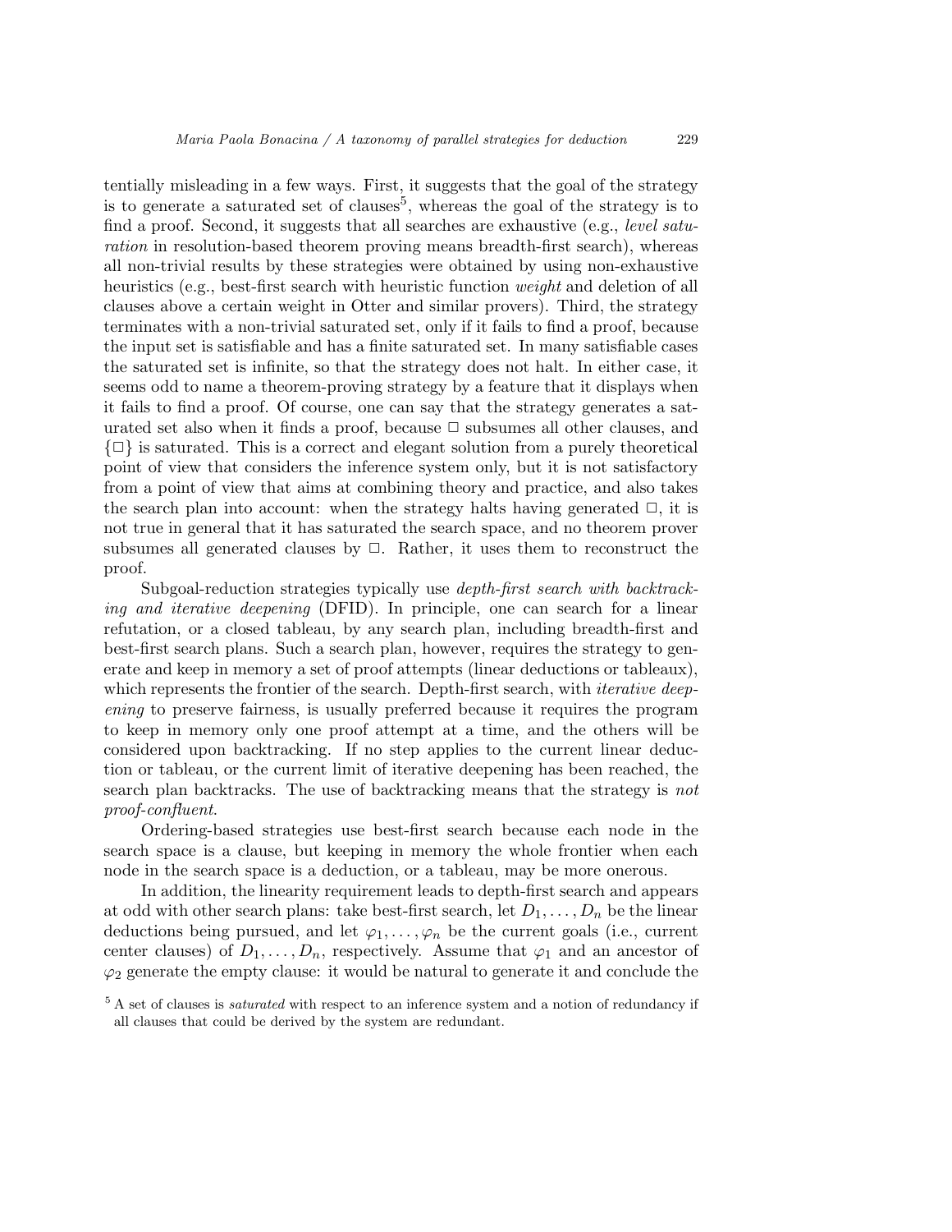tentially misleading in a few ways. First, it suggests that the goal of the strategy is to generate a saturated set of clauses[5], whereas the goal of the strategy is to find a proof. Second, it suggests that all searches are exhaustive (e.g., *level saturation* in resolution-based theorem proving means breadth-first search), whereas all non-trivial results by these strategies were obtained by using non-exhaustive heuristics (e.g., best-first search with heuristic function *weight* and deletion of all clauses above a certain weight in Otter and similar provers). Third, the strategy terminates with a non-trivial saturated set, only if it fails to find a proof, because the input set is satisfiable and has a finite saturated set. In many satisfiable cases the saturated set is infinite, so that the strategy does not halt. In either case, it seems odd to name a theorem-proving strategy by a feature that it displays when it fails to find a proof. Of course, one can say that the strategy generates a saturated set also when it finds a proof, because $\Box$ subsumes all other clauses, and $\{\Box\}$ is saturated. This is a correct and elegant solution from a purely theoretical point of view that considers the inference system only, but it is not satisfactory from a point of view that aims at combining theory and practice, and also takes the search plan into account: when the strategy halts having generated $\Box$, it is not true in general that it has saturated the search space, and no theorem prover subsumes all generated clauses by $\Box$. Rather, it uses them to reconstruct the proof.

Subgoal-reduction strategies typically use *depth-first search with backtracking and iterative deepening* (DFID). In principle, one can search for a linear refutation, or a closed tableau, by any search plan, including breadth-first and best-first search plans. Such a search plan, however, requires the strategy to generate and keep in memory a set of proof attempts (linear deductions or tableaux), which represents the frontier of the search. Depth-first search, with *iterative deepening* to preserve fairness, is usually preferred because it requires the program to keep in memory only one proof attempt at a time, and the others will be considered upon backtracking. If no step applies to the current linear deduction or tableau, or the current limit of iterative deepening has been reached, the search plan backtracks. The use of backtracking means that the strategy is *not proof-confluent*.

Ordering-based strategies use best-first search because each node in the search space is a clause, but keeping in memory the whole frontier when each node in the search space is a deduction, or a tableau, may be more onerous.

In addition, the linearity requirement leads to depth-first search and appears at odd with other search plans: take best-first search, let $D_1, \ldots, D_n$ be the linear deductions being pursued, and let $\varphi_1, \ldots, \varphi_n$ be the current goals (i.e., current center clauses) of $D_1, \ldots, D_n$, respectively. Assume that $\varphi_1$ and an ancestor of $\varphi_2$ generate the empty clause: it would be natural to generate it and conclude the

[5] A set of clauses is *saturated* with respect to an inference system and a notion of redundancy if all clauses that could be derived by the system are redundant.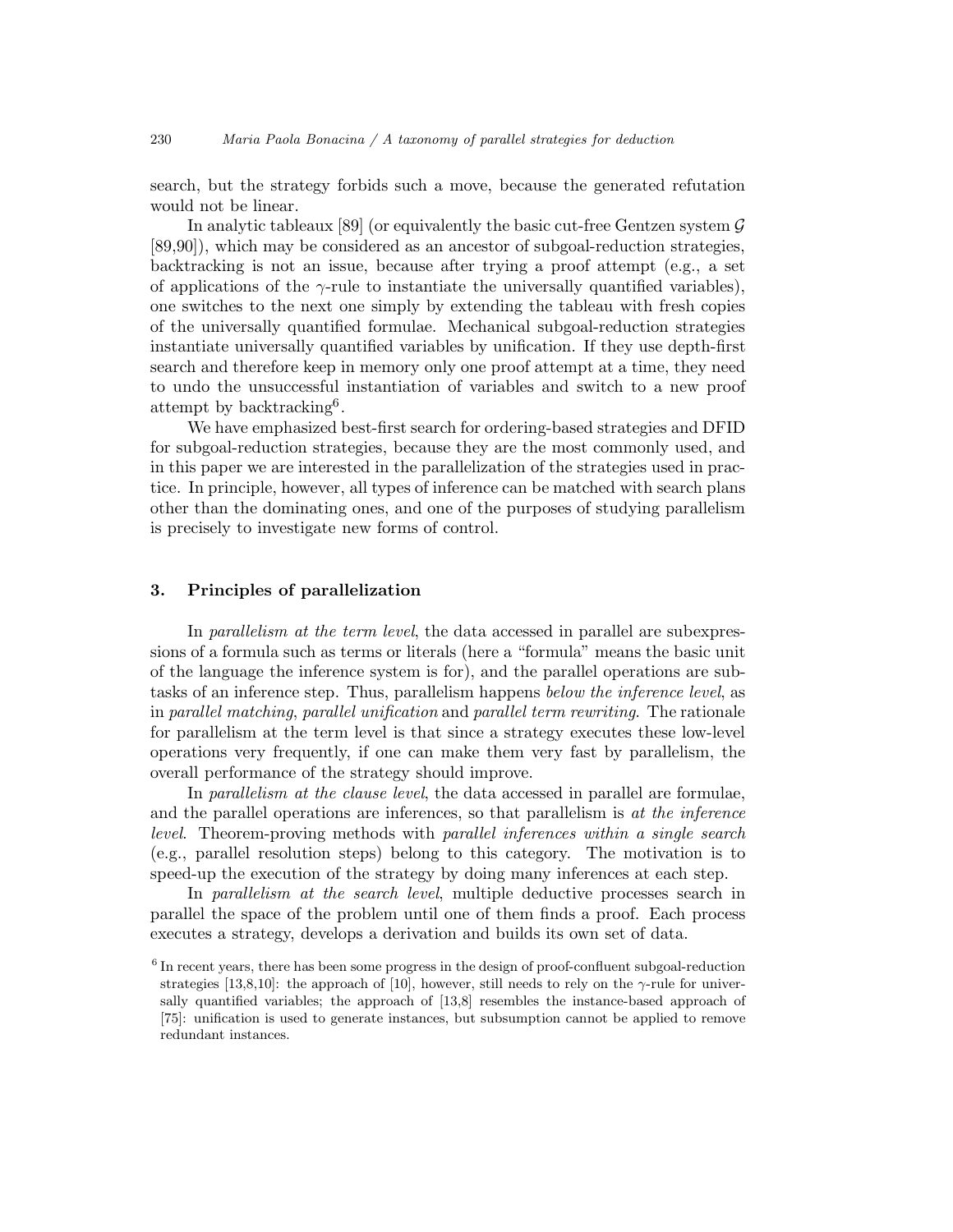search, but the strategy forbids such a move, because the generated refutation would not be linear.

In analytic tableaux [89] (or equivalently the basic cut-free Gentzen system $\mathcal{G}$ [89,90]), which may be considered as an ancestor of subgoal-reduction strategies, backtracking is not an issue, because after trying a proof attempt (e.g., a set of applications of the $\gamma$-rule to instantiate the universally quantified variables), one switches to the next one simply by extending the tableau with fresh copies of the universally quantified formulae. Mechanical subgoal-reduction strategies instantiate universally quantified variables by unification. If they use depth-first search and therefore keep in memory only one proof attempt at a time, they need to undo the unsuccessful instantiation of variables and switch to a new proof attempt by backtracking[6].

We have emphasized best-first search for ordering-based strategies and DFID for subgoal-reduction strategies, because they are the most commonly used, and in this paper we are interested in the parallelization of the strategies used in practice. In principle, however, all types of inference can be matched with search plans other than the dominating ones, and one of the purposes of studying parallelism is precisely to investigate new forms of control.

## 3. Principles of parallelization

In *parallelism at the term level*, the data accessed in parallel are subexpressions of a formula such as terms or literals (here a "formula" means the basic unit of the language the inference system is for), and the parallel operations are subtasks of an inference step. Thus, parallelism happens *below the inference level*, as in *parallel matching*, *parallel unification* and *parallel term rewriting*. The rationale for parallelism at the term level is that since a strategy executes these low-level operations very frequently, if one can make them very fast by parallelism, the overall performance of the strategy should improve.

In *parallelism at the clause level*, the data accessed in parallel are formulae, and the parallel operations are inferences, so that parallelism is *at the inference level*. Theorem-proving methods with *parallel inferences within a single search* (e.g., parallel resolution steps) belong to this category. The motivation is to speed-up the execution of the strategy by doing many inferences at each step.

In *parallelism at the search level*, multiple deductive processes search in parallel the space of the problem until one of them finds a proof. Each process executes a strategy, develops a derivation and builds its own set of data.

[6] In recent years, there has been some progress in the design of proof-confluent subgoal-reduction strategies [13,8,10]: the approach of [10], however, still needs to rely on the $\gamma$-rule for universally quantified variables; the approach of [13,8] resembles the instance-based approach of [75]: unification is used to generate instances, but subsumption cannot be applied to remove redundant instances.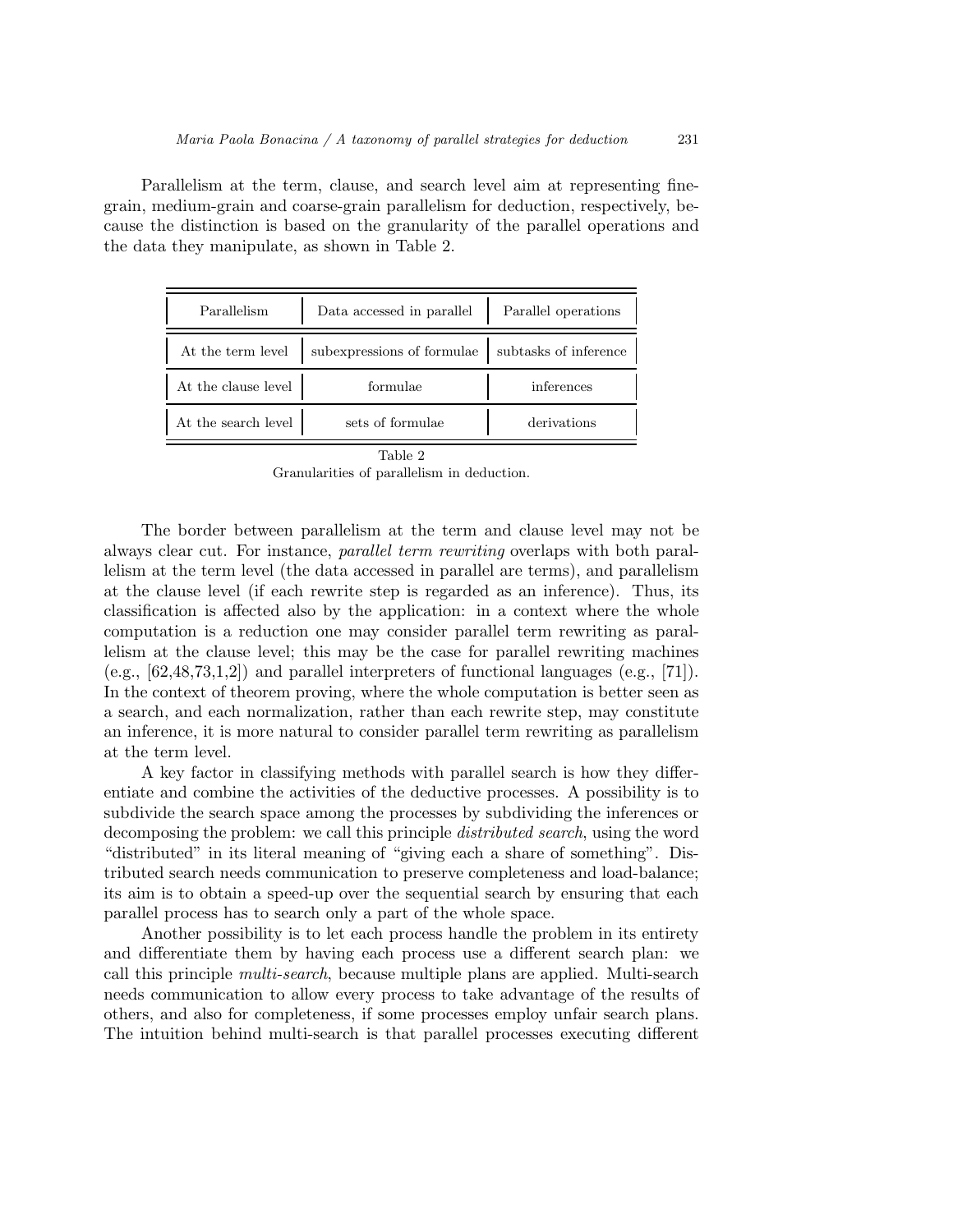Parallelism at the term, clause, and search level aim at representing fine-grain, medium-grain and coarse-grain parallelism for deduction, respectively, because the distinction is based on the granularity of the parallel operations and the data they manipulate, as shown in Table 2.

| Parallelism | Data accessed in parallel | Parallel operations |
|---|---|---|
| At the term level | subexpressions of formulae | subtasks of inference |
| At the clause level | formulae | inferences |
| At the search level | sets of formulae | derivations |

Table 2
Granularities of parallelism in deduction.

The border between parallelism at the term and clause level may not be always clear cut. For instance, *parallel term rewriting* overlaps with both parallelism at the term level (the data accessed in parallel are terms), and parallelism at the clause level (if each rewrite step is regarded as an inference). Thus, its classification is affected also by the application: in a context where the whole computation is a reduction one may consider parallel term rewriting as parallelism at the clause level; this may be the case for parallel rewriting machines (e.g., [62,48,73,1,2]) and parallel interpreters of functional languages (e.g., [71]). In the context of theorem proving, where the whole computation is better seen as a search, and each normalization, rather than each rewrite step, may constitute an inference, it is more natural to consider parallel term rewriting as parallelism at the term level.

A key factor in classifying methods with parallel search is how they differentiate and combine the activities of the deductive processes. A possibility is to subdivide the search space among the processes by subdividing the inferences or decomposing the problem: we call this principle *distributed search*, using the word "distributed" in its literal meaning of "giving each a share of something". Distributed search needs communication to preserve completeness and load-balance; its aim is to obtain a speed-up over the sequential search by ensuring that each parallel process has to search only a part of the whole space.

Another possibility is to let each process handle the problem in its entirety and differentiate them by having each process use a different search plan: we call this principle *multi-search*, because multiple plans are applied. Multi-search needs communication to allow every process to take advantage of the results of others, and also for completeness, if some processes employ unfair search plans. The intuition behind multi-search is that parallel processes executing different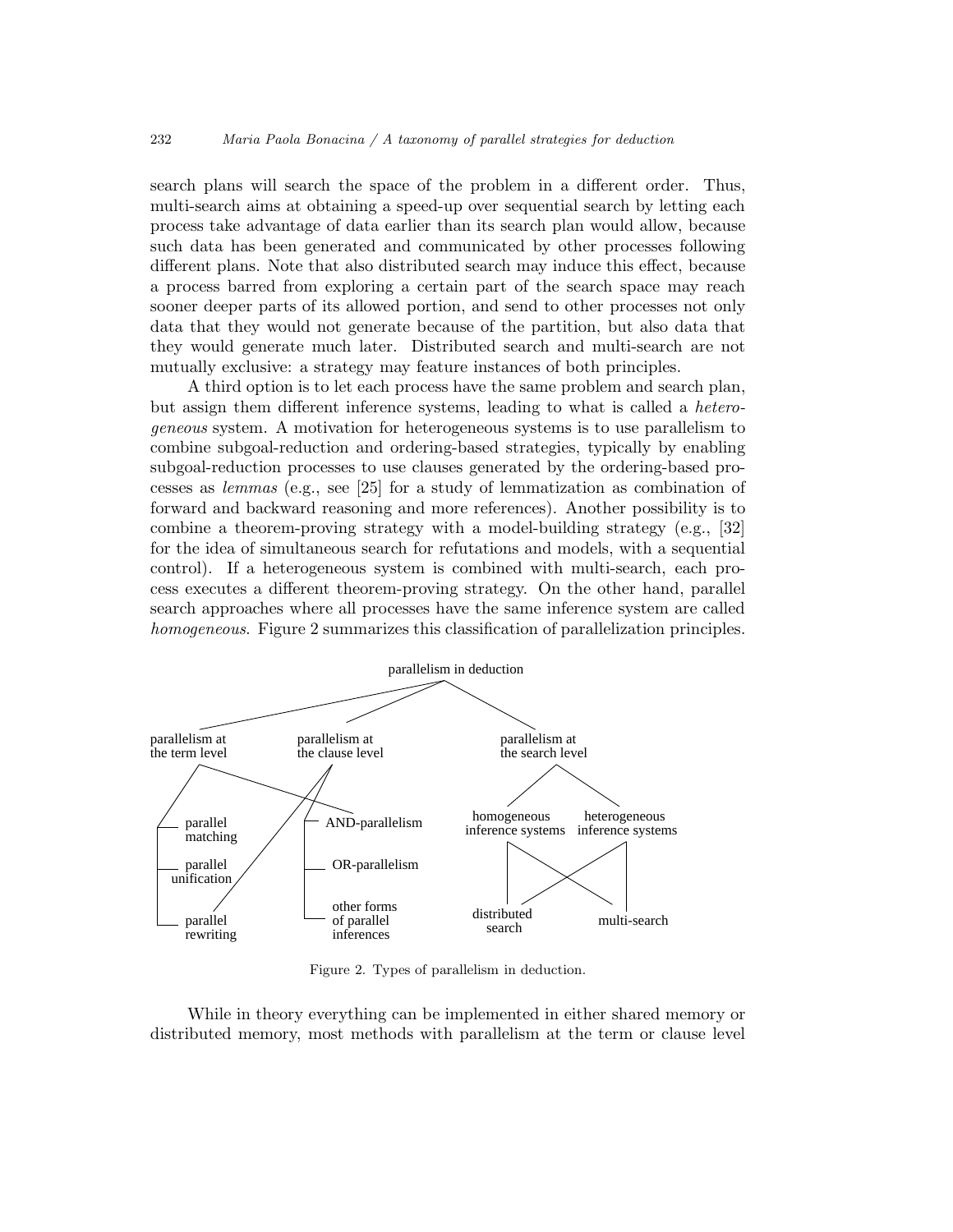search plans will search the space of the problem in a different order. Thus, multi-search aims at obtaining a speed-up over sequential search by letting each process take advantage of data earlier than its search plan would allow, because such data has been generated and communicated by other processes following different plans. Note that also distributed search may induce this effect, because a process barred from exploring a certain part of the search space may reach sooner deeper parts of its allowed portion, and send to other processes not only data that they would not generate because of the partition, but also data that they would generate much later. Distributed search and multi-search are not mutually exclusive: a strategy may feature instances of both principles.

A third option is to let each process have the same problem and search plan, but assign them different inference systems, leading to what is called a *heterogeneous* system. A motivation for heterogeneous systems is to use parallelism to combine subgoal-reduction and ordering-based strategies, typically by enabling subgoal-reduction processes to use clauses generated by the ordering-based processes as *lemmas* (e.g., see [25] for a study of lemmatization as combination of forward and backward reasoning and more references). Another possibility is to combine a theorem-proving strategy with a model-building strategy (e.g., [32] for the idea of simultaneous search for refutations and models, with a sequential control). If a heterogeneous system is combined with multi-search, each process executes a different theorem-proving strategy. On the other hand, parallel search approaches where all processes have the same inference system are called *homogeneous*. Figure 2 summarizes this classification of parallelization principles.

parallelism in deduction

parallelism at the term level

parallelism at the clause level

parallelism at the search level

parallel matching

parallel unification

parallel rewriting

AND-parallelism

OR-parallelism

other forms of parallel inferences

homogeneous inference systems

heterogeneous inference systems

distributed search

multi-search

Figure 2. Types of parallelism in deduction.

While in theory everything can be implemented in either shared memory or distributed memory, most methods with parallelism at the term or clause level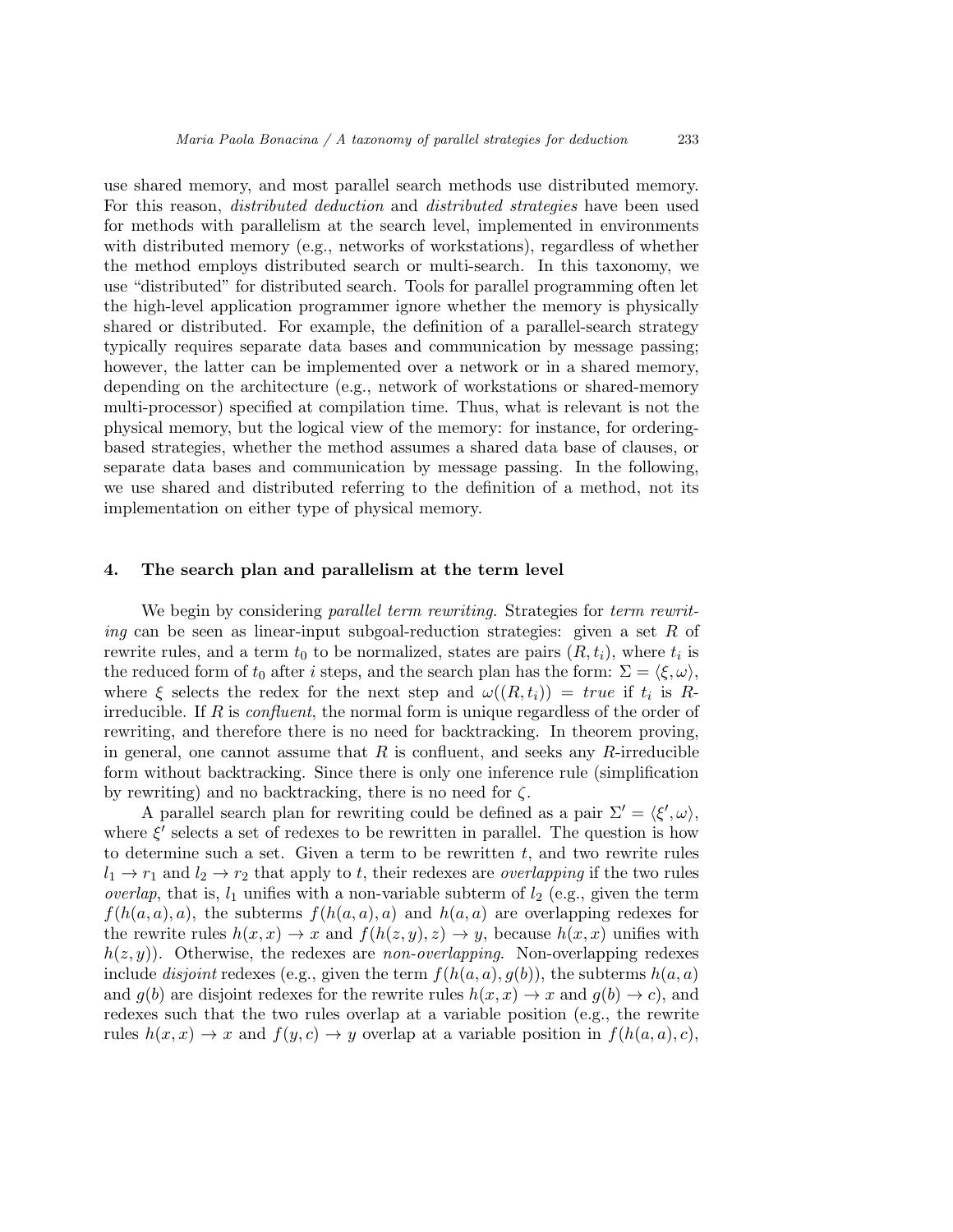use shared memory, and most parallel search methods use distributed memory. For this reason, *distributed deduction* and *distributed strategies* have been used for methods with parallelism at the search level, implemented in environments with distributed memory (e.g., networks of workstations), regardless of whether the method employs distributed search or multi-search. In this taxonomy, we use "distributed" for distributed search. Tools for parallel programming often let the high-level application programmer ignore whether the memory is physically shared or distributed. For example, the definition of a parallel-search strategy typically requires separate data bases and communication by message passing; however, the latter can be implemented over a network or in a shared memory, depending on the architecture (e.g., network of workstations or shared-memory multi-processor) specified at compilation time. Thus, what is relevant is not the physical memory, but the logical view of the memory: for instance, for ordering-based strategies, whether the method assumes a shared data base of clauses, or separate data bases and communication by message passing. In the following, we use shared and distributed referring to the definition of a method, not its implementation on either type of physical memory.

## 4. The search plan and parallelism at the term level

We begin by considering *parallel term rewriting*. Strategies for *term rewriting* can be seen as linear-input subgoal-reduction strategies: given a set $R$ of rewrite rules, and a term $t_0$ to be normalized, states are pairs $(R, t_i)$, where $t_i$ is the reduced form of $t_0$ after $i$ steps, and the search plan has the form: $\Sigma = \langle \xi, \omega \rangle$, where $\xi$ selects the redex for the next step and $\omega((R, t_i)) = true$ if $t_i$ is $R$-irreducible. If $R$ is *confluent*, the normal form is unique regardless of the order of rewriting, and therefore there is no need for backtracking. In theorem proving, in general, one cannot assume that $R$ is confluent, and seeks any $R$-irreducible form without backtracking. Since there is only one inference rule (simplification by rewriting) and no backtracking, there is no need for $\zeta$.

A parallel search plan for rewriting could be defined as a pair $\Sigma' = \langle \xi', \omega \rangle$, where $\xi'$ selects a set of redexes to be rewritten in parallel. The question is how to determine such a set. Given a term to be rewritten $t$, and two rewrite rules $l_1 \to r_1$ and $l_2 \to r_2$ that apply to $t$, their redexes are *overlapping* if the two rules *overlap*, that is, $l_1$ unifies with a non-variable subterm of $l_2$ (e.g., given the term $f(h(a,a),a)$, the subterms $f(h(a,a),a)$ and $h(a,a)$ are overlapping redexes for the rewrite rules $h(x,x) \to x$ and $f(h(z,y),z) \to y$, because $h(x,x)$ unifies with $h(z,y)$). Otherwise, the redexes are *non-overlapping*. Non-overlapping redexes include *disjoint* redexes (e.g., given the term $f(h(a,a),g(b))$, the subterms $h(a,a)$ and $g(b)$ are disjoint redexes for the rewrite rules $h(x,x) \to x$ and $g(b) \to c$), and redexes such that the two rules overlap at a variable position (e.g., the rewrite rules $h(x,x) \to x$ and $f(y,c) \to y$ overlap at a variable position in $f(h(a,a),c)$,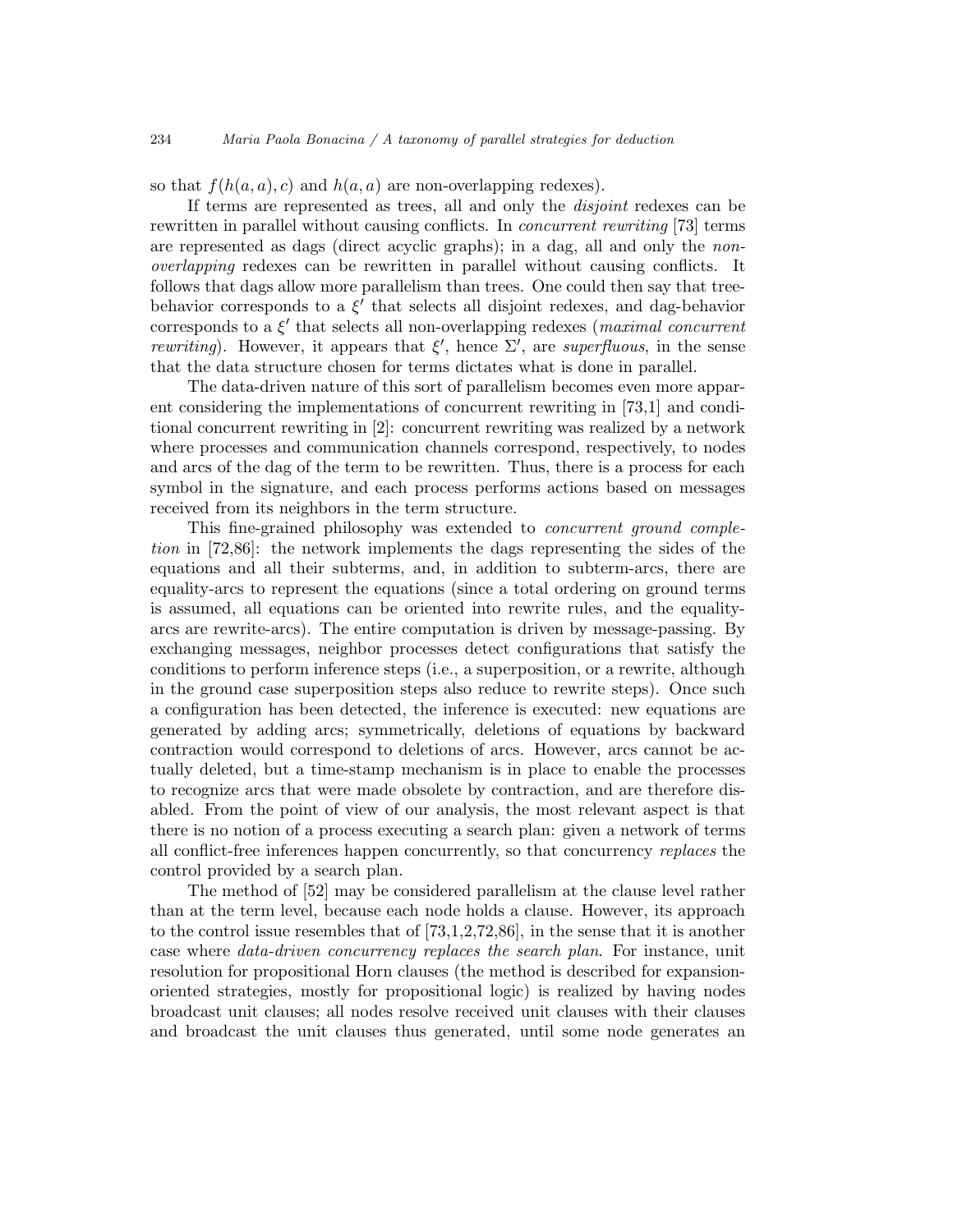so that $f(h(a,a),c)$ and $h(a,a)$ are non-overlapping redexes).

If terms are represented as trees, all and only the *disjoint* redexes can be rewritten in parallel without causing conflicts. In *concurrent rewriting* [73] terms are represented as dags (direct acyclic graphs); in a dag, all and only the *non-overlapping* redexes can be rewritten in parallel without causing conflicts. It follows that dags allow more parallelism than trees. One could then say that tree-behavior corresponds to a $\xi'$ that selects all disjoint redexes, and dag-behavior corresponds to a $\xi'$ that selects all non-overlapping redexes (*maximal concurrent rewriting*). However, it appears that $\xi'$, hence $\Sigma'$, are *superfluous*, in the sense that the data structure chosen for terms dictates what is done in parallel.

The data-driven nature of this sort of parallelism becomes even more apparent considering the implementations of concurrent rewriting in [73,1] and conditional concurrent rewriting in [2]: concurrent rewriting was realized by a network where processes and communication channels correspond, respectively, to nodes and arcs of the dag of the term to be rewritten. Thus, there is a process for each symbol in the signature, and each process performs actions based on messages received from its neighbors in the term structure.

This fine-grained philosophy was extended to *concurrent ground completion* in [72,86]: the network implements the dags representing the sides of the equations and all their subterms, and, in addition to subterm-arcs, there are equality-arcs to represent the equations (since a total ordering on ground terms is assumed, all equations can be oriented into rewrite rules, and the equality-arcs are rewrite-arcs). The entire computation is driven by message-passing. By exchanging messages, neighbor processes detect configurations that satisfy the conditions to perform inference steps (i.e., a superposition, or a rewrite, although in the ground case superposition steps also reduce to rewrite steps). Once such a configuration has been detected, the inference is executed: new equations are generated by adding arcs; symmetrically, deletions of equations by backward contraction would correspond to deletions of arcs. However, arcs cannot be actually deleted, but a time-stamp mechanism is in place to enable the processes to recognize arcs that were made obsolete by contraction, and are therefore disabled. From the point of view of our analysis, the most relevant aspect is that there is no notion of a process executing a search plan: given a network of terms all conflict-free inferences happen concurrently, so that concurrency *replaces* the control provided by a search plan.

The method of [52] may be considered parallelism at the clause level rather than at the term level, because each node holds a clause. However, its approach to the control issue resembles that of [73,1,2,72,86], in the sense that it is another case where *data-driven concurrency replaces the search plan*. For instance, unit resolution for propositional Horn clauses (the method is described for expansion-oriented strategies, mostly for propositional logic) is realized by having nodes broadcast unit clauses; all nodes resolve received unit clauses with their clauses and broadcast the unit clauses thus generated, until some node generates an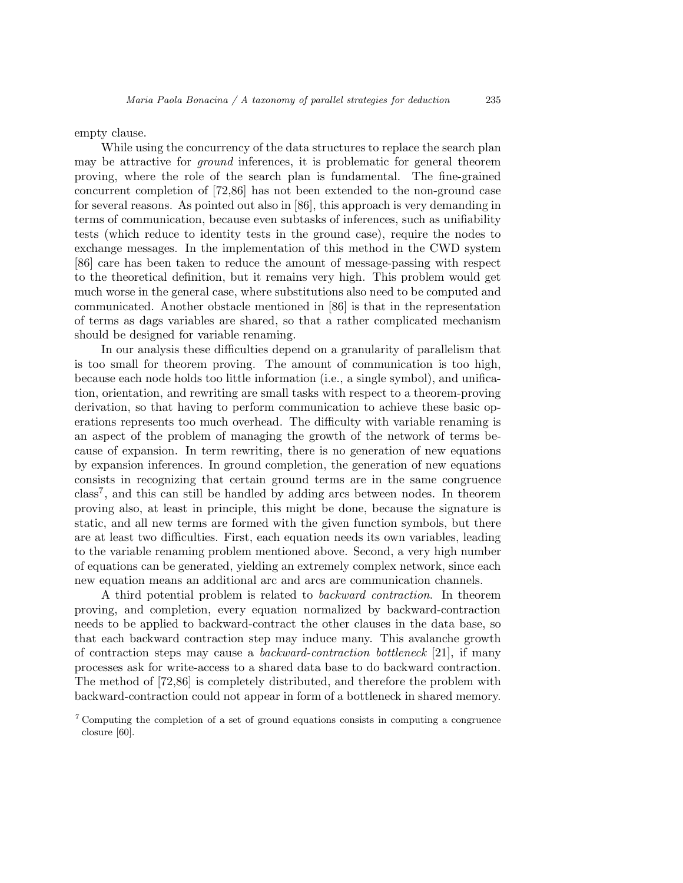empty clause.

While using the concurrency of the data structures to replace the search plan may be attractive for *ground* inferences, it is problematic for general theorem proving, where the role of the search plan is fundamental. The fine-grained concurrent completion of [72,86] has not been extended to the non-ground case for several reasons. As pointed out also in [86], this approach is very demanding in terms of communication, because even subtasks of inferences, such as unifiability tests (which reduce to identity tests in the ground case), require the nodes to exchange messages. In the implementation of this method in the CWD system [86] care has been taken to reduce the amount of message-passing with respect to the theoretical definition, but it remains very high. This problem would get much worse in the general case, where substitutions also need to be computed and communicated. Another obstacle mentioned in [86] is that in the representation of terms as dags variables are shared, so that a rather complicated mechanism should be designed for variable renaming.

In our analysis these difficulties depend on a granularity of parallelism that is too small for theorem proving. The amount of communication is too high, because each node holds too little information (i.e., a single symbol), and unification, orientation, and rewriting are small tasks with respect to a theorem-proving derivation, so that having to perform communication to achieve these basic operations represents too much overhead. The difficulty with variable renaming is an aspect of the problem of managing the growth of the network of terms because of expansion. In term rewriting, there is no generation of new equations by expansion inferences. In ground completion, the generation of new equations consists in recognizing that certain ground terms are in the same congruence class[7], and this can still be handled by adding arcs between nodes. In theorem proving also, at least in principle, this might be done, because the signature is static, and all new terms are formed with the given function symbols, but there are at least two difficulties. First, each equation needs its own variables, leading to the variable renaming problem mentioned above. Second, a very high number of equations can be generated, yielding an extremely complex network, since each new equation means an additional arc and arcs are communication channels.

A third potential problem is related to *backward contraction*. In theorem proving, and completion, every equation normalized by backward-contraction needs to be applied to backward-contract the other clauses in the data base, so that each backward contraction step may induce many. This avalanche growth of contraction steps may cause a *backward-contraction bottleneck* [21], if many processes ask for write-access to a shared data base to do backward contraction. The method of [72,86] is completely distributed, and therefore the problem with backward-contraction could not appear in form of a bottleneck in shared memory.

[7] Computing the completion of a set of ground equations consists in computing a congruence closure [60].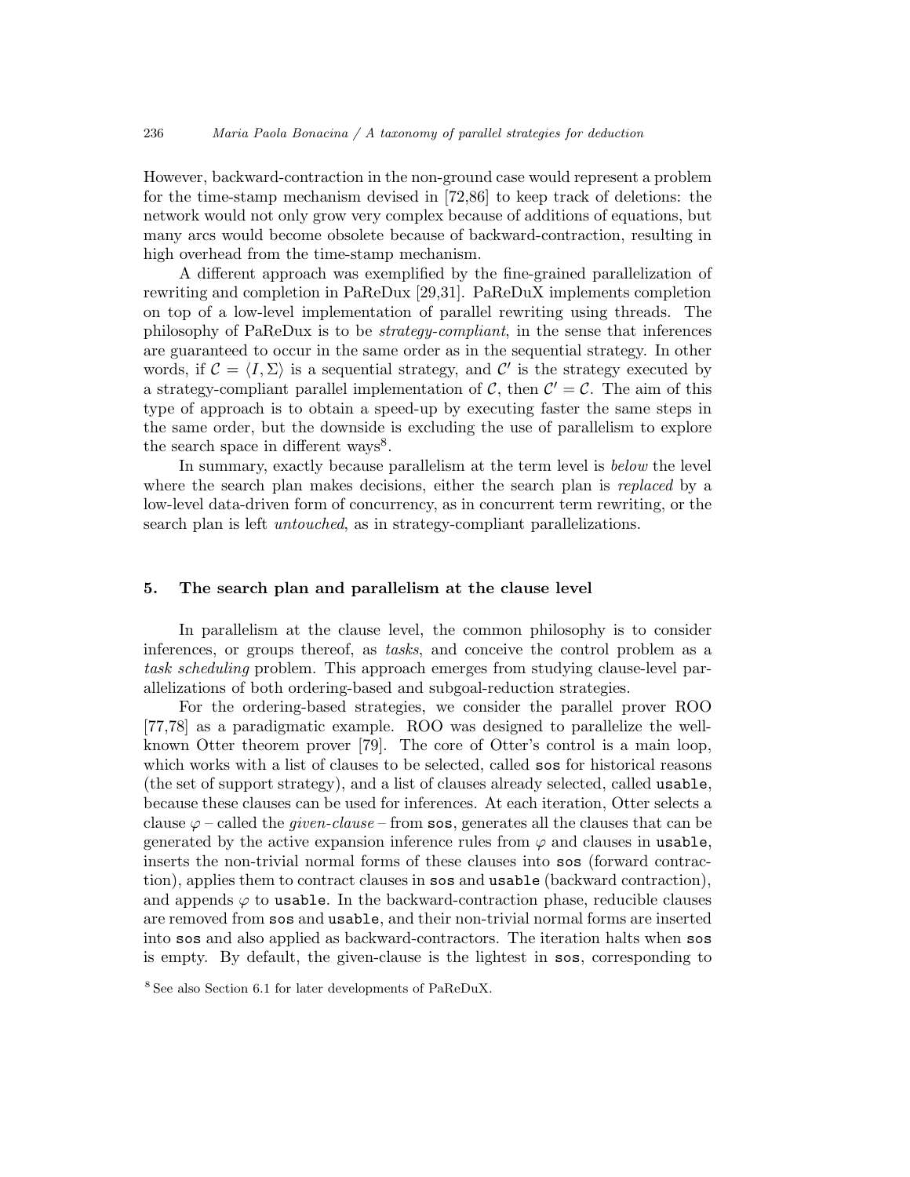However, backward-contraction in the non-ground case would represent a problem for the time-stamp mechanism devised in [72,86] to keep track of deletions: the network would not only grow very complex because of additions of equations, but many arcs would become obsolete because of backward-contraction, resulting in high overhead from the time-stamp mechanism.

A different approach was exemplified by the fine-grained parallelization of rewriting and completion in PaReDux [29,31]. PaReDuX implements completion on top of a low-level implementation of parallel rewriting using threads. The philosophy of PaReDux is to be *strategy-compliant*, in the sense that inferences are guaranteed to occur in the same order as in the sequential strategy. In other words, if $\mathcal{C} = \langle I, \Sigma \rangle$ is a sequential strategy, and $\mathcal{C}'$ is the strategy executed by a strategy-compliant parallel implementation of $\mathcal{C}$, then $\mathcal{C}' = \mathcal{C}$. The aim of this type of approach is to obtain a speed-up by executing faster the same steps in the same order, but the downside is excluding the use of parallelism to explore the search space in different ways[8].

In summary, exactly because parallelism at the term level is *below* the level where the search plan makes decisions, either the search plan is *replaced* by a low-level data-driven form of concurrency, as in concurrent term rewriting, or the search plan is left *untouched*, as in strategy-compliant parallelizations.

## 5. The search plan and parallelism at the clause level

In parallelism at the clause level, the common philosophy is to consider inferences, or groups thereof, as *tasks*, and conceive the control problem as a *task scheduling* problem. This approach emerges from studying clause-level parallelizations of both ordering-based and subgoal-reduction strategies.

For the ordering-based strategies, we consider the parallel prover ROO [77,78] as a paradigmatic example. ROO was designed to parallelize the well-known Otter theorem prover [79]. The core of Otter's control is a main loop, which works with a list of clauses to be selected, called `sos` for historical reasons (the set of support strategy), and a list of clauses already selected, called `usable`, because these clauses can be used for inferences. At each iteration, Otter selects a clause $\varphi$ – called the *given-clause* – from `sos`, generates all the clauses that can be generated by the active expansion inference rules from $\varphi$ and clauses in `usable`, inserts the non-trivial normal forms of these clauses into `sos` (forward contraction), applies them to contract clauses in `sos` and `usable` (backward contraction), and appends $\varphi$ to `usable`. In the backward-contraction phase, reducible clauses are removed from `sos` and `usable`, and their non-trivial normal forms are inserted into `sos` and also applied as backward-contractors. The iteration halts when `sos` is empty. By default, the given-clause is the lightest in `sos`, corresponding to

[8] See also Section 6.1 for later developments of PaReDuX.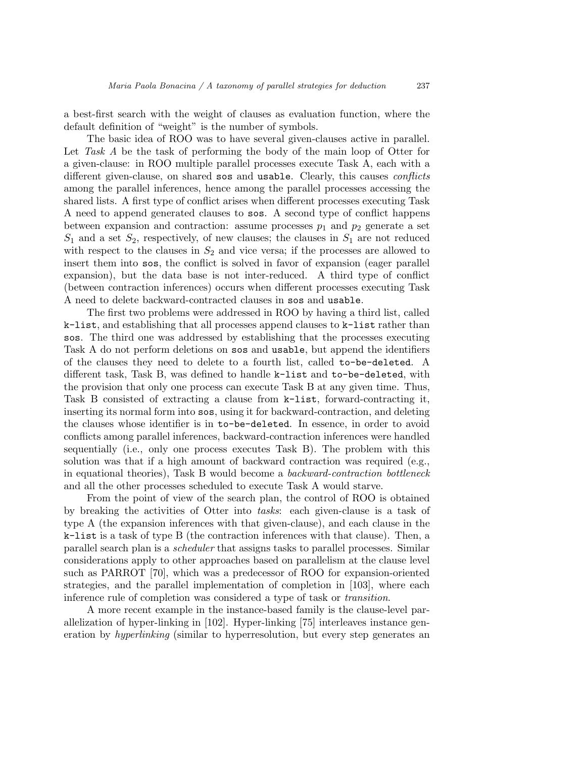a best-first search with the weight of clauses as evaluation function, where the default definition of "weight" is the number of symbols.

The basic idea of ROO was to have several given-clauses active in parallel. Let *Task A* be the task of performing the body of the main loop of Otter for a given-clause: in ROO multiple parallel processes execute Task A, each with a different given-clause, on shared `sos` and `usable`. Clearly, this causes *conflicts* among the parallel inferences, hence among the parallel processes accessing the shared lists. A first type of conflict arises when different processes executing Task A need to append generated clauses to `sos`. A second type of conflict happens between expansion and contraction: assume processes $p_1$ and $p_2$ generate a set $S_1$ and a set $S_2$, respectively, of new clauses; the clauses in $S_1$ are not reduced with respect to the clauses in $S_2$ and vice versa; if the processes are allowed to insert them into `sos`, the conflict is solved in favor of expansion (eager parallel expansion), but the data base is not inter-reduced. A third type of conflict (between contraction inferences) occurs when different processes executing Task A need to delete backward-contracted clauses in `sos` and `usable`.

The first two problems were addressed in ROO by having a third list, called `k-list`, and establishing that all processes append clauses to `k-list` rather than `sos`. The third one was addressed by establishing that the processes executing Task A do not perform deletions on `sos` and `usable`, but append the identifiers of the clauses they need to delete to a fourth list, called `to-be-deleted`. A different task, Task B, was defined to handle `k-list` and `to-be-deleted`, with the provision that only one process can execute Task B at any given time. Thus, Task B consisted of extracting a clause from `k-list`, forward-contracting it, inserting its normal form into `sos`, using it for backward-contraction, and deleting the clauses whose identifier is in `to-be-deleted`. In essence, in order to avoid conflicts among parallel inferences, backward-contraction inferences were handled sequentially (i.e., only one process executes Task B). The problem with this solution was that if a high amount of backward contraction was required (e.g., in equational theories), Task B would become a *backward-contraction bottleneck* and all the other processes scheduled to execute Task A would starve.

From the point of view of the search plan, the control of ROO is obtained by breaking the activities of Otter into *tasks*: each given-clause is a task of type A (the expansion inferences with that given-clause), and each clause in the `k-list` is a task of type B (the contraction inferences with that clause). Then, a parallel search plan is a *scheduler* that assigns tasks to parallel processes. Similar considerations apply to other approaches based on parallelism at the clause level such as PARROT [70], which was a predecessor of ROO for expansion-oriented strategies, and the parallel implementation of completion in [103], where each inference rule of completion was considered a type of task or *transition*.

A more recent example in the instance-based family is the clause-level parallelization of hyper-linking in [102]. Hyper-linking [75] interleaves instance generation by *hyperlinking* (similar to hyperresolution, but every step generates an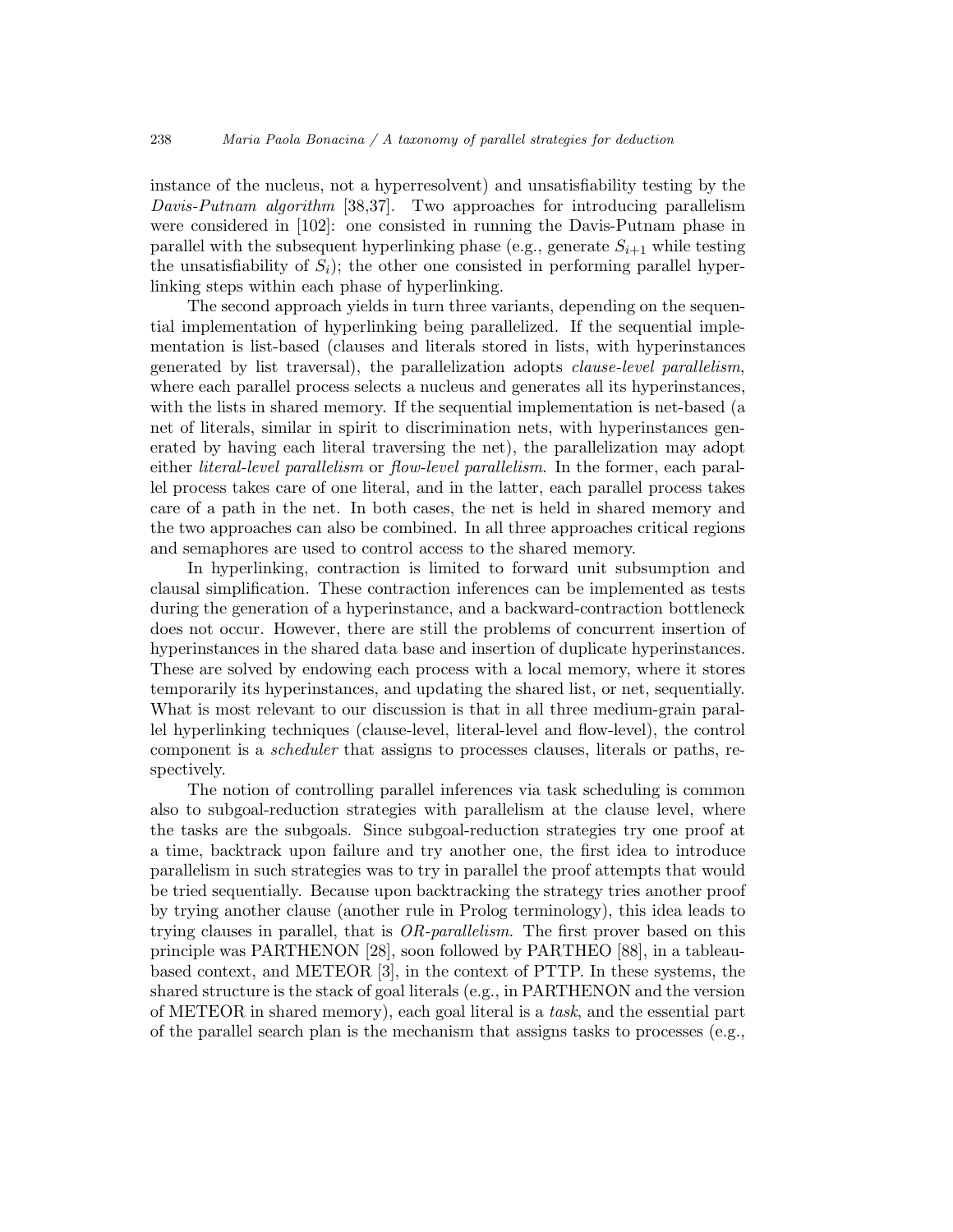instance of the nucleus, not a hyperresolvent) and unsatisfiability testing by the *Davis-Putnam algorithm* [38,37]. Two approaches for introducing parallelism were considered in [102]: one consisted in running the Davis-Putnam phase in parallel with the subsequent hyperlinking phase (e.g., generate $S_{i+1}$ while testing the unsatisfiability of $S_i$); the other one consisted in performing parallel hyperlinking steps within each phase of hyperlinking.

The second approach yields in turn three variants, depending on the sequential implementation of hyperlinking being parallelized. If the sequential implementation is list-based (clauses and literals stored in lists, with hyperinstances generated by list traversal), the parallelization adopts *clause-level parallelism*, where each parallel process selects a nucleus and generates all its hyperinstances, with the lists in shared memory. If the sequential implementation is net-based (a net of literals, similar in spirit to discrimination nets, with hyperinstances generated by having each literal traversing the net), the parallelization may adopt either *literal-level parallelism* or *flow-level parallelism*. In the former, each parallel process takes care of one literal, and in the latter, each parallel process takes care of a path in the net. In both cases, the net is held in shared memory and the two approaches can also be combined. In all three approaches critical regions and semaphores are used to control access to the shared memory.

In hyperlinking, contraction is limited to forward unit subsumption and clausal simplification. These contraction inferences can be implemented as tests during the generation of a hyperinstance, and a backward-contraction bottleneck does not occur. However, there are still the problems of concurrent insertion of hyperinstances in the shared data base and insertion of duplicate hyperinstances. These are solved by endowing each process with a local memory, where it stores temporarily its hyperinstances, and updating the shared list, or net, sequentially. What is most relevant to our discussion is that in all three medium-grain parallel hyperlinking techniques (clause-level, literal-level and flow-level), the control component is a *scheduler* that assigns to processes clauses, literals or paths, respectively.

The notion of controlling parallel inferences via task scheduling is common also to subgoal-reduction strategies with parallelism at the clause level, where the tasks are the subgoals. Since subgoal-reduction strategies try one proof at a time, backtrack upon failure and try another one, the first idea to introduce parallelism in such strategies was to try in parallel the proof attempts that would be tried sequentially. Because upon backtracking the strategy tries another proof by trying another clause (another rule in Prolog terminology), this idea leads to trying clauses in parallel, that is *OR-parallelism*. The first prover based on this principle was PARTHENON [28], soon followed by PARTHEO [88], in a tableau-based context, and METEOR [3], in the context of PTTP. In these systems, the shared structure is the stack of goal literals (e.g., in PARTHENON and the version of METEOR in shared memory), each goal literal is a *task*, and the essential part of the parallel search plan is the mechanism that assigns tasks to processes (e.g.,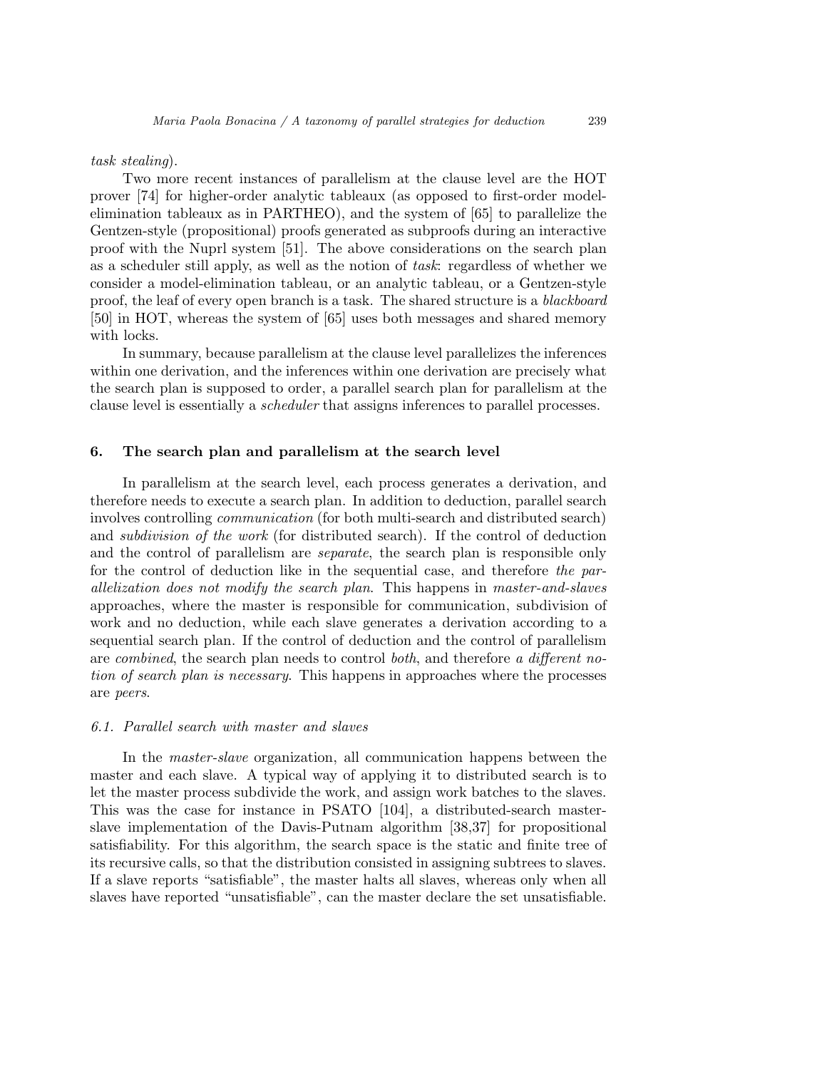*task stealing*).

Two more recent instances of parallelism at the clause level are the HOT prover [74] for higher-order analytic tableaux (as opposed to first-order model-elimination tableaux as in PARTHEO), and the system of [65] to parallelize the Gentzen-style (propositional) proofs generated as subproofs during an interactive proof with the Nuprl system [51]. The above considerations on the search plan as a scheduler still apply, as well as the notion of *task*: regardless of whether we consider a model-elimination tableau, or an analytic tableau, or a Gentzen-style proof, the leaf of every open branch is a task. The shared structure is a *blackboard* [50] in HOT, whereas the system of [65] uses both messages and shared memory with locks.

In summary, because parallelism at the clause level parallelizes the inferences within one derivation, and the inferences within one derivation are precisely what the search plan is supposed to order, a parallel search plan for parallelism at the clause level is essentially a *scheduler* that assigns inferences to parallel processes.

## 6. The search plan and parallelism at the search level

In parallelism at the search level, each process generates a derivation, and therefore needs to execute a search plan. In addition to deduction, parallel search involves controlling *communication* (for both multi-search and distributed search) and *subdivision of the work* (for distributed search). If the control of deduction and the control of parallelism are *separate*, the search plan is responsible only for the control of deduction like in the sequential case, and therefore *the parallelization does not modify the search plan*. This happens in *master-and-slaves* approaches, where the master is responsible for communication, subdivision of work and no deduction, while each slave generates a derivation according to a sequential search plan. If the control of deduction and the control of parallelism are *combined*, the search plan needs to control *both*, and therefore *a different notion of search plan is necessary*. This happens in approaches where the processes are *peers*.

### 6.1. Parallel search with master and slaves

In the *master-slave* organization, all communication happens between the master and each slave. A typical way of applying it to distributed search is to let the master process subdivide the work, and assign work batches to the slaves. This was the case for instance in PSATO [104], a distributed-search master-slave implementation of the Davis-Putnam algorithm [38,37] for propositional satisfiability. For this algorithm, the search space is the static and finite tree of its recursive calls, so that the distribution consisted in assigning subtrees to slaves. If a slave reports "satisfiable", the master halts all slaves, whereas only when all slaves have reported "unsatisfiable", can the master declare the set unsatisfiable.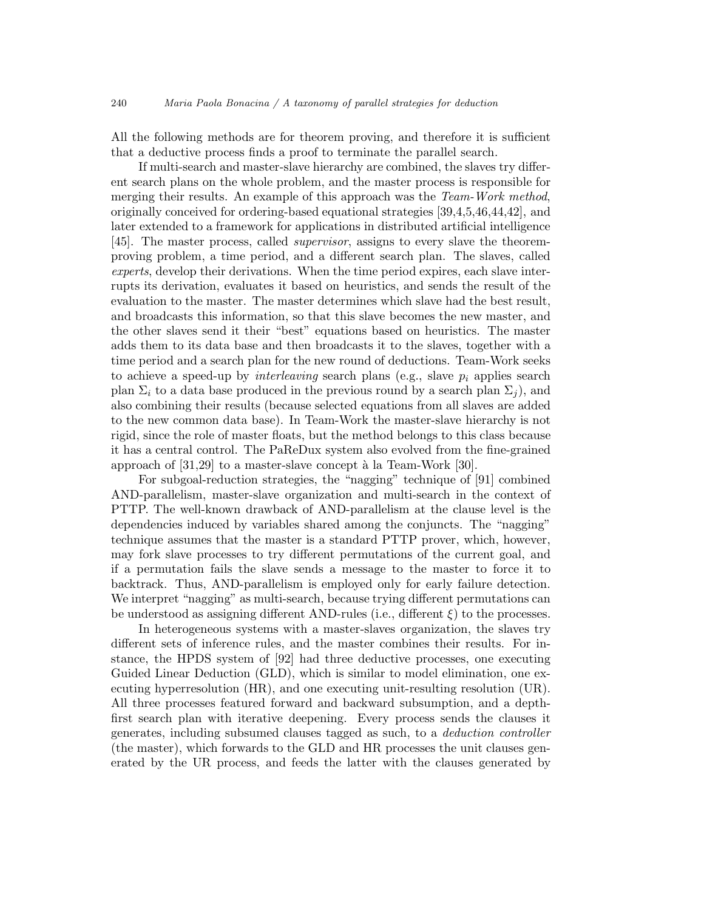All the following methods are for theorem proving, and therefore it is sufficient that a deductive process finds a proof to terminate the parallel search.

If multi-search and master-slave hierarchy are combined, the slaves try different search plans on the whole problem, and the master process is responsible for merging their results. An example of this approach was the *Team-Work method*, originally conceived for ordering-based equational strategies [39,4,5,46,44,42], and later extended to a framework for applications in distributed artificial intelligence [45]. The master process, called *supervisor*, assigns to every slave the theorem-proving problem, a time period, and a different search plan. The slaves, called *experts*, develop their derivations. When the time period expires, each slave interrupts its derivation, evaluates it based on heuristics, and sends the result of the evaluation to the master. The master determines which slave had the best result, and broadcasts this information, so that this slave becomes the new master, and the other slaves send it their "best" equations based on heuristics. The master adds them to its data base and then broadcasts it to the slaves, together with a time period and a search plan for the new round of deductions. Team-Work seeks to achieve a speed-up by *interleaving* search plans (e.g., slave $p_i$ applies search plan $\Sigma_i$ to a data base produced in the previous round by a search plan $\Sigma_j$), and also combining their results (because selected equations from all slaves are added to the new common data base). In Team-Work the master-slave hierarchy is not rigid, since the role of master floats, but the method belongs to this class because it has a central control. The PaReDux system also evolved from the fine-grained approach of [31,29] to a master-slave concept à la Team-Work [30].

For subgoal-reduction strategies, the "nagging" technique of [91] combined AND-parallelism, master-slave organization and multi-search in the context of PTTP. The well-known drawback of AND-parallelism at the clause level is the dependencies induced by variables shared among the conjuncts. The "nagging" technique assumes that the master is a standard PTTP prover, which, however, may fork slave processes to try different permutations of the current goal, and if a permutation fails the slave sends a message to the master to force it to backtrack. Thus, AND-parallelism is employed only for early failure detection. We interpret "nagging" as multi-search, because trying different permutations can be understood as assigning different AND-rules (i.e., different $\xi$) to the processes.

In heterogeneous systems with a master-slaves organization, the slaves try different sets of inference rules, and the master combines their results. For instance, the HPDS system of [92] had three deductive processes, one executing Guided Linear Deduction (GLD), which is similar to model elimination, one executing hyperresolution (HR), and one executing unit-resulting resolution (UR). All three processes featured forward and backward subsumption, and a depth-first search plan with iterative deepening. Every process sends the clauses it generates, including subsumed clauses tagged as such, to a *deduction controller* (the master), which forwards to the GLD and HR processes the unit clauses generated by the UR process, and feeds the latter with the clauses generated by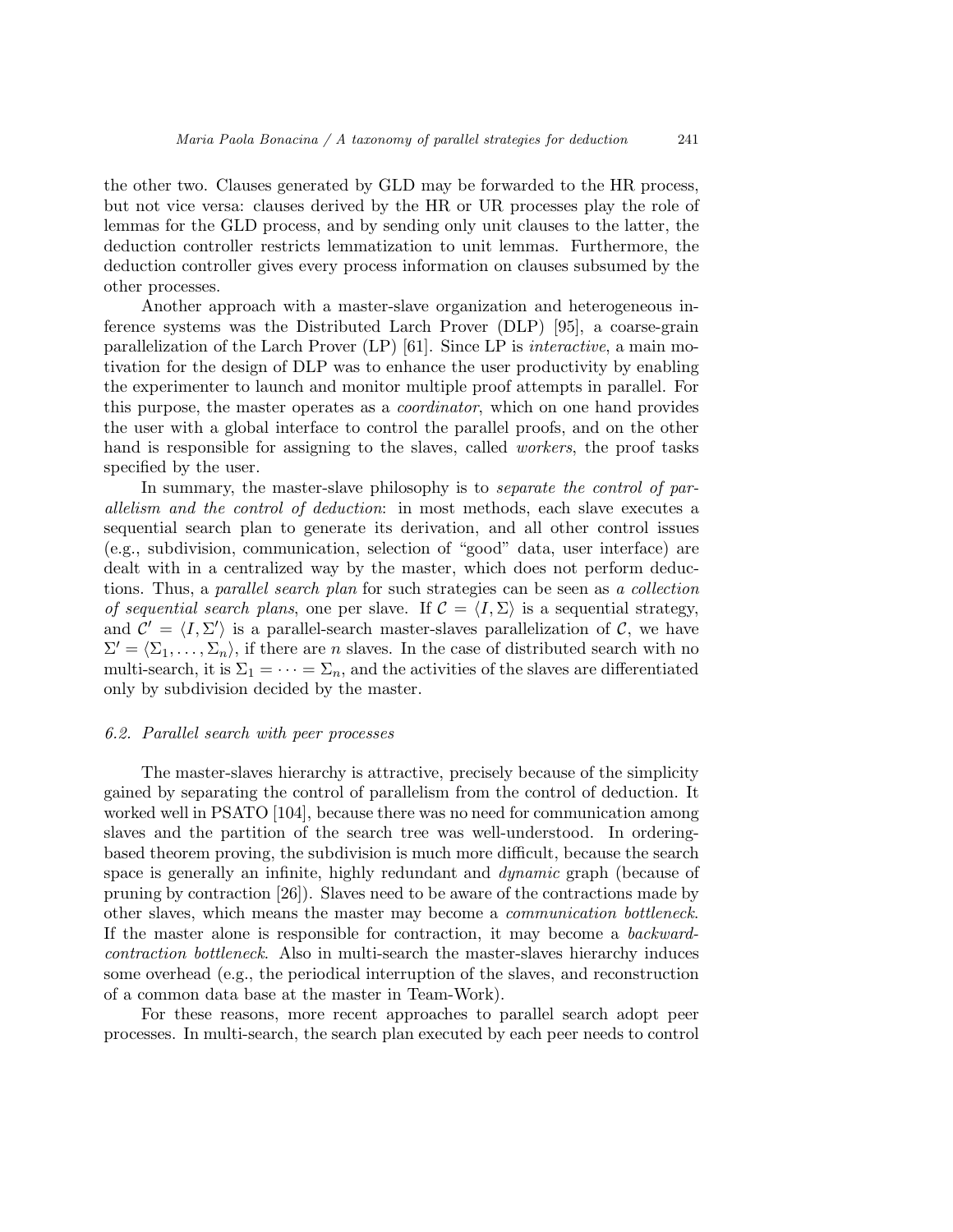the other two. Clauses generated by GLD may be forwarded to the HR process, but not vice versa: clauses derived by the HR or UR processes play the role of lemmas for the GLD process, and by sending only unit clauses to the latter, the deduction controller restricts lemmatization to unit lemmas. Furthermore, the deduction controller gives every process information on clauses subsumed by the other processes.

Another approach with a master-slave organization and heterogeneous inference systems was the Distributed Larch Prover (DLP) [95], a coarse-grain parallelization of the Larch Prover (LP) [61]. Since LP is *interactive*, a main motivation for the design of DLP was to enhance the user productivity by enabling the experimenter to launch and monitor multiple proof attempts in parallel. For this purpose, the master operates as a *coordinator*, which on one hand provides the user with a global interface to control the parallel proofs, and on the other hand is responsible for assigning to the slaves, called *workers*, the proof tasks specified by the user.

In summary, the master-slave philosophy is to *separate the control of parallelism and the control of deduction*: in most methods, each slave executes a sequential search plan to generate its derivation, and all other control issues (e.g., subdivision, communication, selection of "good" data, user interface) are dealt with in a centralized way by the master, which does not perform deductions. Thus, a *parallel search plan* for such strategies can be seen as *a collection of sequential search plans*, one per slave. If $\mathcal{C} = \langle I, \Sigma \rangle$ is a sequential strategy, and $\mathcal{C}' = \langle I, \Sigma' \rangle$ is a parallel-search master-slaves parallelization of $\mathcal{C}$, we have $\Sigma' = \langle \Sigma_1, \ldots, \Sigma_n \rangle$, if there are $n$ slaves. In the case of distributed search with no multi-search, it is $\Sigma_1 = \cdots = \Sigma_n$, and the activities of the slaves are differentiated only by subdivision decided by the master.

### 6.2. Parallel search with peer processes

The master-slaves hierarchy is attractive, precisely because of the simplicity gained by separating the control of parallelism from the control of deduction. It worked well in PSATO [104], because there was no need for communication among slaves and the partition of the search tree was well-understood. In ordering-based theorem proving, the subdivision is much more difficult, because the search space is generally an infinite, highly redundant and *dynamic* graph (because of pruning by contraction [26]). Slaves need to be aware of the contractions made by other slaves, which means the master may become a *communication bottleneck*. If the master alone is responsible for contraction, it may become a *backward-contraction bottleneck*. Also in multi-search the master-slaves hierarchy induces some overhead (e.g., the periodical interruption of the slaves, and reconstruction of a common data base at the master in Team-Work).

For these reasons, more recent approaches to parallel search adopt peer processes. In multi-search, the search plan executed by each peer needs to control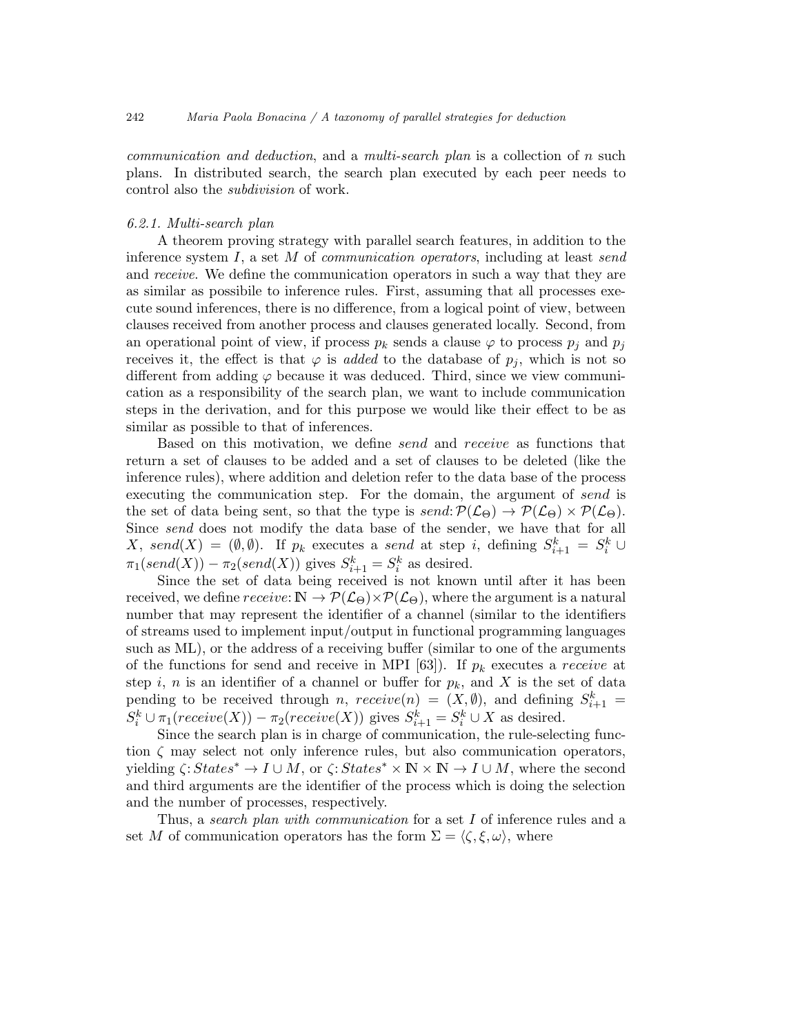*communication and deduction*, and a *multi-search plan* is a collection of $n$ such plans. In distributed search, the search plan executed by each peer needs to control also the *subdivision* of work.

### 6.2.1. Multi-search plan

A theorem proving strategy with parallel search features, in addition to the inference system $I$, a set $M$ of *communication operators*, including at least *send* and *receive*. We define the communication operators in such a way that they are as similar as possibile to inference rules. First, assuming that all processes execute sound inferences, there is no difference, from a logical point of view, between clauses received from another process and clauses generated locally. Second, from an operational point of view, if process $p_k$ sends a clause $\varphi$ to process $p_j$ and $p_j$ receives it, the effect is that $\varphi$ is *added* to the database of $p_j$, which is not so different from adding $\varphi$ because it was deduced. Third, since we view communication as a responsibility of the search plan, we want to include communication steps in the derivation, and for this purpose we would like their effect to be as similar as possible to that of inferences.

Based on this motivation, we define *send* and *receive* as functions that return a set of clauses to be added and a set of clauses to be deleted (like the inference rules), where addition and deletion refer to the data base of the process executing the communication step. For the domain, the argument of *send* is the set of data being sent, so that the type is $send: \mathcal{P}(\mathcal{L}_\Theta) \rightarrow \mathcal{P}(\mathcal{L}_\Theta) \times \mathcal{P}(\mathcal{L}_\Theta)$. Since *send* does not modify the data base of the sender, we have that for all $X$, $send(X) = (\emptyset, \emptyset)$. If $p_k$ executes a *send* at step $i$, defining $S^k_{i+1} = S^k_i \cup \pi_1(send(X)) - \pi_2(send(X))$ gives $S^k_{i+1} = S^k_i$ as desired.

Since the set of data being received is not known until after it has been received, we define $receive: \mathbb{N} \rightarrow \mathcal{P}(\mathcal{L}_\Theta) \times \mathcal{P}(\mathcal{L}_\Theta)$, where the argument is a natural number that may represent the identifier of a channel (similar to the identifiers of streams used to implement input/output in functional programming languages such as ML), or the address of a receiving buffer (similar to one of the arguments of the functions for send and receive in MPI [63]). If $p_k$ executes a *receive* at step $i$, $n$ is an identifier of a channel or buffer for $p_k$, and $X$ is the set of data pending to be received through $n$, $receive(n) = (X, \emptyset)$, and defining $S^k_{i+1} = S^k_i \cup \pi_1(receive(X)) - \pi_2(receive(X))$ gives $S^k_{i+1} = S^k_i \cup X$ as desired.

Since the search plan is in charge of communication, the rule-selecting function $\zeta$ may select not only inference rules, but also communication operators, yielding $\zeta: States^* \rightarrow I \cup M$, or $\zeta: States^* \times \mathbb{N} \times \mathbb{N} \rightarrow I \cup M$, where the second and third arguments are the identifier of the process which is doing the selection and the number of processes, respectively.

Thus, a *search plan with communication* for a set $I$ of inference rules and a set $M$ of communication operators has the form $\Sigma = \langle \zeta, \xi, \omega \rangle$, where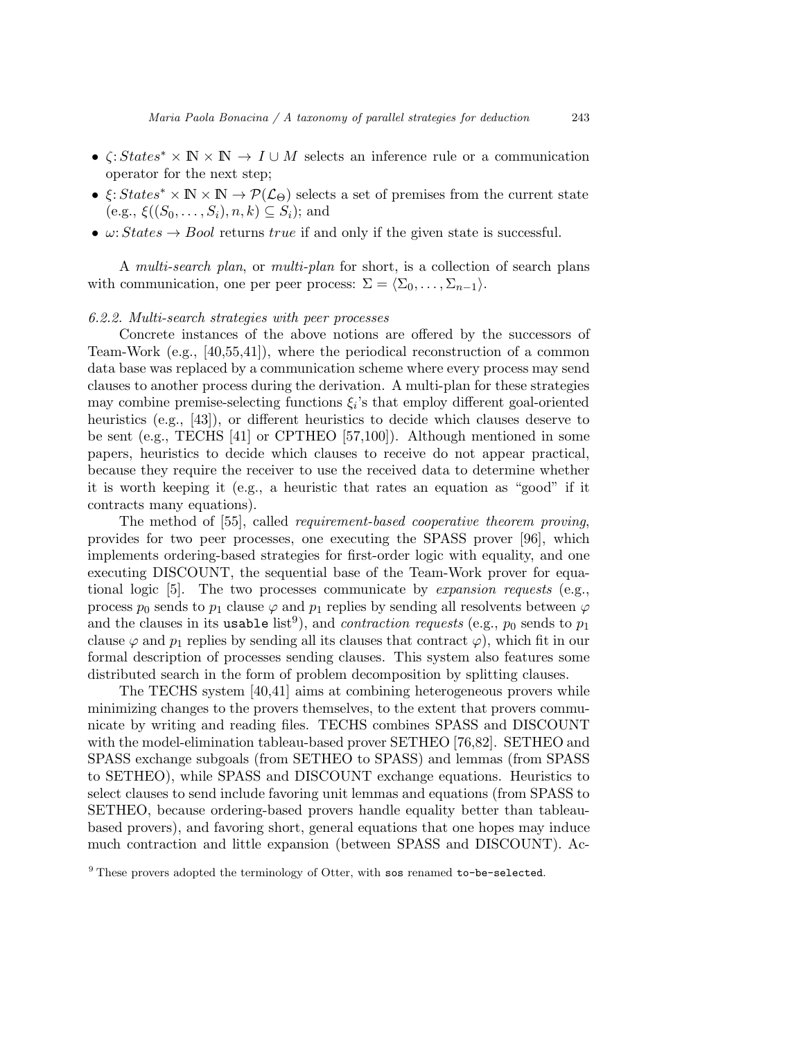- $\zeta: States^* \times \mathbb{N} \times \mathbb{N} \to I \cup M$ selects an inference rule or a communication operator for the next step;
- $\xi: States^* \times \mathbb{N} \times \mathbb{N} \to \mathcal{P}(\mathcal{L}_\Theta)$ selects a set of premises from the current state (e.g., $\xi((S_0, \ldots, S_i), n, k) \subseteq S_i$); and
- $\omega: States \to Bool$ returns *true* if and only if the given state is successful.

A *multi-search plan*, or *multi-plan* for short, is a collection of search plans with communication, one per peer process: $\Sigma = \langle \Sigma_0, \ldots, \Sigma_{n-1} \rangle$.

*6.2.2. Multi-search strategies with peer processes*

Concrete instances of the above notions are offered by the successors of Team-Work (e.g., [40,55,41]), where the periodical reconstruction of a common data base was replaced by a communication scheme where every process may send clauses to another process during the derivation. A multi-plan for these strategies may combine premise-selecting functions $\xi_i$'s that employ different goal-oriented heuristics (e.g., [43]), or different heuristics to decide which clauses deserve to be sent (e.g., TECHS [41] or CPTHEO [57,100]). Although mentioned in some papers, heuristics to decide which clauses to receive do not appear practical, because they require the receiver to use the received data to determine whether it is worth keeping it (e.g., a heuristic that rates an equation as "good" if it contracts many equations).

The method of [55], called *requirement-based cooperative theorem proving*, provides for two peer processes, one executing the SPASS prover [96], which implements ordering-based strategies for first-order logic with equality, and one executing DISCOUNT, the sequential base of the Team-Work prover for equational logic [5]. The two processes communicate by *expansion requests* (e.g., process $p_0$ sends to $p_1$ clause $\varphi$ and $p_1$ replies by sending all resolvents between $\varphi$ and the clauses in its `usable` list[9]), and *contraction requests* (e.g., $p_0$ sends to $p_1$ clause $\varphi$ and $p_1$ replies by sending all its clauses that contract $\varphi$), which fit in our formal description of processes sending clauses. This system also features some distributed search in the form of problem decomposition by splitting clauses.

The TECHS system [40,41] aims at combining heterogeneous provers while minimizing changes to the provers themselves, to the extent that provers communicate by writing and reading files. TECHS combines SPASS and DISCOUNT with the model-elimination tableau-based prover SETHEO [76,82]. SETHEO and SPASS exchange subgoals (from SETHEO to SPASS) and lemmas (from SPASS to SETHEO), while SPASS and DISCOUNT exchange equations. Heuristics to select clauses to send include favoring unit lemmas and equations (from SPASS to SETHEO, because ordering-based provers handle equality better than tableau-based provers), and favoring short, general equations that one hopes may induce much contraction and little expansion (between SPASS and DISCOUNT). Ac-

[9] These provers adopted the terminology of Otter, with `sos` renamed `to-be-selected`.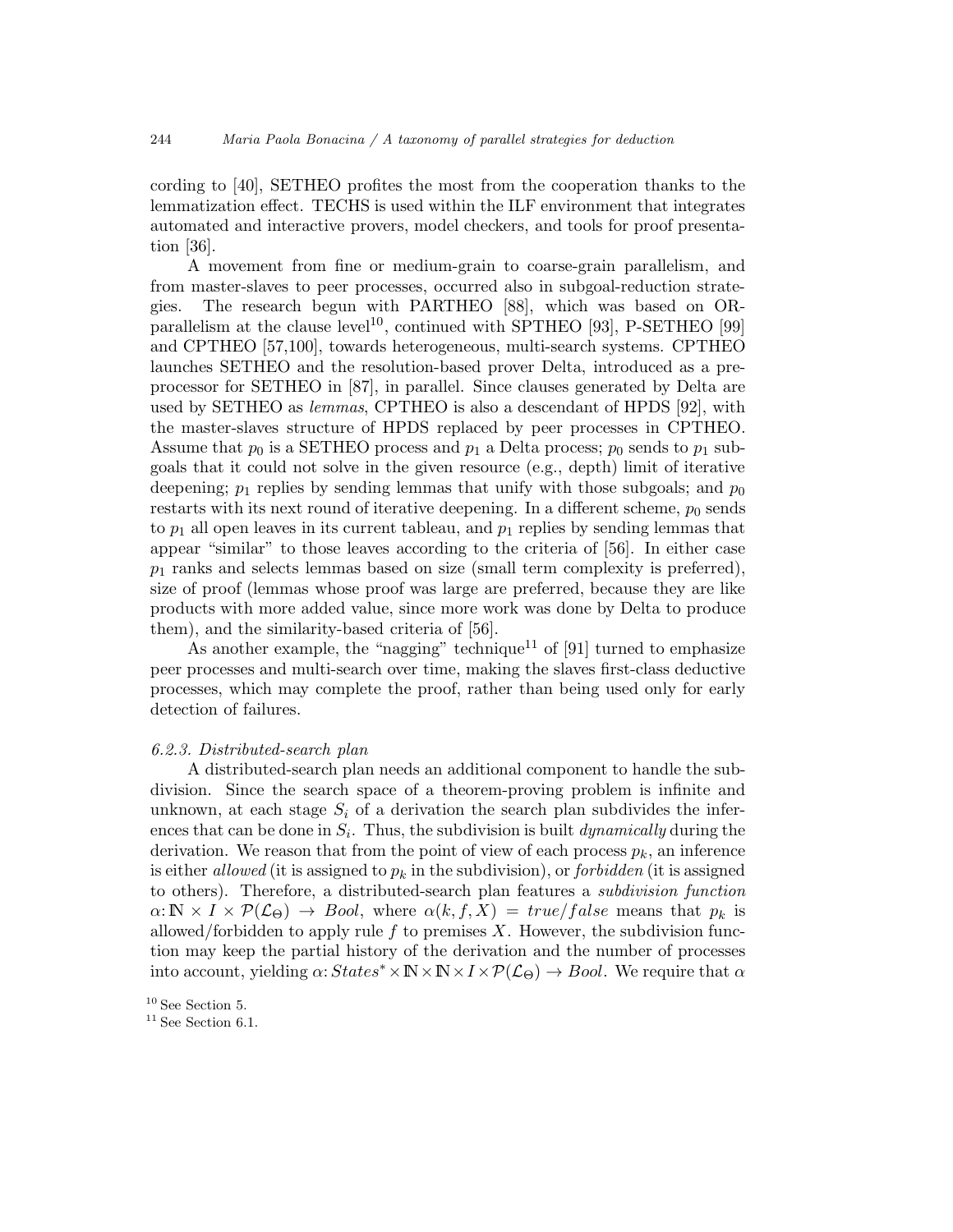cording to [40], SETHEO profites the most from the cooperation thanks to the lemmatization effect. TECHS is used within the ILF environment that integrates automated and interactive provers, model checkers, and tools for proof presentation [36].

A movement from fine or medium-grain to coarse-grain parallelism, and from master-slaves to peer processes, occurred also in subgoal-reduction strategies. The research begun with PARTHEO [88], which was based on OR-parallelism at the clause level[10], continued with SPTHEO [93], P-SETHEO [99] and CPTHEO [57,100], towards heterogeneous, multi-search systems. CPTHEO launches SETHEO and the resolution-based prover Delta, introduced as a pre-processor for SETHEO in [87], in parallel. Since clauses generated by Delta are used by SETHEO as *lemmas*, CPTHEO is also a descendant of HPDS [92], with the master-slaves structure of HPDS replaced by peer processes in CPTHEO. Assume that $p_0$ is a SETHEO process and $p_1$ a Delta process; $p_0$ sends to $p_1$ subgoals that it could not solve in the given resource (e.g., depth) limit of iterative deepening; $p_1$ replies by sending lemmas that unify with those subgoals; and $p_0$ restarts with its next round of iterative deepening. In a different scheme, $p_0$ sends to $p_1$ all open leaves in its current tableau, and $p_1$ replies by sending lemmas that appear "similar" to those leaves according to the criteria of [56]. In either case $p_1$ ranks and selects lemmas based on size (small term complexity is preferred), size of proof (lemmas whose proof was large are preferred, because they are like products with more added value, since more work was done by Delta to produce them), and the similarity-based criteria of [56].

As another example, the "nagging" technique[11] of [91] turned to emphasize peer processes and multi-search over time, making the slaves first-class deductive processes, which may complete the proof, rather than being used only for early detection of failures.

#### 6.2.3. Distributed-search plan

A distributed-search plan needs an additional component to handle the subdivision. Since the search space of a theorem-proving problem is infinite and unknown, at each stage $S_i$ of a derivation the search plan subdivides the inferences that can be done in $S_i$. Thus, the subdivision is built *dynamically* during the derivation. We reason that from the point of view of each process $p_k$, an inference is either *allowed* (it is assigned to $p_k$ in the subdivision), or *forbidden* (it is assigned to others). Therefore, a distributed-search plan features a *subdivision function* $\alpha\colon \mathbb{N} \times I \times \mathcal{P}(\mathcal{L}_\Theta) \to Bool$, where $\alpha(k, f, X) = true/false$ means that $p_k$ is allowed/forbidden to apply rule $f$ to premises $X$. However, the subdivision function may keep the partial history of the derivation and the number of processes into account, yielding $\alpha\colon States^* \times \mathbb{N} \times \mathbb{N} \times I \times \mathcal{P}(\mathcal{L}_\Theta) \to Bool$. We require that $\alpha$

[10] See Section 5.

[11] See Section 6.1.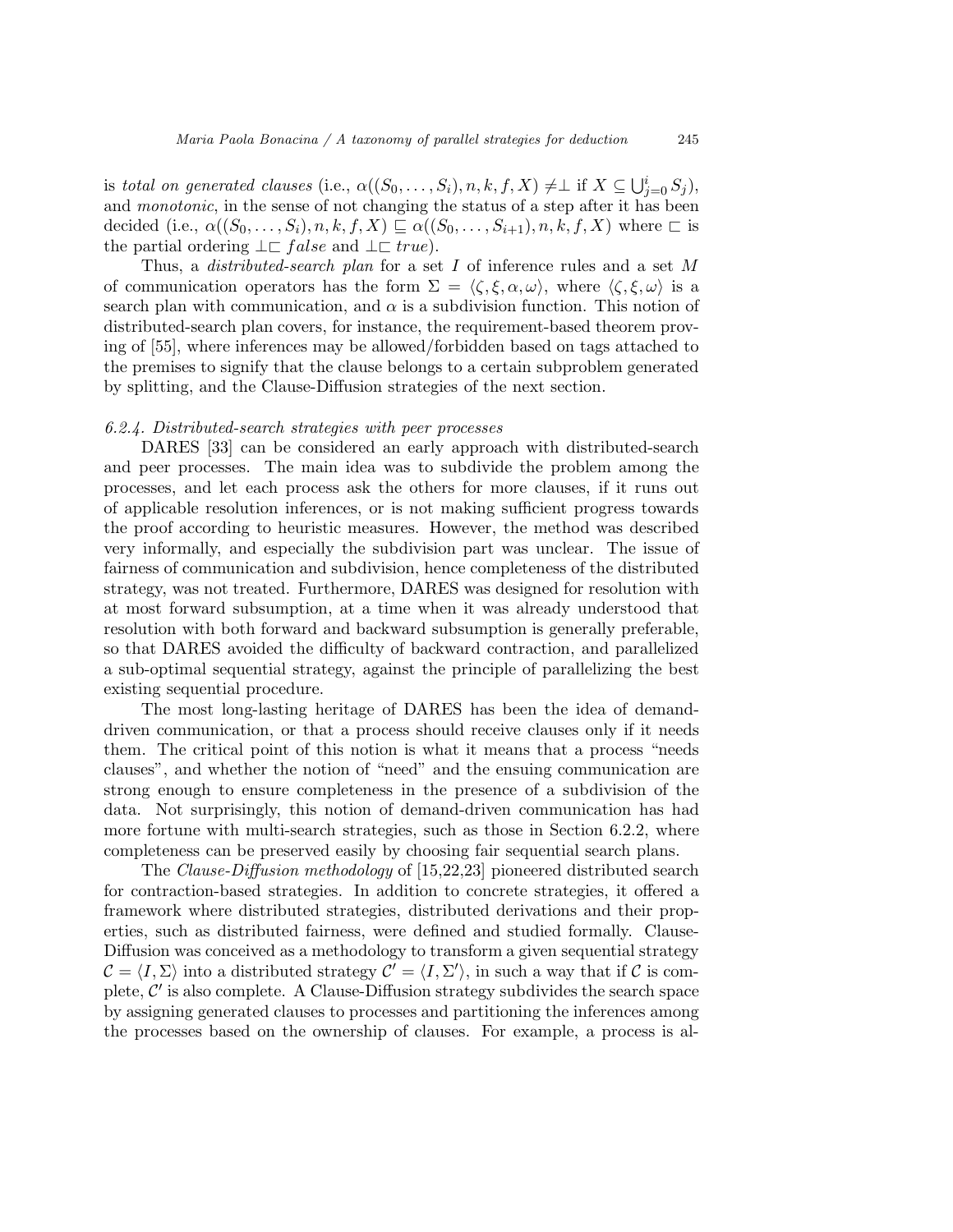is *total on generated clauses* (i.e., $\alpha((S_0,\ldots,S_i),n,k,f,X) \neq \perp$ if $X \subseteq \bigcup_{j=0}^{i} S_j$), and *monotonic*, in the sense of not changing the status of a step after it has been decided (i.e., $\alpha((S_0,\ldots,S_i),n,k,f,X) \sqsubseteq \alpha((S_0,\ldots,S_{i+1}),n,k,f,X)$ where $\sqsubset$ is the partial ordering $\perp \sqsubset false$ and $\perp \sqsubset true$).

Thus, a *distributed-search plan* for a set $I$ of inference rules and a set $M$ of communication operators has the form $\Sigma = \langle \zeta, \xi, \alpha, \omega \rangle$, where $\langle \zeta, \xi, \omega \rangle$ is a search plan with communication, and $\alpha$ is a subdivision function. This notion of distributed-search plan covers, for instance, the requirement-based theorem proving of [55], where inferences may be allowed/forbidden based on tags attached to the premises to signify that the clause belongs to a certain subproblem generated by splitting, and the Clause-Diffusion strategies of the next section.

#### 6.2.4. Distributed-search strategies with peer processes

DARES [33] can be considered an early approach with distributed-search and peer processes. The main idea was to subdivide the problem among the processes, and let each process ask the others for more clauses, if it runs out of applicable resolution inferences, or is not making sufficient progress towards the proof according to heuristic measures. However, the method was described very informally, and especially the subdivision part was unclear. The issue of fairness of communication and subdivision, hence completeness of the distributed strategy, was not treated. Furthermore, DARES was designed for resolution with at most forward subsumption, at a time when it was already understood that resolution with both forward and backward subsumption is generally preferable, so that DARES avoided the difficulty of backward contraction, and parallelized a sub-optimal sequential strategy, against the principle of parallelizing the best existing sequential procedure.

The most long-lasting heritage of DARES has been the idea of demand-driven communication, or that a process should receive clauses only if it needs them. The critical point of this notion is what it means that a process "needs clauses", and whether the notion of "need" and the ensuing communication are strong enough to ensure completeness in the presence of a subdivision of the data. Not surprisingly, this notion of demand-driven communication has had more fortune with multi-search strategies, such as those in Section 6.2.2, where completeness can be preserved easily by choosing fair sequential search plans.

The *Clause-Diffusion methodology* of [15,22,23] pioneered distributed search for contraction-based strategies. In addition to concrete strategies, it offered a framework where distributed strategies, distributed derivations and their properties, such as distributed fairness, were defined and studied formally. Clause-Diffusion was conceived as a methodology to transform a given sequential strategy $\mathcal{C} = \langle I, \Sigma \rangle$ into a distributed strategy $\mathcal{C}' = \langle I, \Sigma' \rangle$, in such a way that if $\mathcal{C}$ is complete, $\mathcal{C}'$ is also complete. A Clause-Diffusion strategy subdivides the search space by assigning generated clauses to processes and partitioning the inferences among the processes based on the ownership of clauses. For example, a process is al-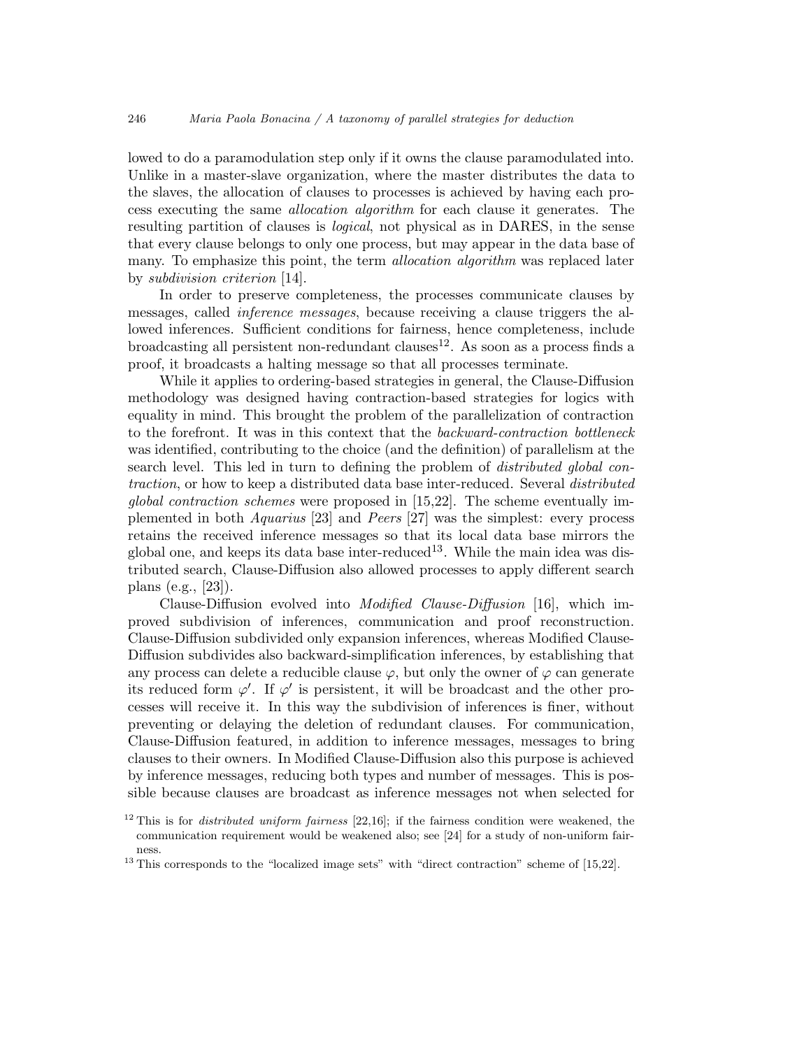lowed to do a paramodulation step only if it owns the clause paramodulated into. Unlike in a master-slave organization, where the master distributes the data to the slaves, the allocation of clauses to processes is achieved by having each process executing the same *allocation algorithm* for each clause it generates. The resulting partition of clauses is *logical*, not physical as in DARES, in the sense that every clause belongs to only one process, but may appear in the data base of many. To emphasize this point, the term *allocation algorithm* was replaced later by *subdivision criterion* [14].

In order to preserve completeness, the processes communicate clauses by messages, called *inference messages*, because receiving a clause triggers the allowed inferences. Sufficient conditions for fairness, hence completeness, include broadcasting all persistent non-redundant clauses[12]. As soon as a process finds a proof, it broadcasts a halting message so that all processes terminate.

While it applies to ordering-based strategies in general, the Clause-Diffusion methodology was designed having contraction-based strategies for logics with equality in mind. This brought the problem of the parallelization of contraction to the forefront. It was in this context that the *backward-contraction bottleneck* was identified, contributing to the choice (and the definition) of parallelism at the search level. This led in turn to defining the problem of *distributed global contraction*, or how to keep a distributed data base inter-reduced. Several *distributed global contraction schemes* were proposed in [15,22]. The scheme eventually implemented in both *Aquarius* [23] and *Peers* [27] was the simplest: every process retains the received inference messages so that its local data base mirrors the global one, and keeps its data base inter-reduced[13]. While the main idea was distributed search, Clause-Diffusion also allowed processes to apply different search plans (e.g., [23]).

Clause-Diffusion evolved into *Modified Clause-Diffusion* [16], which improved subdivision of inferences, communication and proof reconstruction. Clause-Diffusion subdivided only expansion inferences, whereas Modified Clause-Diffusion subdivides also backward-simplification inferences, by establishing that any process can delete a reducible clause $\varphi$, but only the owner of $\varphi$ can generate its reduced form $\varphi'$. If $\varphi'$ is persistent, it will be broadcast and the other processes will receive it. In this way the subdivision of inferences is finer, without preventing or delaying the deletion of redundant clauses. For communication, Clause-Diffusion featured, in addition to inference messages, messages to bring clauses to their owners. In Modified Clause-Diffusion also this purpose is achieved by inference messages, reducing both types and number of messages. This is possible because clauses are broadcast as inference messages not when selected for

[12] This is for *distributed uniform fairness* [22,16]; if the fairness condition were weakened, the communication requirement would be weakened also; see [24] for a study of non-uniform fairness.

[13] This corresponds to the "localized image sets" with "direct contraction" scheme of [15,22].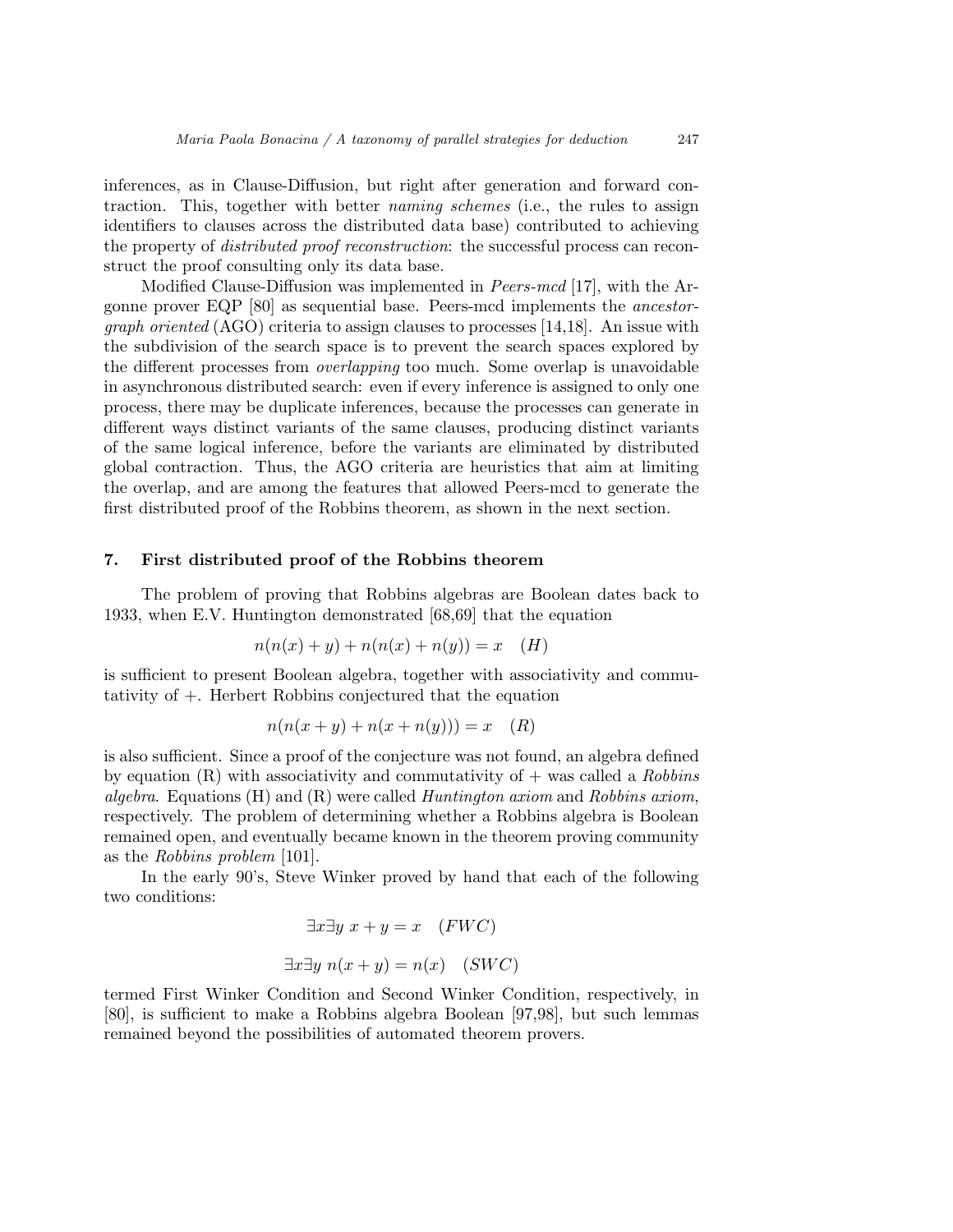inferences, as in Clause-Diffusion, but right after generation and forward contraction. This, together with better *naming schemes* (i.e., the rules to assign identifiers to clauses across the distributed data base) contributed to achieving the property of *distributed proof reconstruction*: the successful process can reconstruct the proof consulting only its data base.

Modified Clause-Diffusion was implemented in *Peers-mcd* [17], with the Argonne prover EQP [80] as sequential base. Peers-mcd implements the *ancestor-graph oriented* (AGO) criteria to assign clauses to processes [14,18]. An issue with the subdivision of the search space is to prevent the search spaces explored by the different processes from *overlapping* too much. Some overlap is unavoidable in asynchronous distributed search: even if every inference is assigned to only one process, there may be duplicate inferences, because the processes can generate in different ways distinct variants of the same clauses, producing distinct variants of the same logical inference, before the variants are eliminated by distributed global contraction. Thus, the AGO criteria are heuristics that aim at limiting the overlap, and are among the features that allowed Peers-mcd to generate the first distributed proof of the Robbins theorem, as shown in the next section.

## 7. First distributed proof of the Robbins theorem

The problem of proving that Robbins algebras are Boolean dates back to 1933, when E.V. Huntington demonstrated [68,69] that the equation

$$n(n(x) + y) + n(n(x) + n(y)) = x \quad (H)$$

is sufficient to present Boolean algebra, together with associativity and commutativity of $+$. Herbert Robbins conjectured that the equation

$$n(n(x + y) + n(x + n(y))) = x \quad (R)$$

is also sufficient. Since a proof of the conjecture was not found, an algebra defined by equation (R) with associativity and commutativity of $+$ was called a *Robbins algebra*. Equations (H) and (R) were called *Huntington axiom* and *Robbins axiom*, respectively. The problem of determining whether a Robbins algebra is Boolean remained open, and eventually became known in the theorem proving community as the *Robbins problem* [101].

In the early 90's, Steve Winker proved by hand that each of the following two conditions:

$$\exists x \exists y \; x + y = x \quad (FWC)$$

$$\exists x \exists y \; n(x + y) = n(x) \quad (SWC)$$

termed First Winker Condition and Second Winker Condition, respectively, in [80], is sufficient to make a Robbins algebra Boolean [97,98], but such lemmas remained beyond the possibilities of automated theorem provers.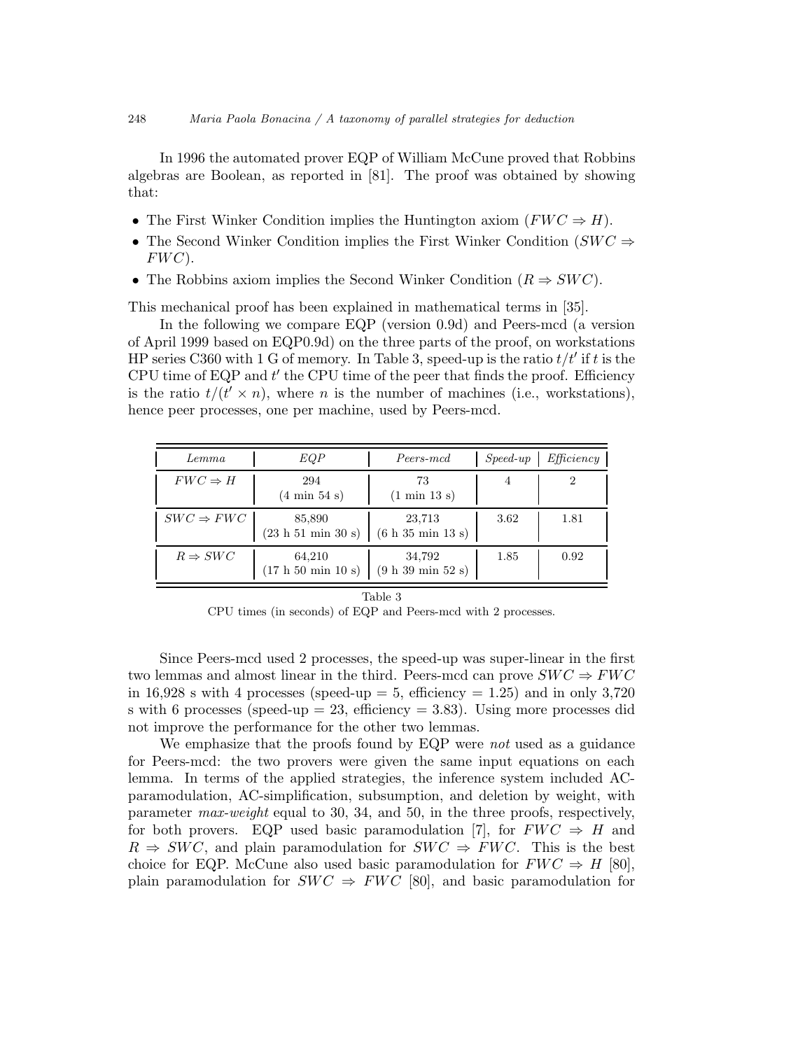In 1996 the automated prover EQP of William McCune proved that Robbins algebras are Boolean, as reported in [81]. The proof was obtained by showing that:

- The First Winker Condition implies the Huntington axiom ($FWC \Rightarrow H$).
- The Second Winker Condition implies the First Winker Condition ($SWC \Rightarrow FWC$).
- The Robbins axiom implies the Second Winker Condition ($R \Rightarrow SWC$).

This mechanical proof has been explained in mathematical terms in [35].

In the following we compare EQP (version 0.9d) and Peers-mcd (a version of April 1999 based on EQP0.9d) on the three parts of the proof, on workstations HP series C360 with 1 G of memory. In Table 3, speed-up is the ratio $t/t'$ if $t$ is the CPU time of EQP and $t'$ the CPU time of the peer that finds the proof. Efficiency is the ratio $t/(t' \times n)$, where $n$ is the number of machines (i.e., workstations), hence peer processes, one per machine, used by Peers-mcd.

| *Lemma* | *EQP* | *Peers-mcd* | *Speed-up* | *Efficiency* |
|---|---|---|---|---|
| $FWC \Rightarrow H$ | 294 (4 min 54 s) | 73 (1 min 13 s) | 4 | 2 |
| $SWC \Rightarrow FWC$ | 85,890 (23 h 51 min 30 s) | 23,713 (6 h 35 min 13 s) | 3.62 | 1.81 |
| $R \Rightarrow SWC$ | 64,210 (17 h 50 min 10 s) | 34,792 (9 h 39 min 52 s) | 1.85 | 0.92 |

Table 3

CPU times (in seconds) of EQP and Peers-mcd with 2 processes.

Since Peers-mcd used 2 processes, the speed-up was super-linear in the first two lemmas and almost linear in the third. Peers-mcd can prove $SWC \Rightarrow FWC$ in 16,928 s with 4 processes (speed-up = 5, efficiency = 1.25) and in only 3,720 s with 6 processes (speed-up = 23, efficiency = 3.83). Using more processes did not improve the performance for the other two lemmas.

We emphasize that the proofs found by EQP were *not* used as a guidance for Peers-mcd: the two provers were given the same input equations on each lemma. In terms of the applied strategies, the inference system included AC-paramodulation, AC-simplification, subsumption, and deletion by weight, with parameter *max-weight* equal to 30, 34, and 50, in the three proofs, respectively, for both provers. EQP used basic paramodulation [7], for $FWC \Rightarrow H$ and $R \Rightarrow SWC$, and plain paramodulation for $SWC \Rightarrow FWC$. This is the best choice for EQP. McCune also used basic paramodulation for $FWC \Rightarrow H$ [80], plain paramodulation for $SWC \Rightarrow FWC$ [80], and basic paramodulation for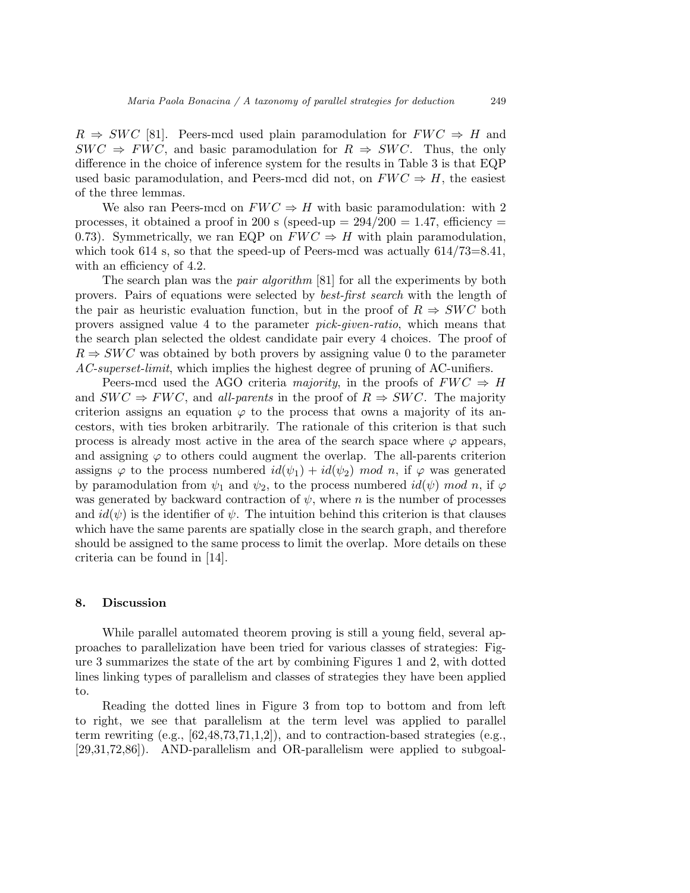$R \Rightarrow SWC$ [81]. Peers-mcd used plain paramodulation for $FWC \Rightarrow H$ and $SWC \Rightarrow FWC$, and basic paramodulation for $R \Rightarrow SWC$. Thus, the only difference in the choice of inference system for the results in Table 3 is that EQP used basic paramodulation, and Peers-mcd did not, on $FWC \Rightarrow H$, the easiest of the three lemmas.

We also ran Peers-mcd on $FWC \Rightarrow H$ with basic paramodulation: with 2 processes, it obtained a proof in 200 s (speed-up = 294/200 = 1.47, efficiency = 0.73). Symmetrically, we ran EQP on $FWC \Rightarrow H$ with plain paramodulation, which took 614 s, so that the speed-up of Peers-mcd was actually 614/73=8.41, with an efficiency of 4.2.

The search plan was the *pair algorithm* [81] for all the experiments by both provers. Pairs of equations were selected by *best-first search* with the length of the pair as heuristic evaluation function, but in the proof of $R \Rightarrow SWC$ both provers assigned value 4 to the parameter *pick-given-ratio*, which means that the search plan selected the oldest candidate pair every 4 choices. The proof of $R \Rightarrow SWC$ was obtained by both provers by assigning value 0 to the parameter *AC-superset-limit*, which implies the highest degree of pruning of AC-unifiers.

Peers-mcd used the AGO criteria *majority*, in the proofs of $FWC \Rightarrow H$ and $SWC \Rightarrow FWC$, and *all-parents* in the proof of $R \Rightarrow SWC$. The majority criterion assigns an equation $\varphi$ to the process that owns a majority of its ancestors, with ties broken arbitrarily. The rationale of this criterion is that such process is already most active in the area of the search space where $\varphi$ appears, and assigning $\varphi$ to others could augment the overlap. The all-parents criterion assigns $\varphi$ to the process numbered $id(\psi_1) + id(\psi_2)\ mod\ n$, if $\varphi$ was generated by paramodulation from $\psi_1$ and $\psi_2$, to the process numbered $id(\psi)\ mod\ n$, if $\varphi$ was generated by backward contraction of $\psi$, where $n$ is the number of processes and $id(\psi)$ is the identifier of $\psi$. The intuition behind this criterion is that clauses which have the same parents are spatially close in the search graph, and therefore should be assigned to the same process to limit the overlap. More details on these criteria can be found in [14].

## 8. Discussion

While parallel automated theorem proving is still a young field, several approaches to parallelization have been tried for various classes of strategies: Figure 3 summarizes the state of the art by combining Figures 1 and 2, with dotted lines linking types of parallelism and classes of strategies they have been applied to.

Reading the dotted lines in Figure 3 from top to bottom and from left to right, we see that parallelism at the term level was applied to parallel term rewriting (e.g., [62,48,73,71,1,2]), and to contraction-based strategies (e.g., [29,31,72,86]). AND-parallelism and OR-parallelism were applied to subgoal-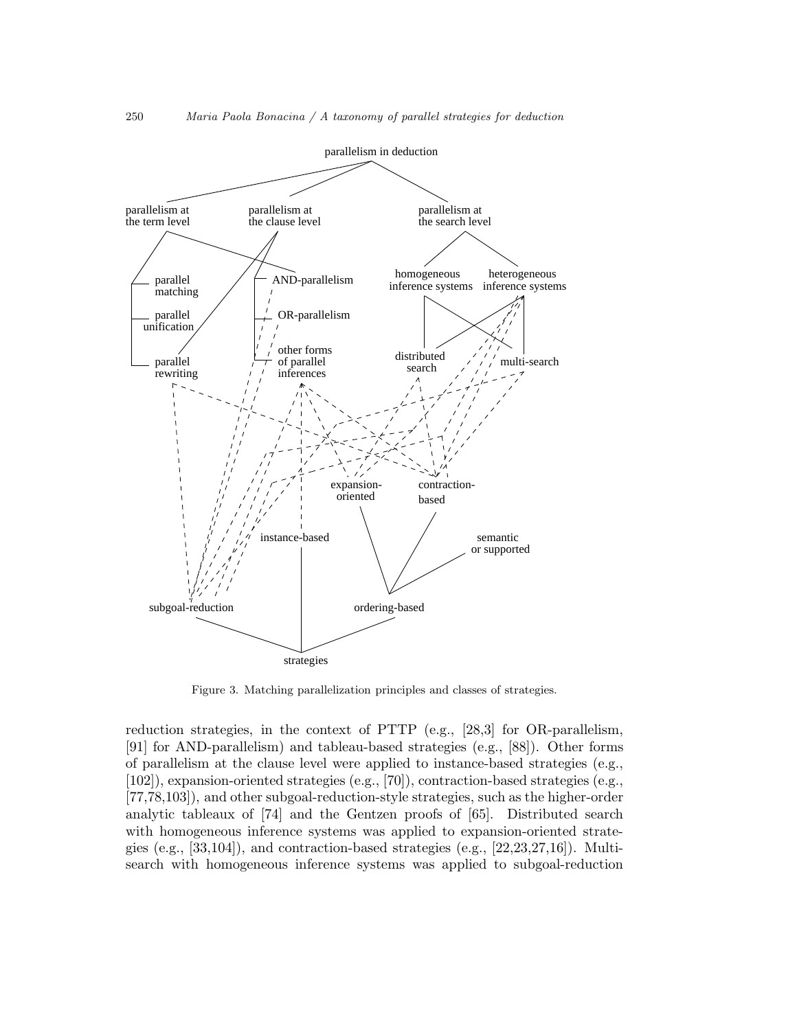parallelism in deduction

parallelism at the term level

parallelism at the clause level

parallelism at the search level

parallel matching

parallel unification

parallel rewriting

AND-parallelism

OR-parallelism

other forms of parallel inferences

homogeneous inference systems

heterogeneous inference systems

distributed search

multi-search

expansion-oriented

contraction-based

instance-based

semantic or supported

subgoal-reduction

ordering-based

strategies

Figure 3. Matching parallelization principles and classes of strategies.

reduction strategies, in the context of PTTP (e.g., [28,3] for OR-parallelism, [91] for AND-parallelism) and tableau-based strategies (e.g., [88]). Other forms of parallelism at the clause level were applied to instance-based strategies (e.g., [102]), expansion-oriented strategies (e.g., [70]), contraction-based strategies (e.g., [77,78,103]), and other subgoal-reduction-style strategies, such as the higher-order analytic tableaux of [74] and the Gentzen proofs of [65]. Distributed search with homogeneous inference systems was applied to expansion-oriented strategies (e.g., [33,104]), and contraction-based strategies (e.g., [22,23,27,16]). Multi-search with homogeneous inference systems was applied to subgoal-reduction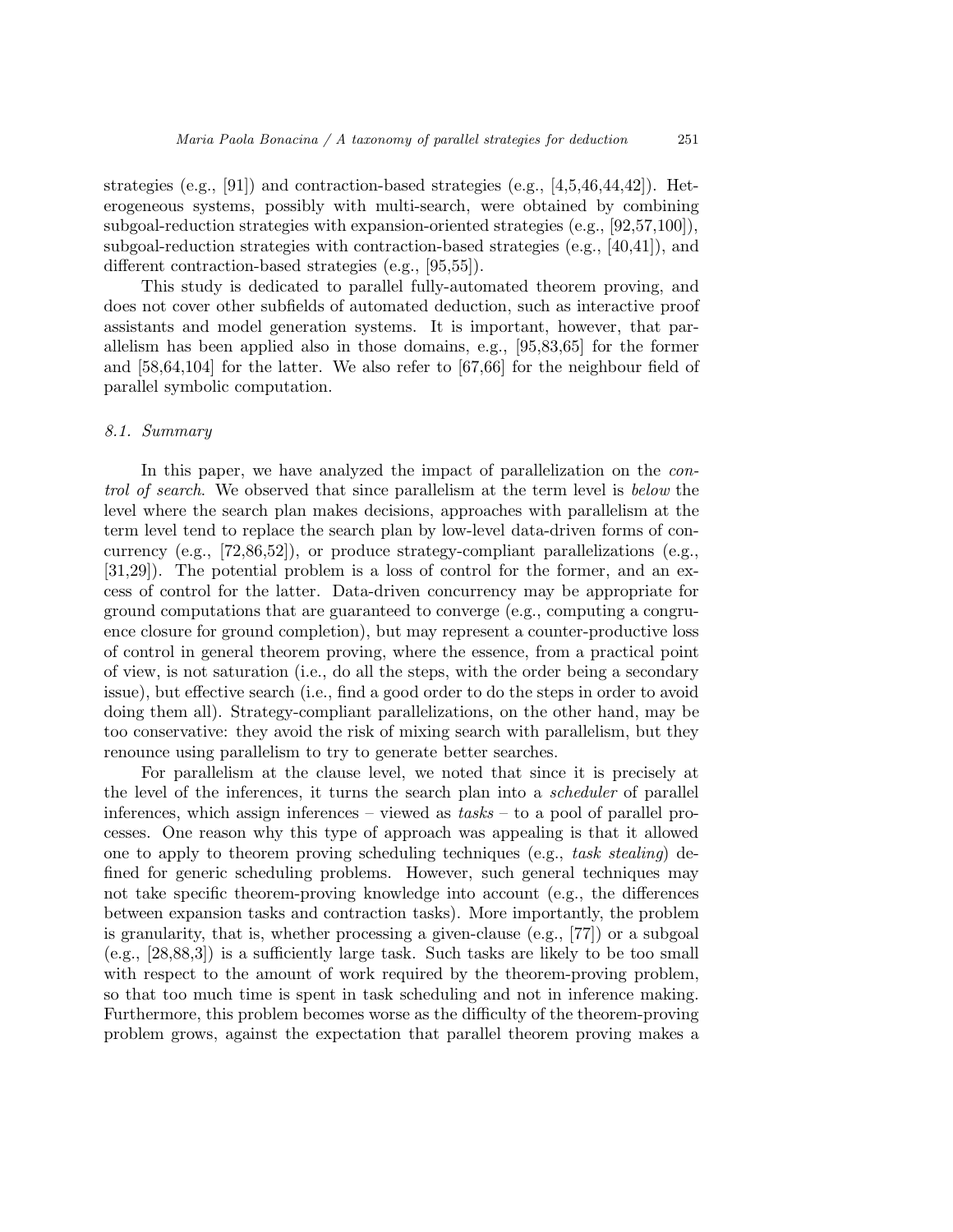strategies (e.g., [91]) and contraction-based strategies (e.g., [4,5,46,44,42]). Heterogeneous systems, possibly with multi-search, were obtained by combining subgoal-reduction strategies with expansion-oriented strategies (e.g., [92,57,100]), subgoal-reduction strategies with contraction-based strategies (e.g., [40,41]), and different contraction-based strategies (e.g., [95,55]).

This study is dedicated to parallel fully-automated theorem proving, and does not cover other subfields of automated deduction, such as interactive proof assistants and model generation systems. It is important, however, that parallelism has been applied also in those domains, e.g., [95,83,65] for the former and [58,64,104] for the latter. We also refer to [67,66] for the neighbour field of parallel symbolic computation.

### *8.1. Summary*

In this paper, we have analyzed the impact of parallelization on the *control of search*. We observed that since parallelism at the term level is *below* the level where the search plan makes decisions, approaches with parallelism at the term level tend to replace the search plan by low-level data-driven forms of concurrency (e.g., [72,86,52]), or produce strategy-compliant parallelizations (e.g., [31,29]). The potential problem is a loss of control for the former, and an excess of control for the latter. Data-driven concurrency may be appropriate for ground computations that are guaranteed to converge (e.g., computing a congruence closure for ground completion), but may represent a counter-productive loss of control in general theorem proving, where the essence, from a practical point of view, is not saturation (i.e., do all the steps, with the order being a secondary issue), but effective search (i.e., find a good order to do the steps in order to avoid doing them all). Strategy-compliant parallelizations, on the other hand, may be too conservative: they avoid the risk of mixing search with parallelism, but they renounce using parallelism to try to generate better searches.

For parallelism at the clause level, we noted that since it is precisely at the level of the inferences, it turns the search plan into a *scheduler* of parallel inferences, which assign inferences – viewed as *tasks* – to a pool of parallel processes. One reason why this type of approach was appealing is that it allowed one to apply to theorem proving scheduling techniques (e.g., *task stealing*) defined for generic scheduling problems. However, such general techniques may not take specific theorem-proving knowledge into account (e.g., the differences between expansion tasks and contraction tasks). More importantly, the problem is granularity, that is, whether processing a given-clause (e.g., [77]) or a subgoal (e.g., [28,88,3]) is a sufficiently large task. Such tasks are likely to be too small with respect to the amount of work required by the theorem-proving problem, so that too much time is spent in task scheduling and not in inference making. Furthermore, this problem becomes worse as the difficulty of the theorem-proving problem grows, against the expectation that parallel theorem proving makes a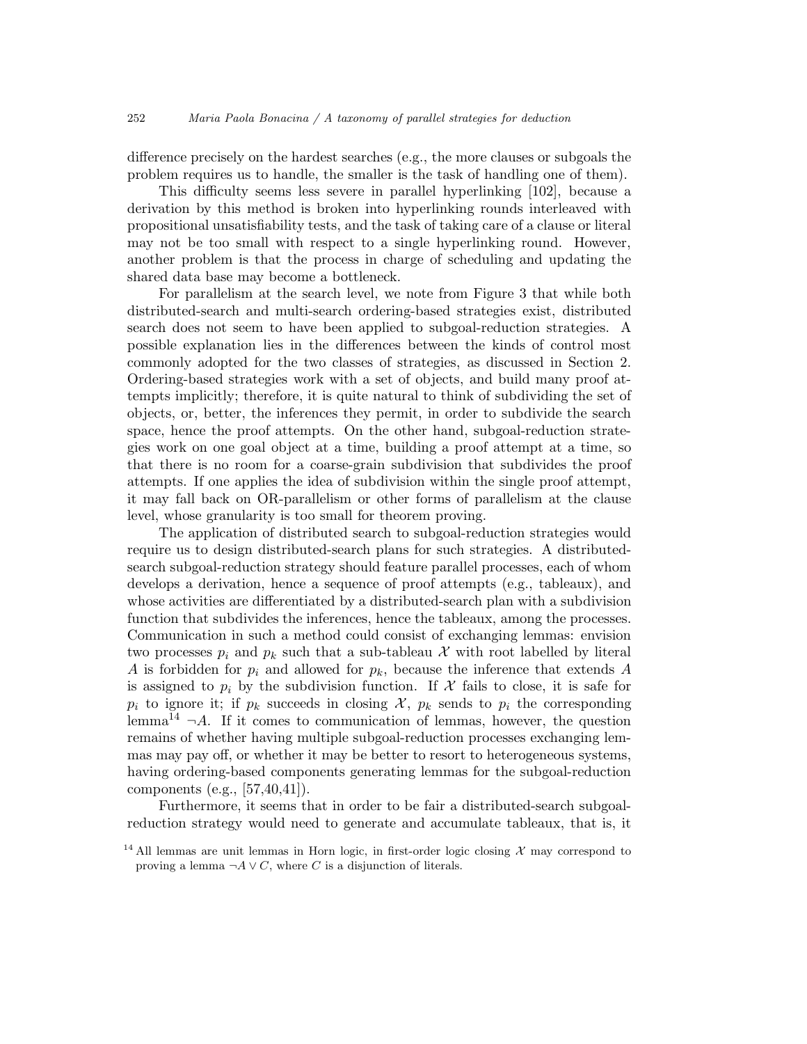difference precisely on the hardest searches (e.g., the more clauses or subgoals the problem requires us to handle, the smaller is the task of handling one of them).

This difficulty seems less severe in parallel hyperlinking [102], because a derivation by this method is broken into hyperlinking rounds interleaved with propositional unsatisfiability tests, and the task of taking care of a clause or literal may not be too small with respect to a single hyperlinking round. However, another problem is that the process in charge of scheduling and updating the shared data base may become a bottleneck.

For parallelism at the search level, we note from Figure 3 that while both distributed-search and multi-search ordering-based strategies exist, distributed search does not seem to have been applied to subgoal-reduction strategies. A possible explanation lies in the differences between the kinds of control most commonly adopted for the two classes of strategies, as discussed in Section 2. Ordering-based strategies work with a set of objects, and build many proof attempts implicitly; therefore, it is quite natural to think of subdividing the set of objects, or, better, the inferences they permit, in order to subdivide the search space, hence the proof attempts. On the other hand, subgoal-reduction strategies work on one goal object at a time, building a proof attempt at a time, so that there is no room for a coarse-grain subdivision that subdivides the proof attempts. If one applies the idea of subdivision within the single proof attempt, it may fall back on OR-parallelism or other forms of parallelism at the clause level, whose granularity is too small for theorem proving.

The application of distributed search to subgoal-reduction strategies would require us to design distributed-search plans for such strategies. A distributed-search subgoal-reduction strategy should feature parallel processes, each of whom develops a derivation, hence a sequence of proof attempts (e.g., tableaux), and whose activities are differentiated by a distributed-search plan with a subdivision function that subdivides the inferences, hence the tableaux, among the processes. Communication in such a method could consist of exchanging lemmas: envision two processes $p_i$ and $p_k$ such that a sub-tableau $\mathcal{X}$ with root labelled by literal $A$ is forbidden for $p_i$ and allowed for $p_k$, because the inference that extends $A$ is assigned to $p_i$ by the subdivision function. If $\mathcal{X}$ fails to close, it is safe for $p_i$ to ignore it; if $p_k$ succeeds in closing $\mathcal{X}$, $p_k$ sends to $p_i$ the corresponding lemma[14] $\neg A$. If it comes to communication of lemmas, however, the question remains of whether having multiple subgoal-reduction processes exchanging lemmas may pay off, or whether it may be better to resort to heterogeneous systems, having ordering-based components generating lemmas for the subgoal-reduction components (e.g., [57,40,41]).

Furthermore, it seems that in order to be fair a distributed-search subgoal-reduction strategy would need to generate and accumulate tableaux, that is, it

[14] All lemmas are unit lemmas in Horn logic, in first-order logic closing $\mathcal{X}$ may correspond to proving a lemma $\neg A \vee C$, where $C$ is a disjunction of literals.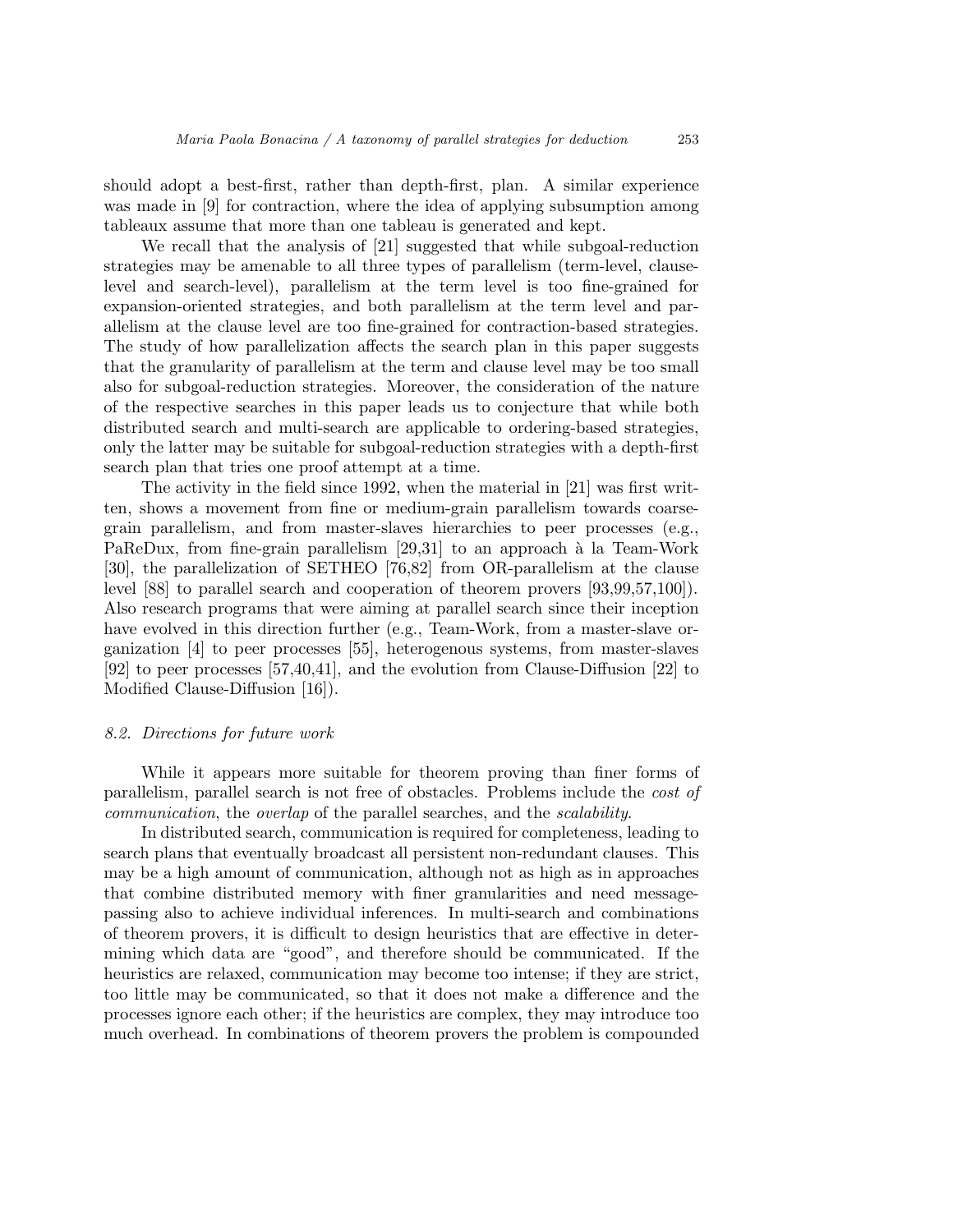should adopt a best-first, rather than depth-first, plan. A similar experience was made in [9] for contraction, where the idea of applying subsumption among tableaux assume that more than one tableau is generated and kept.

We recall that the analysis of [21] suggested that while subgoal-reduction strategies may be amenable to all three types of parallelism (term-level, clause-level and search-level), parallelism at the term level is too fine-grained for expansion-oriented strategies, and both parallelism at the term level and parallelism at the clause level are too fine-grained for contraction-based strategies. The study of how parallelization affects the search plan in this paper suggests that the granularity of parallelism at the term and clause level may be too small also for subgoal-reduction strategies. Moreover, the consideration of the nature of the respective searches in this paper leads us to conjecture that while both distributed search and multi-search are applicable to ordering-based strategies, only the latter may be suitable for subgoal-reduction strategies with a depth-first search plan that tries one proof attempt at a time.

The activity in the field since 1992, when the material in [21] was first written, shows a movement from fine or medium-grain parallelism towards coarse-grain parallelism, and from master-slaves hierarchies to peer processes (e.g., PaReDux, from fine-grain parallelism [29,31] to an approach à la Team-Work [30], the parallelization of SETHEO [76,82] from OR-parallelism at the clause level [88] to parallel search and cooperation of theorem provers [93,99,57,100]). Also research programs that were aiming at parallel search since their inception have evolved in this direction further (e.g., Team-Work, from a master-slave organization [4] to peer processes [55], heterogenous systems, from master-slaves [92] to peer processes [57,40,41], and the evolution from Clause-Diffusion [22] to Modified Clause-Diffusion [16]).

### 8.2. Directions for future work

While it appears more suitable for theorem proving than finer forms of parallelism, parallel search is not free of obstacles. Problems include the *cost of communication*, the *overlap* of the parallel searches, and the *scalability*.

In distributed search, communication is required for completeness, leading to search plans that eventually broadcast all persistent non-redundant clauses. This may be a high amount of communication, although not as high as in approaches that combine distributed memory with finer granularities and need message-passing also to achieve individual inferences. In multi-search and combinations of theorem provers, it is difficult to design heuristics that are effective in determining which data are "good", and therefore should be communicated. If the heuristics are relaxed, communication may become too intense; if they are strict, too little may be communicated, so that it does not make a difference and the processes ignore each other; if the heuristics are complex, they may introduce too much overhead. In combinations of theorem provers the problem is compounded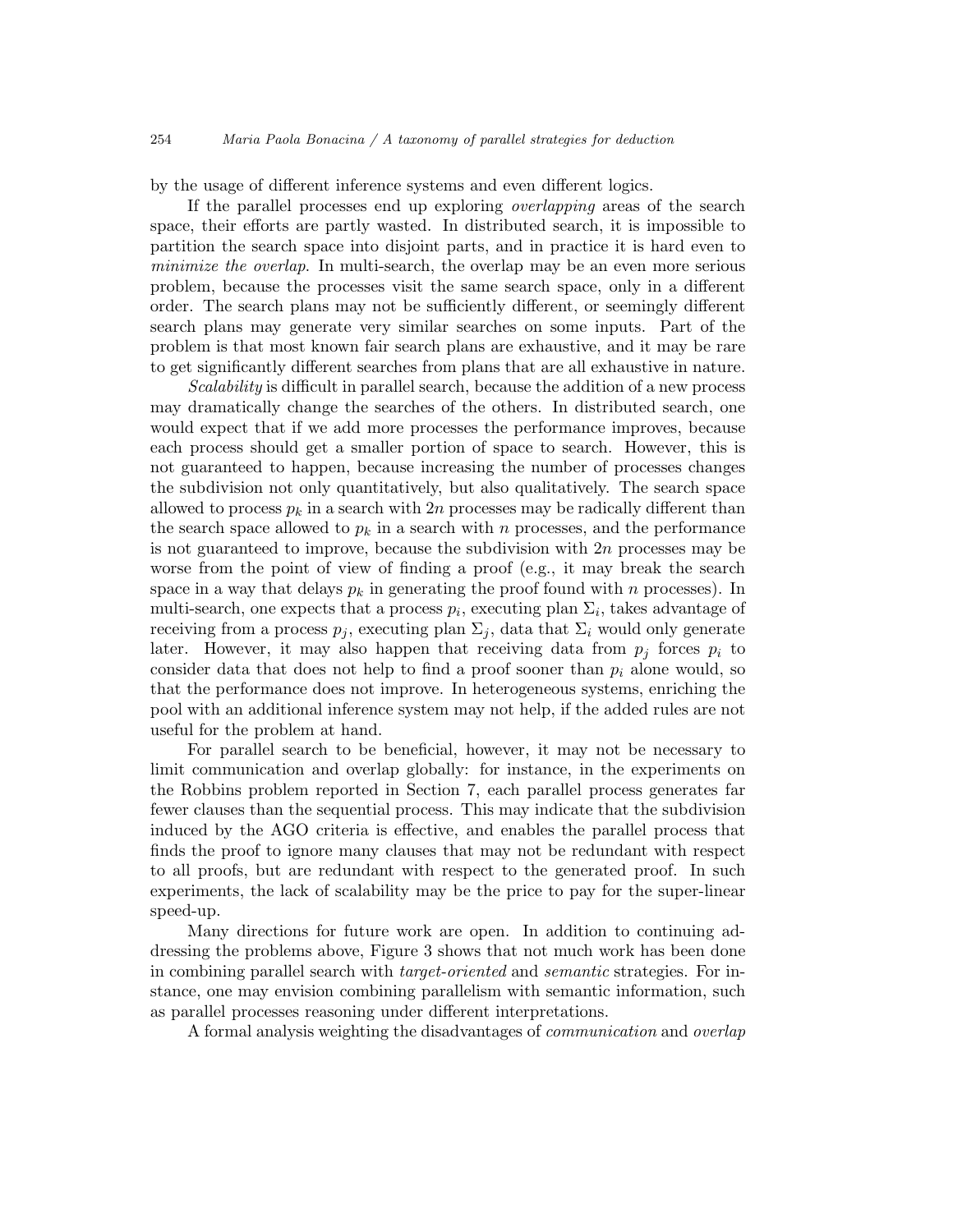by the usage of different inference systems and even different logics.

If the parallel processes end up exploring *overlapping* areas of the search space, their efforts are partly wasted. In distributed search, it is impossible to partition the search space into disjoint parts, and in practice it is hard even to *minimize the overlap*. In multi-search, the overlap may be an even more serious problem, because the processes visit the same search space, only in a different order. The search plans may not be sufficiently different, or seemingly different search plans may generate very similar searches on some inputs. Part of the problem is that most known fair search plans are exhaustive, and it may be rare to get significantly different searches from plans that are all exhaustive in nature.

*Scalability* is difficult in parallel search, because the addition of a new process may dramatically change the searches of the others. In distributed search, one would expect that if we add more processes the performance improves, because each process should get a smaller portion of space to search. However, this is not guaranteed to happen, because increasing the number of processes changes the subdivision not only quantitatively, but also qualitatively. The search space allowed to process $p_k$ in a search with $2n$ processes may be radically different than the search space allowed to $p_k$ in a search with $n$ processes, and the performance is not guaranteed to improve, because the subdivision with $2n$ processes may be worse from the point of view of finding a proof (e.g., it may break the search space in a way that delays $p_k$ in generating the proof found with $n$ processes). In multi-search, one expects that a process $p_i$, executing plan $\Sigma_i$, takes advantage of receiving from a process $p_j$, executing plan $\Sigma_j$, data that $\Sigma_i$ would only generate later. However, it may also happen that receiving data from $p_j$ forces $p_i$ to consider data that does not help to find a proof sooner than $p_i$ alone would, so that the performance does not improve. In heterogeneous systems, enriching the pool with an additional inference system may not help, if the added rules are not useful for the problem at hand.

For parallel search to be beneficial, however, it may not be necessary to limit communication and overlap globally: for instance, in the experiments on the Robbins problem reported in Section 7, each parallel process generates far fewer clauses than the sequential process. This may indicate that the subdivision induced by the AGO criteria is effective, and enables the parallel process that finds the proof to ignore many clauses that may not be redundant with respect to all proofs, but are redundant with respect to the generated proof. In such experiments, the lack of scalability may be the price to pay for the super-linear speed-up.

Many directions for future work are open. In addition to continuing addressing the problems above, Figure 3 shows that not much work has been done in combining parallel search with *target-oriented* and *semantic* strategies. For instance, one may envision combining parallelism with semantic information, such as parallel processes reasoning under different interpretations.

A formal analysis weighting the disadvantages of *communication* and *overlap*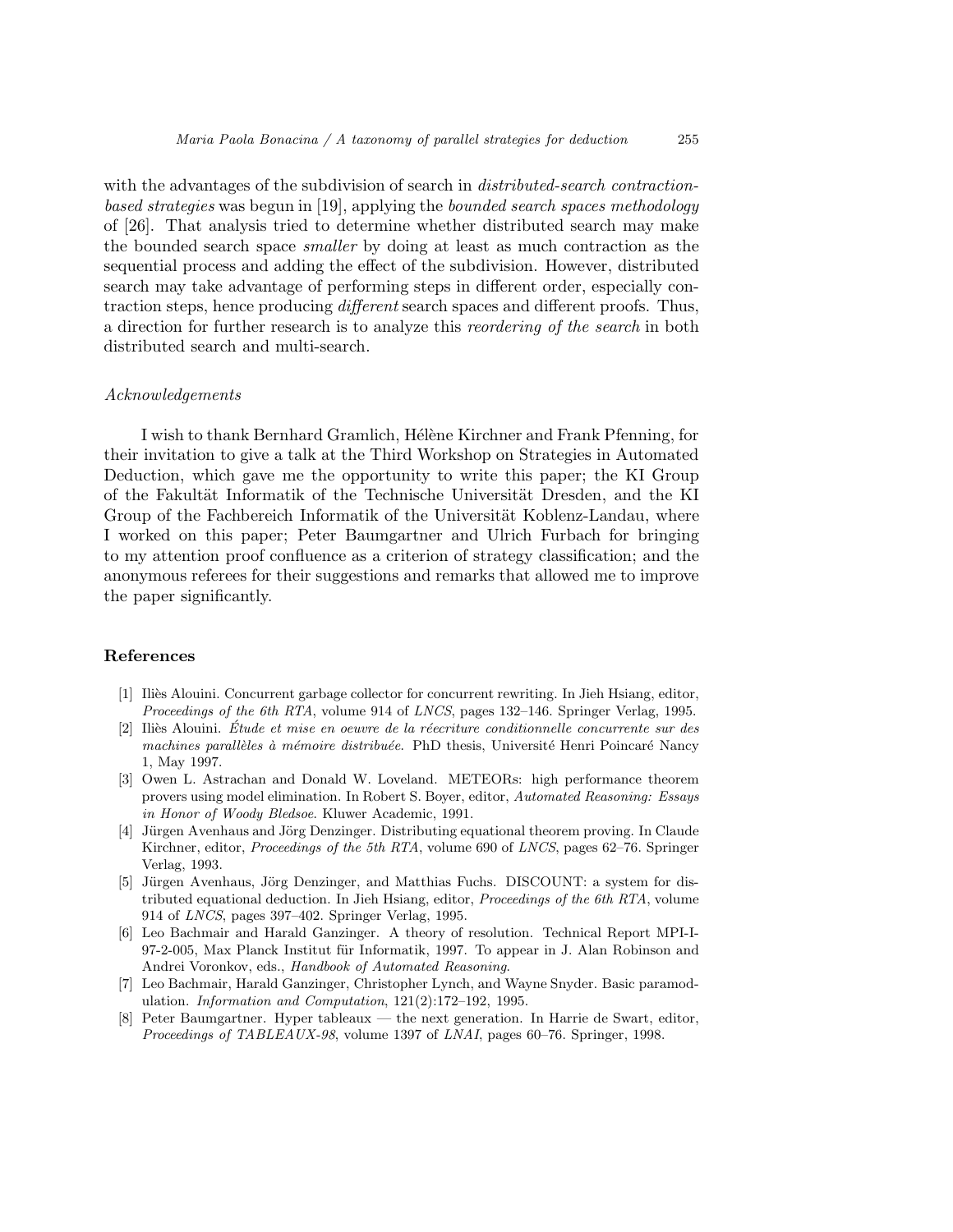with the advantages of the subdivision of search in *distributed-search contraction-based strategies* was begun in [19], applying the *bounded search spaces methodology* of [26]. That analysis tried to determine whether distributed search may make the bounded search space *smaller* by doing at least as much contraction as the sequential process and adding the effect of the subdivision. However, distributed search may take advantage of performing steps in different order, especially contraction steps, hence producing *different* search spaces and different proofs. Thus, a direction for further research is to analyze this *reordering of the search* in both distributed search and multi-search.

*Acknowledgements*

I wish to thank Bernhard Gramlich, Hélène Kirchner and Frank Pfenning, for their invitation to give a talk at the Third Workshop on Strategies in Automated Deduction, which gave me the opportunity to write this paper; the KI Group of the Fakultät Informatik of the Technische Universität Dresden, and the KI Group of the Fachbereich Informatik of the Universität Koblenz-Landau, where I worked on this paper; Peter Baumgartner and Ulrich Furbach for bringing to my attention proof confluence as a criterion of strategy classification; and the anonymous referees for their suggestions and remarks that allowed me to improve the paper significantly.

## References

[1] Iliès Alouini. Concurrent garbage collector for concurrent rewriting. In Jieh Hsiang, editor, *Proceedings of the 6th RTA*, volume 914 of *LNCS*, pages 132–146. Springer Verlag, 1995.

[2] Iliès Alouini. *Étude et mise en oeuvre de la réecriture conditionnelle concurrente sur des machines parallèles à mémoire distribuée*. PhD thesis, Université Henri Poincaré Nancy 1, May 1997.

[3] Owen L. Astrachan and Donald W. Loveland. METEORs: high performance theorem provers using model elimination. In Robert S. Boyer, editor, *Automated Reasoning: Essays in Honor of Woody Bledsoe*. Kluwer Academic, 1991.

[4] Jürgen Avenhaus and Jörg Denzinger. Distributing equational theorem proving. In Claude Kirchner, editor, *Proceedings of the 5th RTA*, volume 690 of *LNCS*, pages 62–76. Springer Verlag, 1993.

[5] Jürgen Avenhaus, Jörg Denzinger, and Matthias Fuchs. DISCOUNT: a system for distributed equational deduction. In Jieh Hsiang, editor, *Proceedings of the 6th RTA*, volume 914 of *LNCS*, pages 397–402. Springer Verlag, 1995.

[6] Leo Bachmair and Harald Ganzinger. A theory of resolution. Technical Report MPI-I-97-2-005, Max Planck Institut für Informatik, 1997. To appear in J. Alan Robinson and Andrei Voronkov, eds., *Handbook of Automated Reasoning*.

[7] Leo Bachmair, Harald Ganzinger, Christopher Lynch, and Wayne Snyder. Basic paramodulation. *Information and Computation*, 121(2):172–192, 1995.

[8] Peter Baumgartner. Hyper tableaux — the next generation. In Harrie de Swart, editor, *Proceedings of TABLEAUX-98*, volume 1397 of *LNAI*, pages 60–76. Springer, 1998.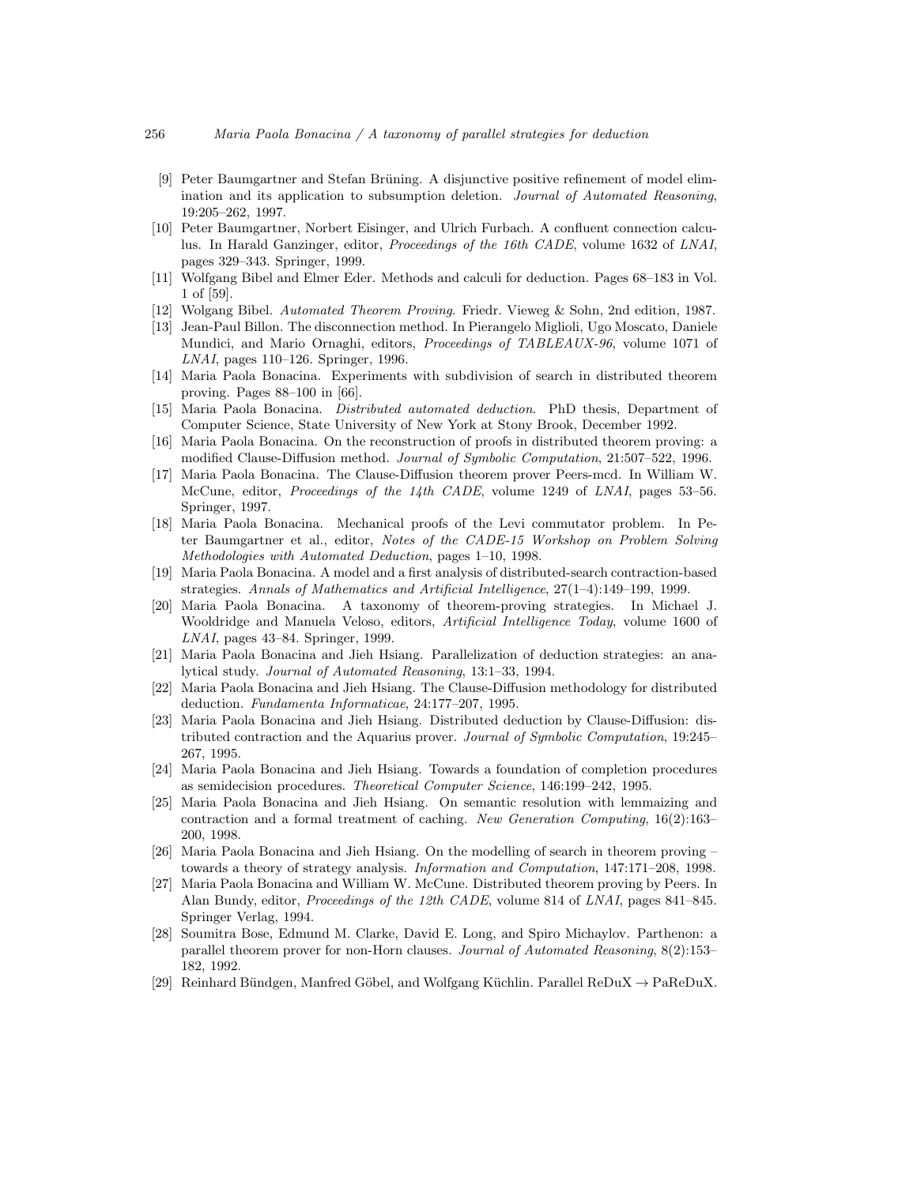[9] Peter Baumgartner and Stefan Brüning. A disjunctive positive refinement of model elimination and its application to subsumption deletion. *Journal of Automated Reasoning*, 19:205–262, 1997.

[10] Peter Baumgartner, Norbert Eisinger, and Ulrich Furbach. A confluent connection calculus. In Harald Ganzinger, editor, *Proceedings of the 16th CADE*, volume 1632 of *LNAI*, pages 329–343. Springer, 1999.

[11] Wolfgang Bibel and Elmer Eder. Methods and calculi for deduction. Pages 68–183 in Vol. 1 of [59].

[12] Wolgang Bibel. *Automated Theorem Proving*. Friedr. Vieweg & Sohn, 2nd edition, 1987.

[13] Jean-Paul Billon. The disconnection method. In Pierangelo Miglioli, Ugo Moscato, Daniele Mundici, and Mario Ornaghi, editors, *Proceedings of TABLEAUX-96*, volume 1071 of *LNAI*, pages 110–126. Springer, 1996.

[14] Maria Paola Bonacina. Experiments with subdivision of search in distributed theorem proving. Pages 88–100 in [66].

[15] Maria Paola Bonacina. *Distributed automated deduction*. PhD thesis, Department of Computer Science, State University of New York at Stony Brook, December 1992.

[16] Maria Paola Bonacina. On the reconstruction of proofs in distributed theorem proving: a modified Clause-Diffusion method. *Journal of Symbolic Computation*, 21:507–522, 1996.

[17] Maria Paola Bonacina. The Clause-Diffusion theorem prover Peers-mcd. In William W. McCune, editor, *Proceedings of the 14th CADE*, volume 1249 of *LNAI*, pages 53–56. Springer, 1997.

[18] Maria Paola Bonacina. Mechanical proofs of the Levi commutator problem. In Peter Baumgartner et al., editor, *Notes of the CADE-15 Workshop on Problem Solving Methodologies with Automated Deduction*, pages 1–10, 1998.

[19] Maria Paola Bonacina. A model and a first analysis of distributed-search contraction-based strategies. *Annals of Mathematics and Artificial Intelligence*, 27(1–4):149–199, 1999.

[20] Maria Paola Bonacina. A taxonomy of theorem-proving strategies. In Michael J. Wooldridge and Manuela Veloso, editors, *Artificial Intelligence Today*, volume 1600 of *LNAI*, pages 43–84. Springer, 1999.

[21] Maria Paola Bonacina and Jieh Hsiang. Parallelization of deduction strategies: an analytical study. *Journal of Automated Reasoning*, 13:1–33, 1994.

[22] Maria Paola Bonacina and Jieh Hsiang. The Clause-Diffusion methodology for distributed deduction. *Fundamenta Informaticae*, 24:177–207, 1995.

[23] Maria Paola Bonacina and Jieh Hsiang. Distributed deduction by Clause-Diffusion: distributed contraction and the Aquarius prover. *Journal of Symbolic Computation*, 19:245–267, 1995.

[24] Maria Paola Bonacina and Jieh Hsiang. Towards a foundation of completion procedures as semidecision procedures. *Theoretical Computer Science*, 146:199–242, 1995.

[25] Maria Paola Bonacina and Jieh Hsiang. On semantic resolution with lemmaizing and contraction and a formal treatment of caching. *New Generation Computing*, 16(2):163–200, 1998.

[26] Maria Paola Bonacina and Jieh Hsiang. On the modelling of search in theorem proving – towards a theory of strategy analysis. *Information and Computation*, 147:171–208, 1998.

[27] Maria Paola Bonacina and William W. McCune. Distributed theorem proving by Peers. In Alan Bundy, editor, *Proceedings of the 12th CADE*, volume 814 of *LNAI*, pages 841–845. Springer Verlag, 1994.

[28] Soumitra Bose, Edmund M. Clarke, David E. Long, and Spiro Michaylov. Parthenon: a parallel theorem prover for non-Horn clauses. *Journal of Automated Reasoning*, 8(2):153–182, 1992.

[29] Reinhard Bündgen, Manfred Göbel, and Wolfgang Küchlin. Parallel ReDuX $\rightarrow$ PaReDuX.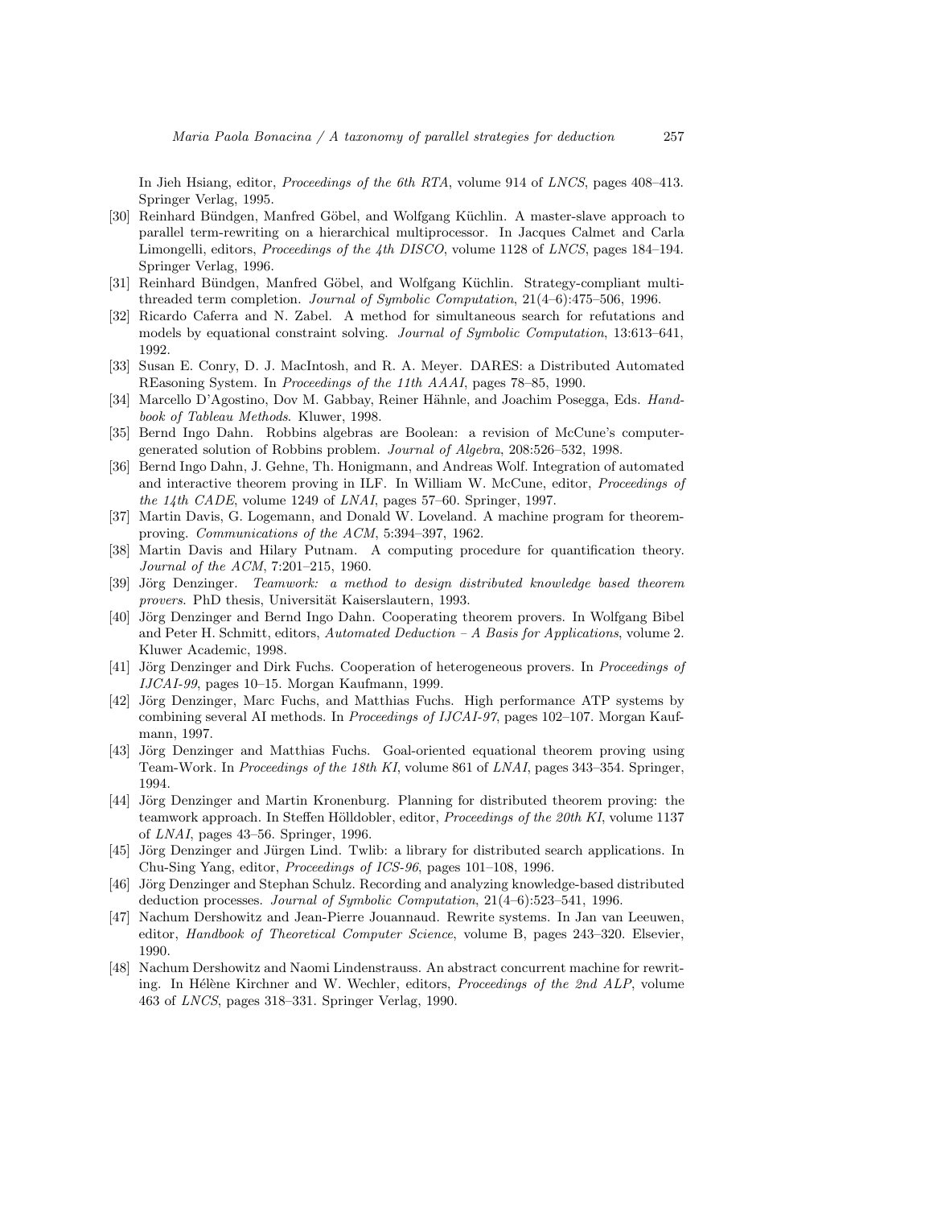In Jieh Hsiang, editor, *Proceedings of the 6th RTA*, volume 914 of *LNCS*, pages 408–413. Springer Verlag, 1995.

[30] Reinhard Bündgen, Manfred Göbel, and Wolfgang Küchlin. A master-slave approach to parallel term-rewriting on a hierarchical multiprocessor. In Jacques Calmet and Carla Limongelli, editors, *Proceedings of the 4th DISCO*, volume 1128 of *LNCS*, pages 184–194. Springer Verlag, 1996.

[31] Reinhard Bündgen, Manfred Göbel, and Wolfgang Küchlin. Strategy-compliant multi-threaded term completion. *Journal of Symbolic Computation*, 21(4–6):475–506, 1996.

[32] Ricardo Caferra and N. Zabel. A method for simultaneous search for refutations and models by equational constraint solving. *Journal of Symbolic Computation*, 13:613–641, 1992.

[33] Susan E. Conry, D. J. MacIntosh, and R. A. Meyer. DARES: a Distributed Automated REasoning System. In *Proceedings of the 11th AAAI*, pages 78–85, 1990.

[34] Marcello D'Agostino, Dov M. Gabbay, Reiner Hähnle, and Joachim Posegga, Eds. *Handbook of Tableau Methods*. Kluwer, 1998.

[35] Bernd Ingo Dahn. Robbins algebras are Boolean: a revision of McCune's computer-generated solution of Robbins problem. *Journal of Algebra*, 208:526–532, 1998.

[36] Bernd Ingo Dahn, J. Gehne, Th. Honigmann, and Andreas Wolf. Integration of automated and interactive theorem proving in ILF. In William W. McCune, editor, *Proceedings of the 14th CADE*, volume 1249 of *LNAI*, pages 57–60. Springer, 1997.

[37] Martin Davis, G. Logemann, and Donald W. Loveland. A machine program for theorem-proving. *Communications of the ACM*, 5:394–397, 1962.

[38] Martin Davis and Hilary Putnam. A computing procedure for quantification theory. *Journal of the ACM*, 7:201–215, 1960.

[39] Jörg Denzinger. *Teamwork: a method to design distributed knowledge based theorem provers*. PhD thesis, Universität Kaiserslautern, 1993.

[40] Jörg Denzinger and Bernd Ingo Dahn. Cooperating theorem provers. In Wolfgang Bibel and Peter H. Schmitt, editors, *Automated Deduction – A Basis for Applications*, volume 2. Kluwer Academic, 1998.

[41] Jörg Denzinger and Dirk Fuchs. Cooperation of heterogeneous provers. In *Proceedings of IJCAI-99*, pages 10–15. Morgan Kaufmann, 1999.

[42] Jörg Denzinger, Marc Fuchs, and Matthias Fuchs. High performance ATP systems by combining several AI methods. In *Proceedings of IJCAI-97*, pages 102–107. Morgan Kaufmann, 1997.

[43] Jörg Denzinger and Matthias Fuchs. Goal-oriented equational theorem proving using Team-Work. In *Proceedings of the 18th KI*, volume 861 of *LNAI*, pages 343–354. Springer, 1994.

[44] Jörg Denzinger and Martin Kronenburg. Planning for distributed theorem proving: the teamwork approach. In Steffen Hölldobler, editor, *Proceedings of the 20th KI*, volume 1137 of *LNAI*, pages 43–56. Springer, 1996.

[45] Jörg Denzinger and Jürgen Lind. Twlib: a library for distributed search applications. In Chu-Sing Yang, editor, *Proceedings of ICS-96*, pages 101–108, 1996.

[46] Jörg Denzinger and Stephan Schulz. Recording and analyzing knowledge-based distributed deduction processes. *Journal of Symbolic Computation*, 21(4–6):523–541, 1996.

[47] Nachum Dershowitz and Jean-Pierre Jouannaud. Rewrite systems. In Jan van Leeuwen, editor, *Handbook of Theoretical Computer Science*, volume B, pages 243–320. Elsevier, 1990.

[48] Nachum Dershowitz and Naomi Lindenstrauss. An abstract concurrent machine for rewriting. In Hélène Kirchner and W. Wechler, editors, *Proceedings of the 2nd ALP*, volume 463 of *LNCS*, pages 318–331. Springer Verlag, 1990.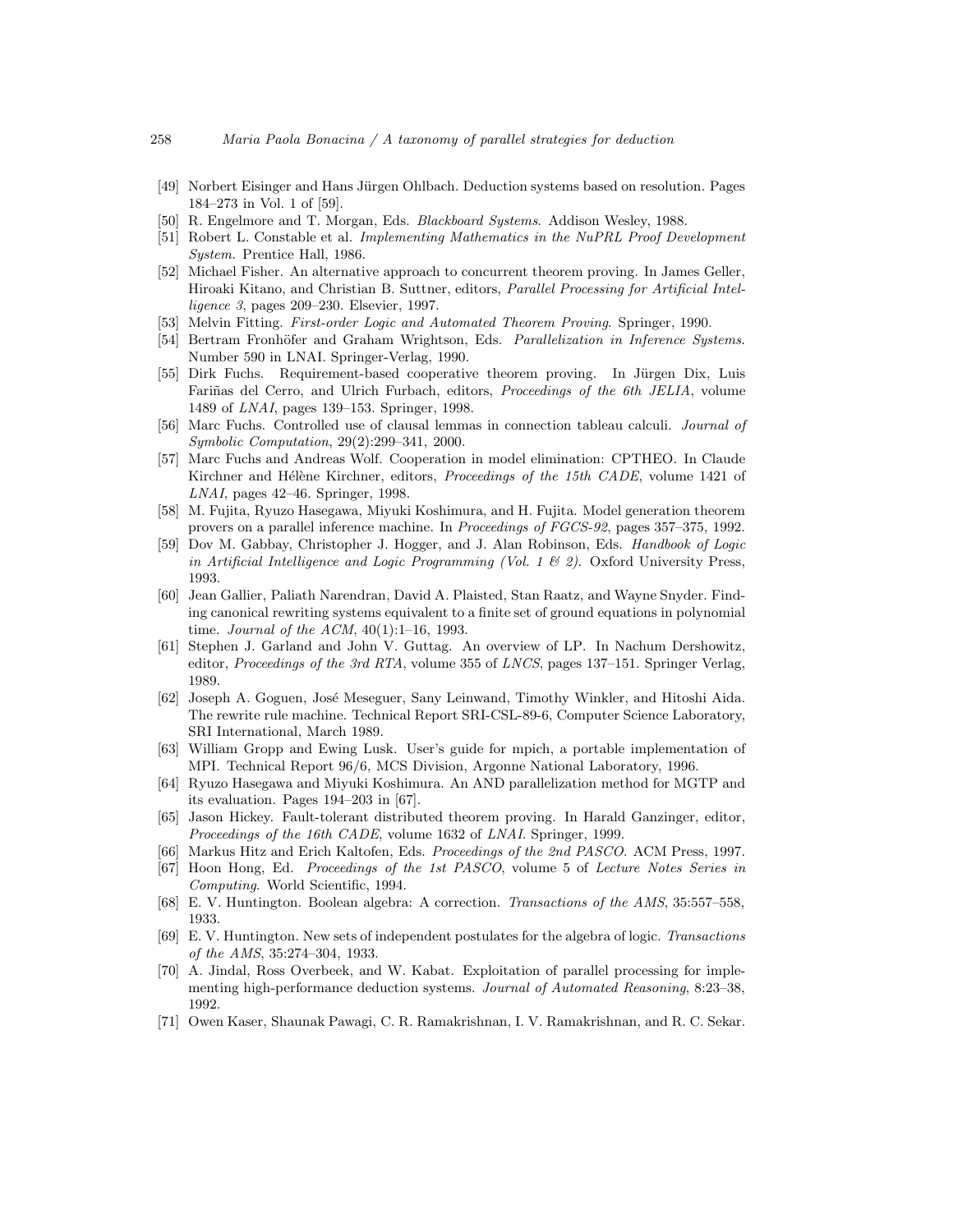[49] Norbert Eisinger and Hans Jürgen Ohlbach. Deduction systems based on resolution. Pages 184–273 in Vol. 1 of [59].

[50] R. Engelmore and T. Morgan, Eds. *Blackboard Systems*. Addison Wesley, 1988.

[51] Robert L. Constable et al. *Implementing Mathematics in the NuPRL Proof Development System*. Prentice Hall, 1986.

[52] Michael Fisher. An alternative approach to concurrent theorem proving. In James Geller, Hiroaki Kitano, and Christian B. Suttner, editors, *Parallel Processing for Artificial Intelligence 3*, pages 209–230. Elsevier, 1997.

[53] Melvin Fitting. *First-order Logic and Automated Theorem Proving*. Springer, 1990.

[54] Bertram Fronhöfer and Graham Wrightson, Eds. *Parallelization in Inference Systems*. Number 590 in LNAI. Springer-Verlag, 1990.

[55] Dirk Fuchs. Requirement-based cooperative theorem proving. In Jürgen Dix, Luis Fariñas del Cerro, and Ulrich Furbach, editors, *Proceedings of the 6th JELIA*, volume 1489 of *LNAI*, pages 139–153. Springer, 1998.

[56] Marc Fuchs. Controlled use of clausal lemmas in connection tableau calculi. *Journal of Symbolic Computation*, 29(2):299–341, 2000.

[57] Marc Fuchs and Andreas Wolf. Cooperation in model elimination: CPTHEO. In Claude Kirchner and Hélène Kirchner, editors, *Proceedings of the 15th CADE*, volume 1421 of *LNAI*, pages 42–46. Springer, 1998.

[58] M. Fujita, Ryuzo Hasegawa, Miyuki Koshimura, and H. Fujita. Model generation theorem provers on a parallel inference machine. In *Proceedings of FGCS-92*, pages 357–375, 1992.

[59] Dov M. Gabbay, Christopher J. Hogger, and J. Alan Robinson, Eds. *Handbook of Logic in Artificial Intelligence and Logic Programming (Vol. 1 & 2)*. Oxford University Press, 1993.

[60] Jean Gallier, Paliath Narendran, David A. Plaisted, Stan Raatz, and Wayne Snyder. Finding canonical rewriting systems equivalent to a finite set of ground equations in polynomial time. *Journal of the ACM*, 40(1):1–16, 1993.

[61] Stephen J. Garland and John V. Guttag. An overview of LP. In Nachum Dershowitz, editor, *Proceedings of the 3rd RTA*, volume 355 of *LNCS*, pages 137–151. Springer Verlag, 1989.

[62] Joseph A. Goguen, José Meseguer, Sany Leinwand, Timothy Winkler, and Hitoshi Aida. The rewrite rule machine. Technical Report SRI-CSL-89-6, Computer Science Laboratory, SRI International, March 1989.

[63] William Gropp and Ewing Lusk. User's guide for mpich, a portable implementation of MPI. Technical Report 96/6, MCS Division, Argonne National Laboratory, 1996.

[64] Ryuzo Hasegawa and Miyuki Koshimura. An AND parallelization method for MGTP and its evaluation. Pages 194–203 in [67].

[65] Jason Hickey. Fault-tolerant distributed theorem proving. In Harald Ganzinger, editor, *Proceedings of the 16th CADE*, volume 1632 of *LNAI*. Springer, 1999.

[66] Markus Hitz and Erich Kaltofen, Eds. *Proceedings of the 2nd PASCO*. ACM Press, 1997.

[67] Hoon Hong, Ed. *Proceedings of the 1st PASCO*, volume 5 of *Lecture Notes Series in Computing*. World Scientific, 1994.

[68] E. V. Huntington. Boolean algebra: A correction. *Transactions of the AMS*, 35:557–558, 1933.

[69] E. V. Huntington. New sets of independent postulates for the algebra of logic. *Transactions of the AMS*, 35:274–304, 1933.

[70] A. Jindal, Ross Overbeek, and W. Kabat. Exploitation of parallel processing for implementing high-performance deduction systems. *Journal of Automated Reasoning*, 8:23–38, 1992.

[71] Owen Kaser, Shaunak Pawagi, C. R. Ramakrishnan, I. V. Ramakrishnan, and R. C. Sekar.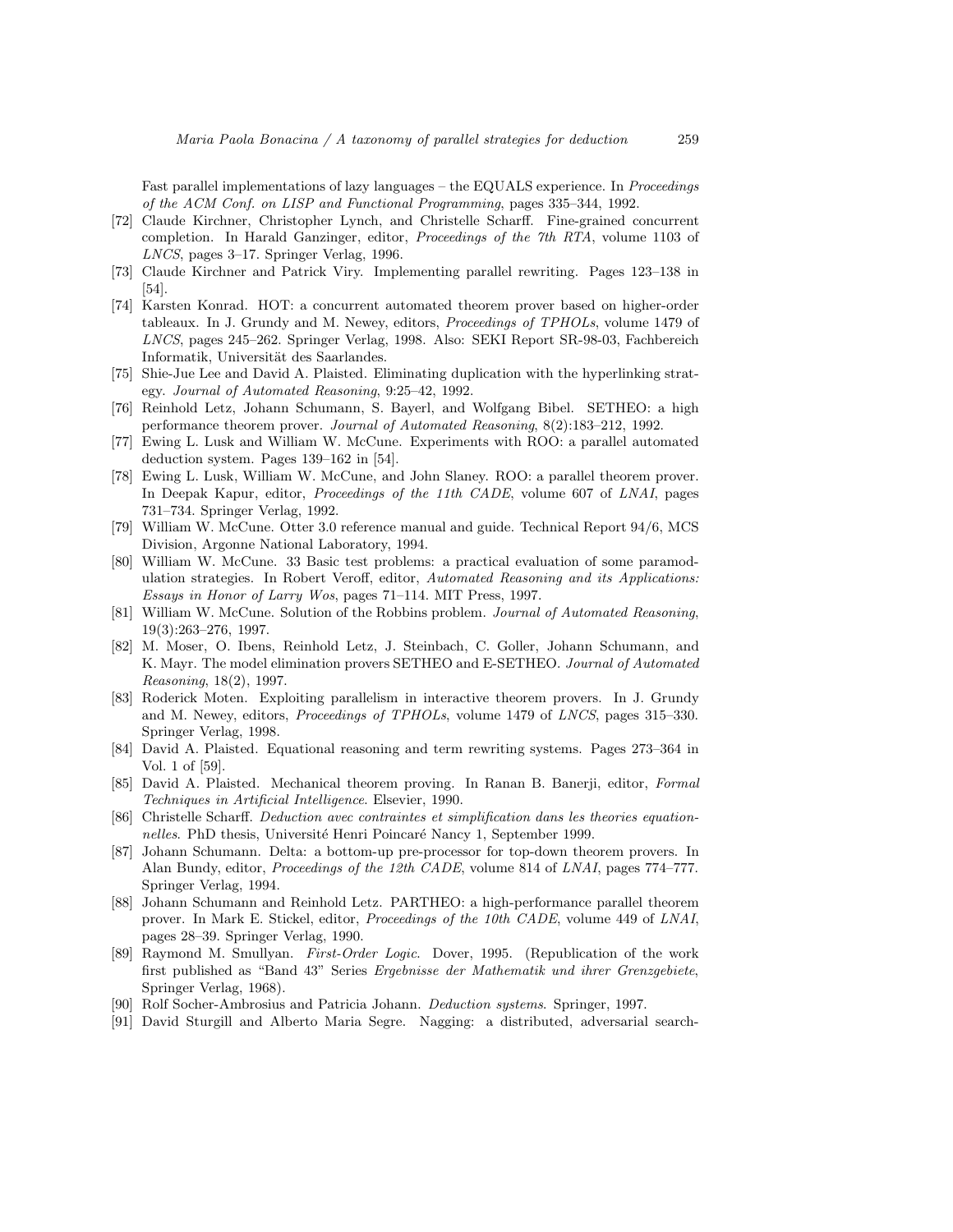Fast parallel implementations of lazy languages – the EQUALS experience. In *Proceedings of the ACM Conf. on LISP and Functional Programming*, pages 335–344, 1992.

[72] Claude Kirchner, Christopher Lynch, and Christelle Scharff. Fine-grained concurrent completion. In Harald Ganzinger, editor, *Proceedings of the 7th RTA*, volume 1103 of *LNCS*, pages 3–17. Springer Verlag, 1996.

[73] Claude Kirchner and Patrick Viry. Implementing parallel rewriting. Pages 123–138 in [54].

[74] Karsten Konrad. HOT: a concurrent automated theorem prover based on higher-order tableaux. In J. Grundy and M. Newey, editors, *Proceedings of TPHOLs*, volume 1479 of *LNCS*, pages 245–262. Springer Verlag, 1998. Also: SEKI Report SR-98-03, Fachbereich Informatik, Universität des Saarlandes.

[75] Shie-Jue Lee and David A. Plaisted. Eliminating duplication with the hyperlinking strategy. *Journal of Automated Reasoning*, 9:25–42, 1992.

[76] Reinhold Letz, Johann Schumann, S. Bayerl, and Wolfgang Bibel. SETHEO: a high performance theorem prover. *Journal of Automated Reasoning*, 8(2):183–212, 1992.

[77] Ewing L. Lusk and William W. McCune. Experiments with ROO: a parallel automated deduction system. Pages 139–162 in [54].

[78] Ewing L. Lusk, William W. McCune, and John Slaney. ROO: a parallel theorem prover. In Deepak Kapur, editor, *Proceedings of the 11th CADE*, volume 607 of *LNAI*, pages 731–734. Springer Verlag, 1992.

[79] William W. McCune. Otter 3.0 reference manual and guide. Technical Report 94/6, MCS Division, Argonne National Laboratory, 1994.

[80] William W. McCune. 33 Basic test problems: a practical evaluation of some paramodulation strategies. In Robert Veroff, editor, *Automated Reasoning and its Applications: Essays in Honor of Larry Wos*, pages 71–114. MIT Press, 1997.

[81] William W. McCune. Solution of the Robbins problem. *Journal of Automated Reasoning*, 19(3):263–276, 1997.

[82] M. Moser, O. Ibens, Reinhold Letz, J. Steinbach, C. Goller, Johann Schumann, and K. Mayr. The model elimination provers SETHEO and E-SETHEO. *Journal of Automated Reasoning*, 18(2), 1997.

[83] Roderick Moten. Exploiting parallelism in interactive theorem provers. In J. Grundy and M. Newey, editors, *Proceedings of TPHOLs*, volume 1479 of *LNCS*, pages 315–330. Springer Verlag, 1998.

[84] David A. Plaisted. Equational reasoning and term rewriting systems. Pages 273–364 in Vol. 1 of [59].

[85] David A. Plaisted. Mechanical theorem proving. In Ranan B. Banerji, editor, *Formal Techniques in Artificial Intelligence*. Elsevier, 1990.

[86] Christelle Scharff. *Deduction avec contraintes et simplification dans les theories equationnelles*. PhD thesis, Université Henri Poincaré Nancy 1, September 1999.

[87] Johann Schumann. Delta: a bottom-up pre-processor for top-down theorem provers. In Alan Bundy, editor, *Proceedings of the 12th CADE*, volume 814 of *LNAI*, pages 774–777. Springer Verlag, 1994.

[88] Johann Schumann and Reinhold Letz. PARTHEO: a high-performance parallel theorem prover. In Mark E. Stickel, editor, *Proceedings of the 10th CADE*, volume 449 of *LNAI*, pages 28–39. Springer Verlag, 1990.

[89] Raymond M. Smullyan. *First-Order Logic*. Dover, 1995. (Republication of the work first published as "Band 43" Series *Ergebnisse der Mathematik und ihrer Grenzgebiete*, Springer Verlag, 1968).

[90] Rolf Socher-Ambrosius and Patricia Johann. *Deduction systems*. Springer, 1997.

[91] David Sturgill and Alberto Maria Segre. Nagging: a distributed, adversarial search-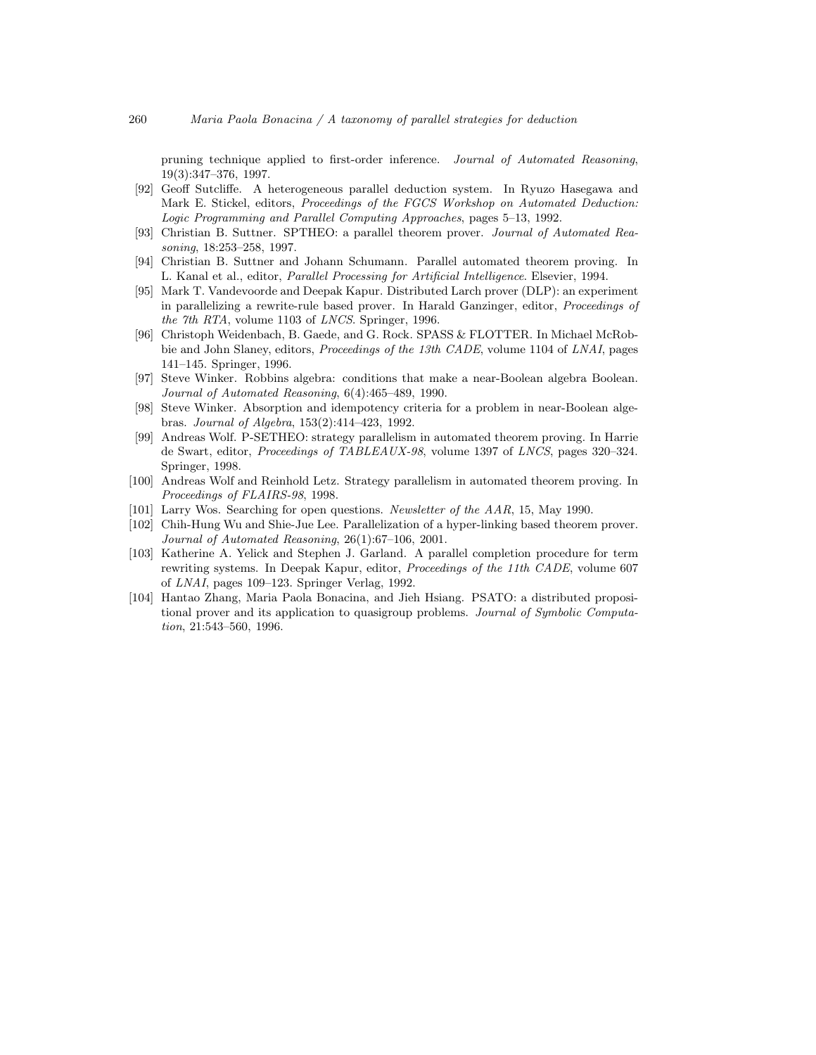pruning technique applied to first-order inference. *Journal of Automated Reasoning*, 19(3):347–376, 1997.

[92] Geoff Sutcliffe. A heterogeneous parallel deduction system. In Ryuzo Hasegawa and Mark E. Stickel, editors, *Proceedings of the FGCS Workshop on Automated Deduction: Logic Programming and Parallel Computing Approaches*, pages 5–13, 1992.

[93] Christian B. Suttner. SPTHEO: a parallel theorem prover. *Journal of Automated Reasoning*, 18:253–258, 1997.

[94] Christian B. Suttner and Johann Schumann. Parallel automated theorem proving. In L. Kanal et al., editor, *Parallel Processing for Artificial Intelligence*. Elsevier, 1994.

[95] Mark T. Vandevoorde and Deepak Kapur. Distributed Larch prover (DLP): an experiment in parallelizing a rewrite-rule based prover. In Harald Ganzinger, editor, *Proceedings of the 7th RTA*, volume 1103 of *LNCS*. Springer, 1996.

[96] Christoph Weidenbach, B. Gaede, and G. Rock. SPASS & FLOTTER. In Michael McRobbie and John Slaney, editors, *Proceedings of the 13th CADE*, volume 1104 of *LNAI*, pages 141–145. Springer, 1996.

[97] Steve Winker. Robbins algebra: conditions that make a near-Boolean algebra Boolean. *Journal of Automated Reasoning*, 6(4):465–489, 1990.

[98] Steve Winker. Absorption and idempotency criteria for a problem in near-Boolean algebras. *Journal of Algebra*, 153(2):414–423, 1992.

[99] Andreas Wolf. P-SETHEO: strategy parallelism in automated theorem proving. In Harrie de Swart, editor, *Proceedings of TABLEAUX-98*, volume 1397 of *LNCS*, pages 320–324. Springer, 1998.

[100] Andreas Wolf and Reinhold Letz. Strategy parallelism in automated theorem proving. In *Proceedings of FLAIRS-98*, 1998.

[101] Larry Wos. Searching for open questions. *Newsletter of the AAR*, 15, May 1990.

[102] Chih-Hung Wu and Shie-Jue Lee. Parallelization of a hyper-linking based theorem prover. *Journal of Automated Reasoning*, 26(1):67–106, 2001.

[103] Katherine A. Yelick and Stephen J. Garland. A parallel completion procedure for term rewriting systems. In Deepak Kapur, editor, *Proceedings of the 11th CADE*, volume 607 of *LNAI*, pages 109–123. Springer Verlag, 1992.

[104] Hantao Zhang, Maria Paola Bonacina, and Jieh Hsiang. PSATO: a distributed propositional prover and its application to quasigroup problems. *Journal of Symbolic Computation*, 21:543–560, 1996.